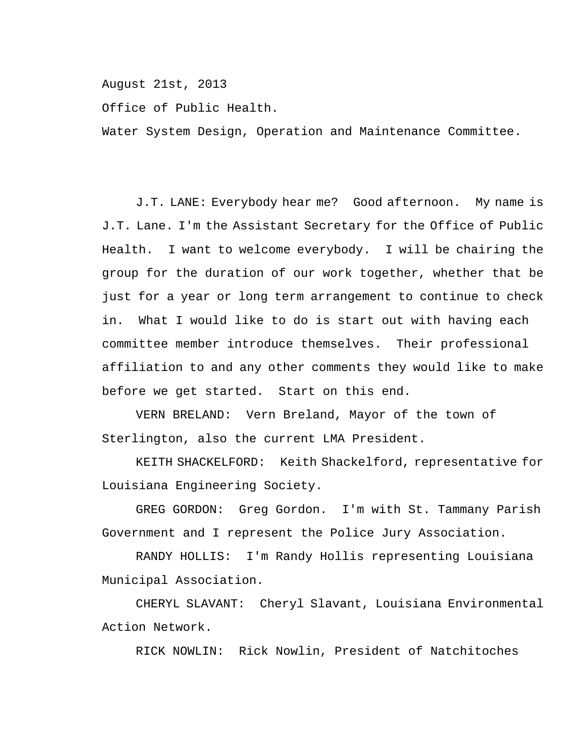August 21st, 2013

Office of Public Health.

Water System Design, Operation and Maintenance Committee.

J.T. LANE: Everybody hear me? Good afternoon. My name is J.T. Lane. I'm the Assistant Secretary for the Office of Public Health. I want to welcome everybody. I will be chairing the group for the duration of our work together, whether that be just for a year or long term arrangement to continue to check in. What I would like to do is start out with having each committee member introduce themselves. Their professional affiliation to and any other comments they would like to make before we get started. Start on this end.

VERN BRELAND: Vern Breland, Mayor of the town of Sterlington, also the current LMA President.

KEITH SHACKELFORD: Keith Shackelford, representative for Louisiana Engineering Society.

GREG GORDON: Greg Gordon. I'm with St. Tammany Parish Government and I represent the Police Jury Association.

RANDY HOLLIS: I'm Randy Hollis representing Louisiana Municipal Association.

CHERYL SLAVANT: Cheryl Slavant, Louisiana Environmental Action Network.

RICK NOWLIN: Rick Nowlin, President of Natchitoches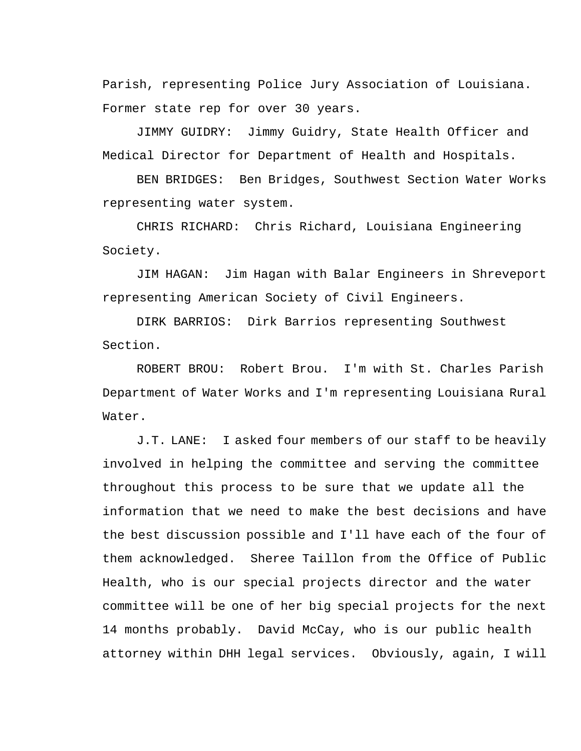Parish, representing Police Jury Association of Louisiana. Former state rep for over 30 years.

JIMMY GUIDRY: Jimmy Guidry, State Health Officer and Medical Director for Department of Health and Hospitals.

BEN BRIDGES: Ben Bridges, Southwest Section Water Works representing water system.

CHRIS RICHARD: Chris Richard, Louisiana Engineering Society.

JIM HAGAN: Jim Hagan with Balar Engineers in Shreveport representing American Society of Civil Engineers.

DIRK BARRIOS: Dirk Barrios representing Southwest Section.

ROBERT BROU: Robert Brou. I'm with St. Charles Parish Department of Water Works and I'm representing Louisiana Rural Water.

J.T. LANE: I asked four members of our staff to be heavily involved in helping the committee and serving the committee throughout this process to be sure that we update all the information that we need to make the best decisions and have the best discussion possible and I'll have each of the four of them acknowledged. Sheree Taillon from the Office of Public Health, who is our special projects director and the water committee will be one of her big special projects for the next 14 months probably. David McCay, who is our public health attorney within DHH legal services. Obviously, again, I will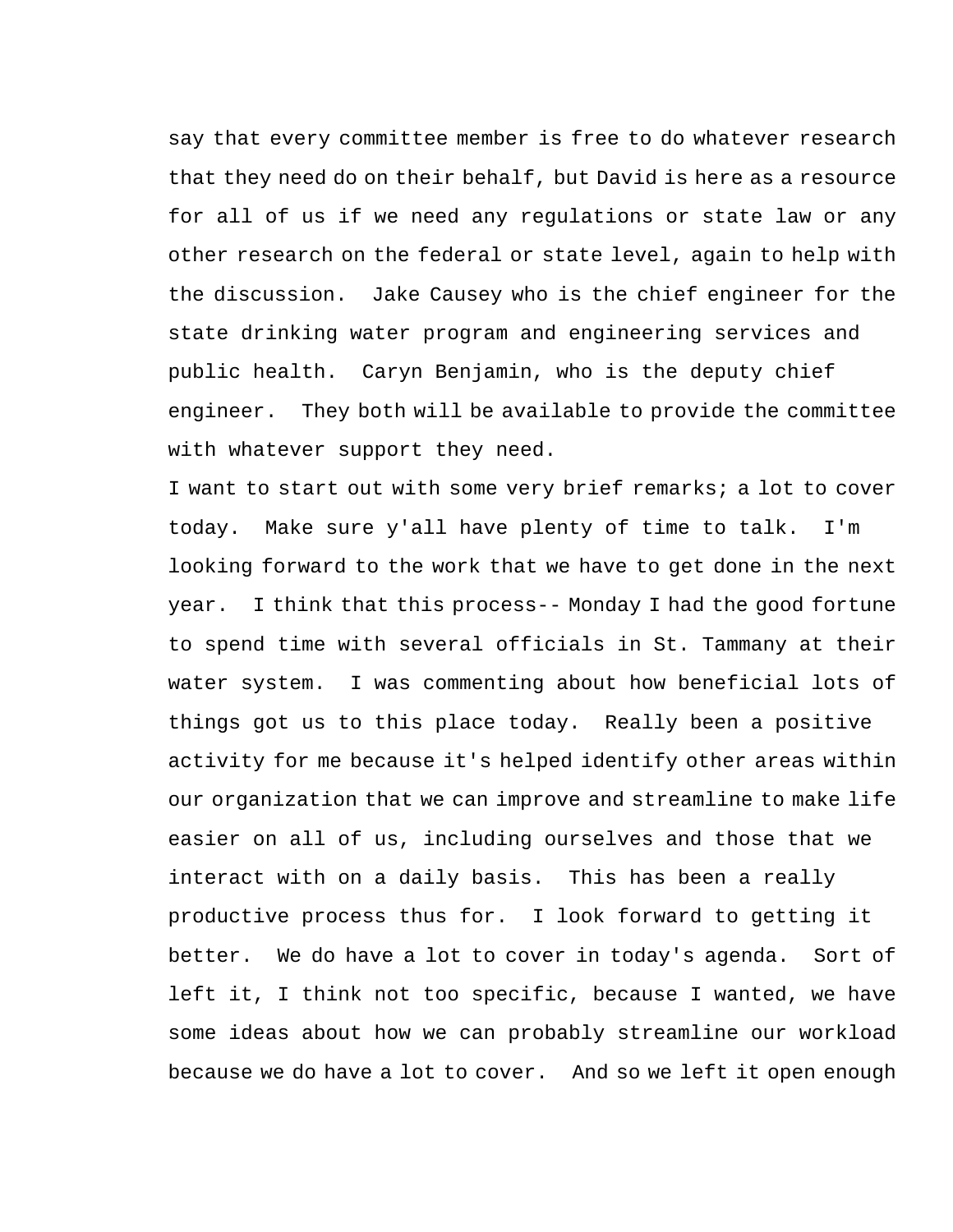say that every committee member is free to do whatever research that they need do on their behalf, but David is here as a resource for all of us if we need any regulations or state law or any other research on the federal or state level, again to help with the discussion. Jake Causey who is the chief engineer for the state drinking water program and engineering services and public health. Caryn Benjamin, who is the deputy chief engineer. They both will be available to provide the committee with whatever support they need.

I want to start out with some very brief remarks; a lot to cover today. Make sure y'all have plenty of time to talk. I'm looking forward to the work that we have to get done in the next year. I think that this process-- Monday I had the good fortune to spend time with several officials in St. Tammany at their water system. I was commenting about how beneficial lots of things got us to this place today. Really been a positive activity for me because it's helped identify other areas within our organization that we can improve and streamline to make life easier on all of us, including ourselves and those that we interact with on a daily basis. This has been a really productive process thus for. I look forward to getting it better. We do have a lot to cover in today's agenda. Sort of left it, I think not too specific, because I wanted, we have some ideas about how we can probably streamline our workload because we do have a lot to cover. And so we left it open enough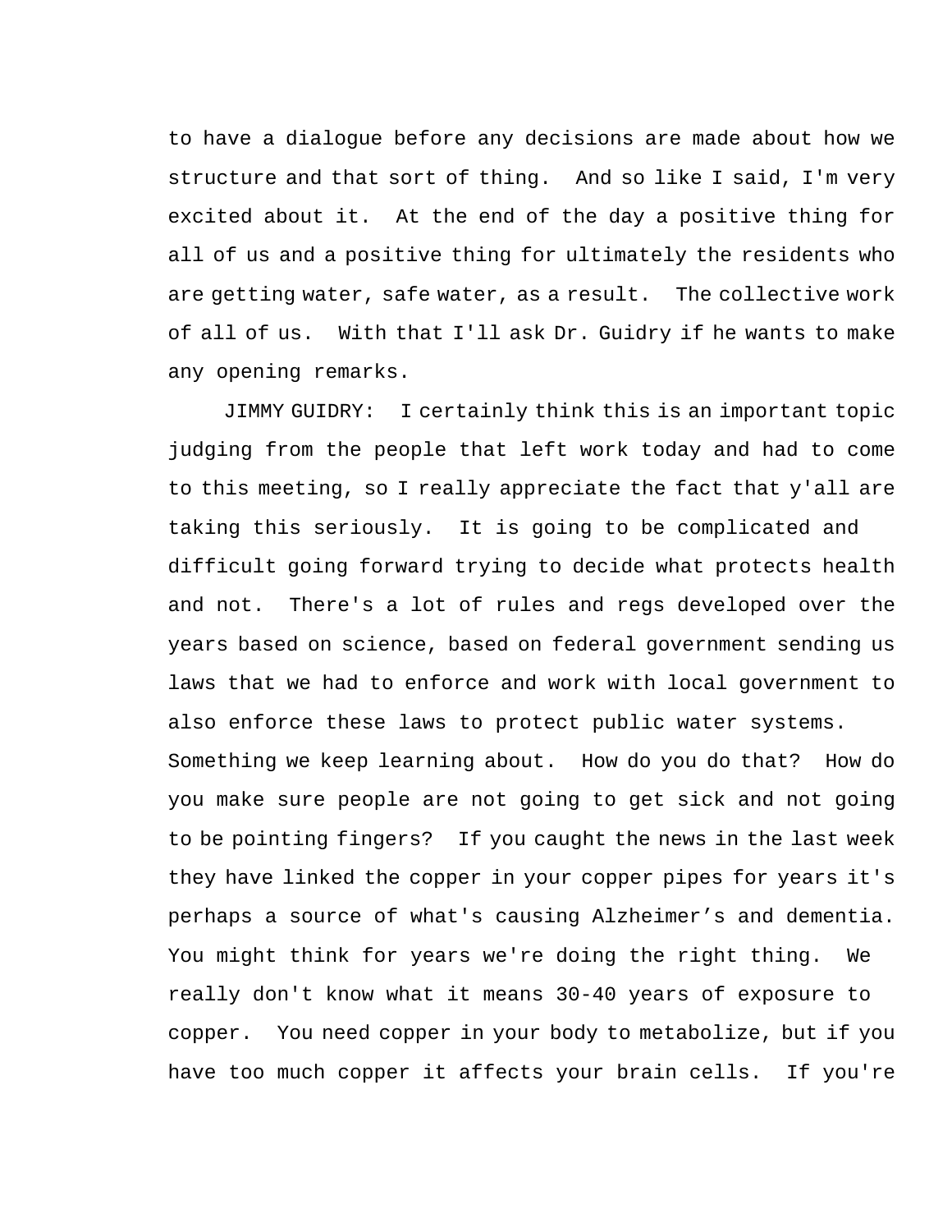to have a dialogue before any decisions are made about how we structure and that sort of thing. And so like I said, I'm very excited about it. At the end of the day a positive thing for all of us and a positive thing for ultimately the residents who are getting water, safe water, as a result. The collective work of all of us. With that I'll ask Dr. Guidry if he wants to make any opening remarks.

JIMMY GUIDRY: I certainly think this is an important topic judging from the people that left work today and had to come to this meeting, so I really appreciate the fact that y'all are taking this seriously. It is going to be complicated and difficult going forward trying to decide what protects health and not. There's a lot of rules and regs developed over the years based on science, based on federal government sending us laws that we had to enforce and work with local government to also enforce these laws to protect public water systems. Something we keep learning about. How do you do that? How do you make sure people are not going to get sick and not going to be pointing fingers? If you caught the news in the last week they have linked the copper in your copper pipes for years it's perhaps a source of what's causing Alzheimer's and dementia. You might think for years we're doing the right thing. We really don't know what it means 30-40 years of exposure to copper. You need copper in your body to metabolize, but if you have too much copper it affects your brain cells. If you're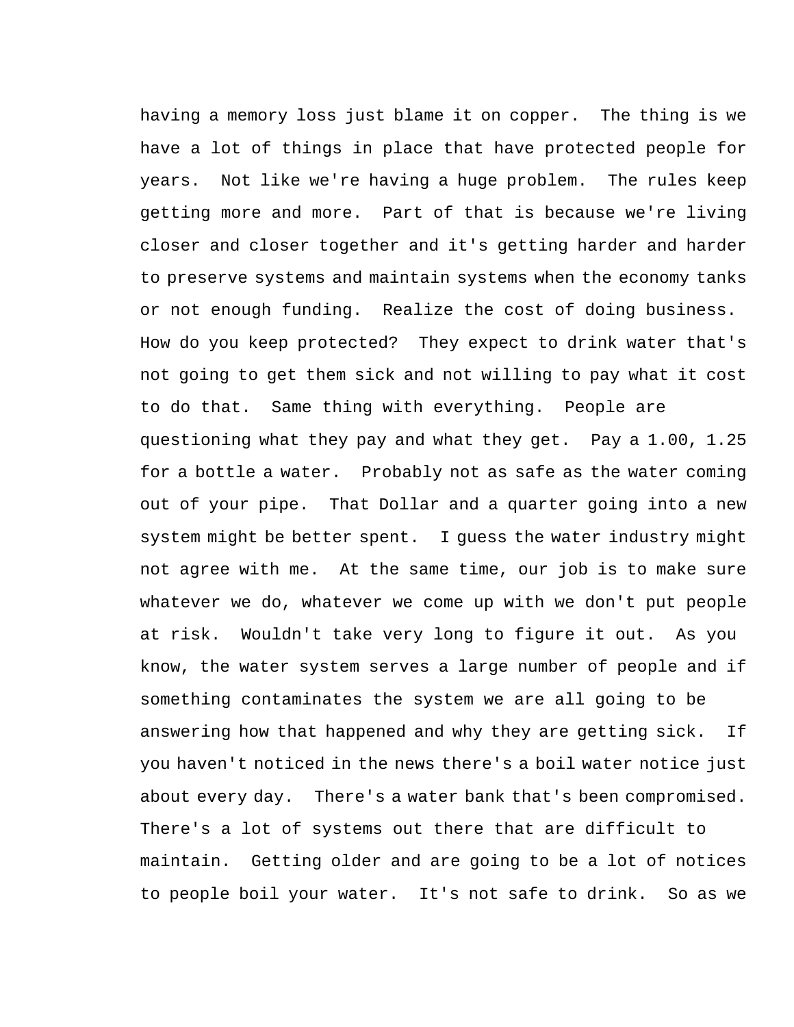having a memory loss just blame it on copper.  The thing is we have a lot of things in place that have protected people for years.  Not like we're having a huge problem.  The rules keep getting more and more.  Part of that is because we're living closer and closer together and it's getting harder and harder to preserve systems and maintain systems when the economy tanks or not enough funding.  Realize the cost of doing business. How do you keep protected?  They expect to drink water that's not going to get them sick and not willing to pay what it cost to do that.  Same thing with everything.  People are questioning what they pay and what they get.  Pay a 1.00, 1.25 for a bottle a water.  Probably not as safe as the water coming out of your pipe.  That Dollar and a quarter going into a new system might be better spent.  I guess the water industry might not agree with me.  At the same time, our job is to make sure whatever we do, whatever we come up with we don't put people at risk.  Wouldn't take very long to figure it out.  As you know, the water system serves a large number of people and if something contaminates the system we are all going to be answering how that happened and why they are getting sick.  If you haven't noticed in the news there's a boil water notice just about every day.  There's a water bank that's been compromised. There's a lot of systems out there that are difficult to maintain.  Getting older and are going to be a lot of notices to people boil your water.  It's not safe to drink.  So as we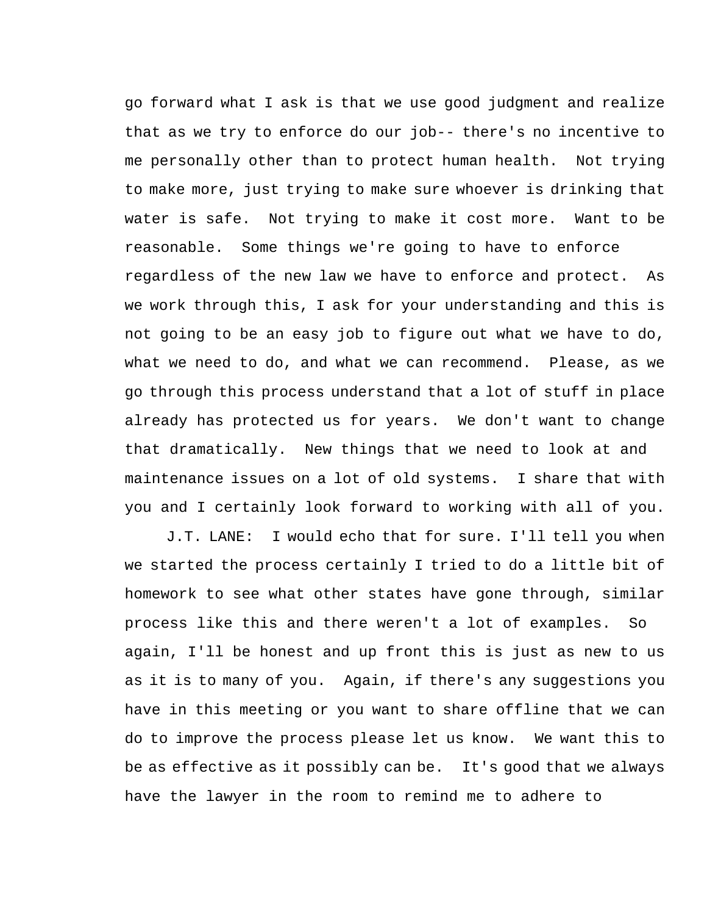go forward what I ask is that we use good judgment and realize that as we try to enforce do our job-- there's no incentive to me personally other than to protect human health. Not trying to make more, just trying to make sure whoever is drinking that water is safe. Not trying to make it cost more. Want to be reasonable. Some things we're going to have to enforce regardless of the new law we have to enforce and protect. As we work through this, I ask for your understanding and this is not going to be an easy job to figure out what we have to do, what we need to do, and what we can recommend. Please, as we go through this process understand that a lot of stuff in place already has protected us for years. We don't want to change that dramatically. New things that we need to look at and maintenance issues on a lot of old systems. I share that with you and I certainly look forward to working with all of you.

J.T. LANE: I would echo that for sure. I'll tell you when we started the process certainly I tried to do a little bit of homework to see what other states have gone through, similar process like this and there weren't a lot of examples. So again, I'll be honest and up front this is just as new to us as it is to many of you. Again, if there's any suggestions you have in this meeting or you want to share offline that we can do to improve the process please let us know. We want this to be as effective as it possibly can be. It's good that we always have the lawyer in the room to remind me to adhere to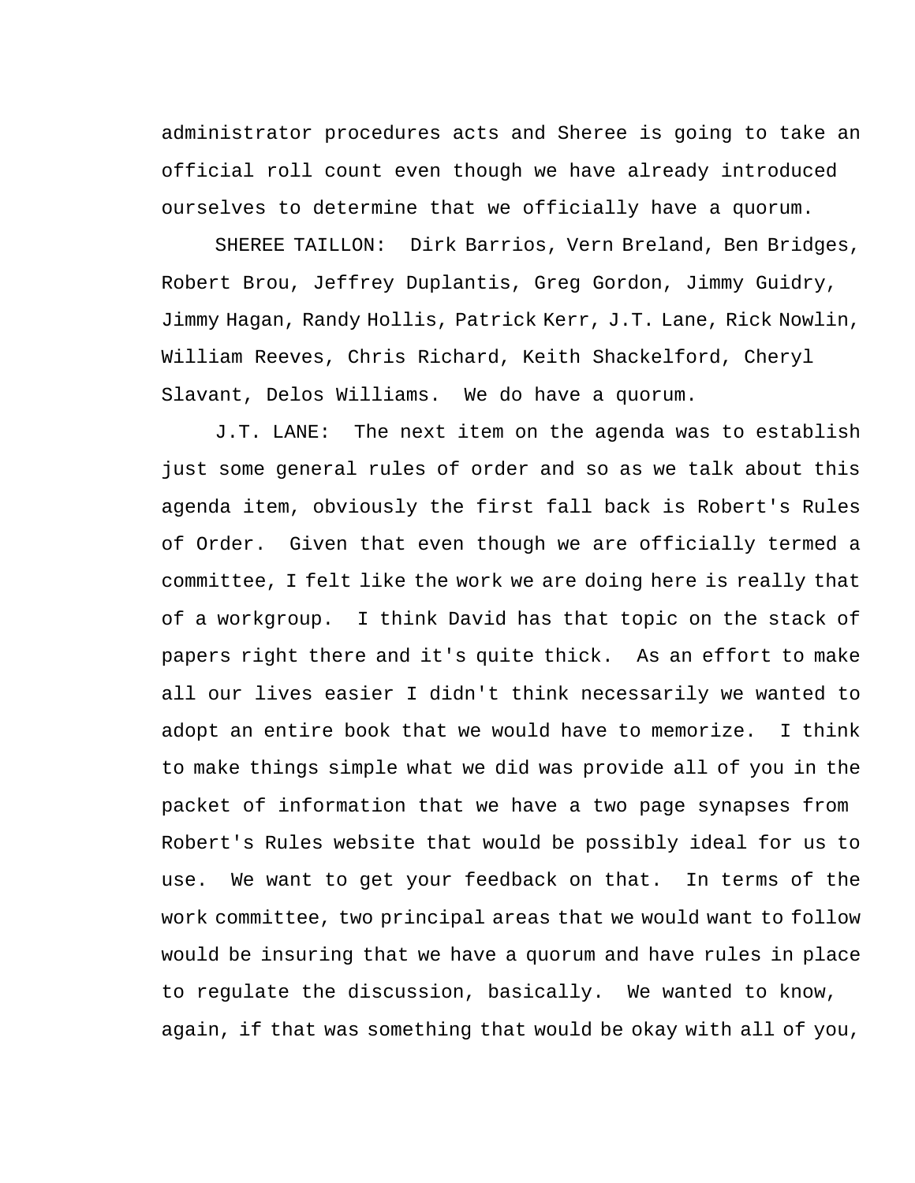administrator procedures acts and Sheree is going to take an official roll count even though we have already introduced ourselves to determine that we officially have a quorum.

SHEREE TAILLON: Dirk Barrios, Vern Breland, Ben Bridges, Robert Brou, Jeffrey Duplantis, Greg Gordon, Jimmy Guidry, Jimmy Hagan, Randy Hollis, Patrick Kerr, J.T. Lane, Rick Nowlin, William Reeves, Chris Richard, Keith Shackelford, Cheryl Slavant, Delos Williams. We do have a quorum.

J.T. LANE: The next item on the agenda was to establish just some general rules of order and so as we talk about this agenda item, obviously the first fall back is Robert's Rules of Order. Given that even though we are officially termed a committee, I felt like the work we are doing here is really that of a workgroup. I think David has that topic on the stack of papers right there and it's quite thick. As an effort to make all our lives easier I didn't think necessarily we wanted to adopt an entire book that we would have to memorize. I think to make things simple what we did was provide all of you in the packet of information that we have a two page synapses from Robert's Rules website that would be possibly ideal for us to use. We want to get your feedback on that. In terms of the work committee, two principal areas that we would want to follow would be insuring that we have a quorum and have rules in place to regulate the discussion, basically. We wanted to know, again, if that was something that would be okay with all of you,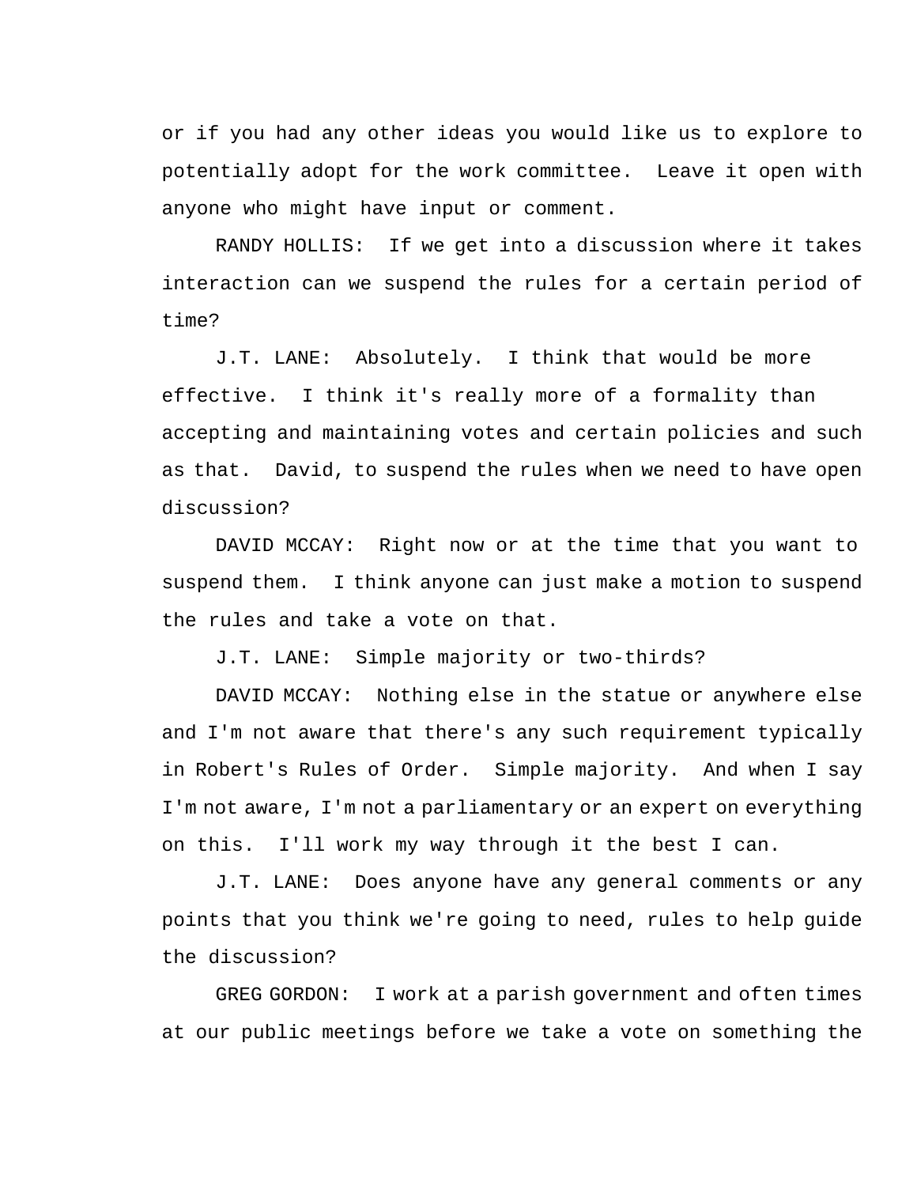or if you had any other ideas you would like us to explore to potentially adopt for the work committee.  Leave it open with anyone who might have input or comment.

RANDY HOLLIS:  If we get into a discussion where it takes interaction can we suspend the rules for a certain period of time?

J.T. LANE:  Absolutely.  I think that would be more effective.  I think it's really more of a formality than accepting and maintaining votes and certain policies and such as that.  David, to suspend the rules when we need to have open discussion?

DAVID MCCAY:  Right now or at the time that you want to suspend them.  I think anyone can just make a motion to suspend the rules and take a vote on that.

J.T. LANE:  Simple majority or two-thirds?

DAVID MCCAY:  Nothing else in the statue or anywhere else and I'm not aware that there's any such requirement typically in Robert's Rules of Order.  Simple majority.  And when I say I'm not aware, I'm not a parliamentary or an expert on everything on this.  I'll work my way through it the best I can.

J.T. LANE:  Does anyone have any general comments or any points that you think we're going to need, rules to help guide the discussion?

GREG GORDON:  I work at a parish government and often times at our public meetings before we take a vote on something the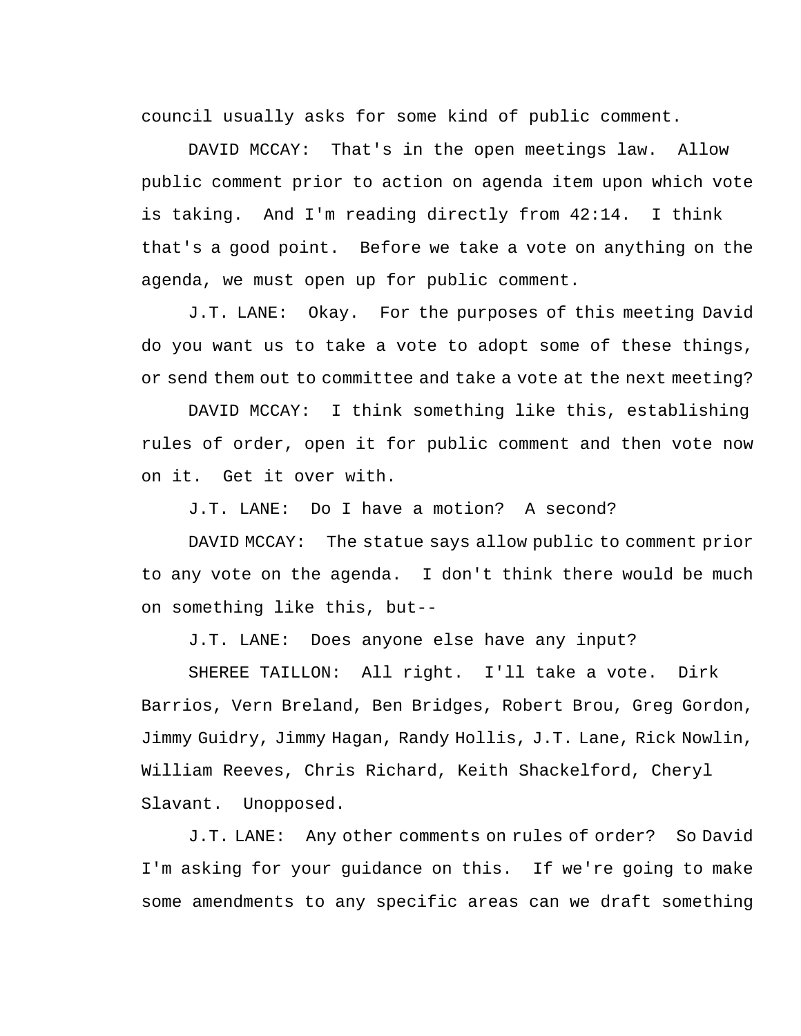council usually asks for some kind of public comment.

DAVID MCCAY: That's in the open meetings law. Allow public comment prior to action on agenda item upon which vote is taking. And I'm reading directly from 42:14. I think that's a good point. Before we take a vote on anything on the agenda, we must open up for public comment.

J.T. LANE: Okay. For the purposes of this meeting David do you want us to take a vote to adopt some of these things, or send them out to committee and take a vote at the next meeting?

DAVID MCCAY: I think something like this, establishing rules of order, open it for public comment and then vote now on it. Get it over with.

J.T. LANE: Do I have a motion? A second?

DAVID MCCAY: The statue says allow public to comment prior to any vote on the agenda. I don't think there would be much on something like this, but--

J.T. LANE: Does anyone else have any input?

SHEREE TAILLON: All right. I'll take a vote. Dirk Barrios, Vern Breland, Ben Bridges, Robert Brou, Greg Gordon, Jimmy Guidry, Jimmy Hagan, Randy Hollis, J.T. Lane, Rick Nowlin, William Reeves, Chris Richard, Keith Shackelford, Cheryl Slavant. Unopposed.

J.T. LANE: Any other comments on rules of order? So David I'm asking for your guidance on this. If we're going to make some amendments to any specific areas can we draft something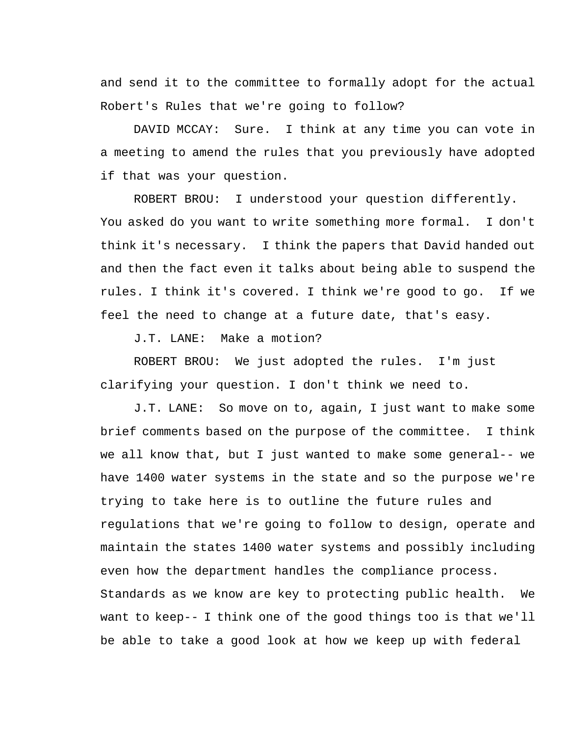and send it to the committee to formally adopt for the actual Robert's Rules that we're going to follow?

DAVID MCCAY: Sure. I think at any time you can vote in a meeting to amend the rules that you previously have adopted if that was your question.

ROBERT BROU: I understood your question differently. You asked do you want to write something more formal. I don't think it's necessary. I think the papers that David handed out and then the fact even it talks about being able to suspend the rules. I think it's covered. I think we're good to go. If we feel the need to change at a future date, that's easy.

J.T. LANE: Make a motion?

ROBERT BROU: We just adopted the rules. I'm just clarifying your question. I don't think we need to.

J.T. LANE: So move on to, again, I just want to make some brief comments based on the purpose of the committee. I think we all know that, but I just wanted to make some general-- we have 1400 water systems in the state and so the purpose we're trying to take here is to outline the future rules and regulations that we're going to follow to design, operate and maintain the states 1400 water systems and possibly including even how the department handles the compliance process. Standards as we know are key to protecting public health. We want to keep-- I think one of the good things too is that we'll be able to take a good look at how we keep up with federal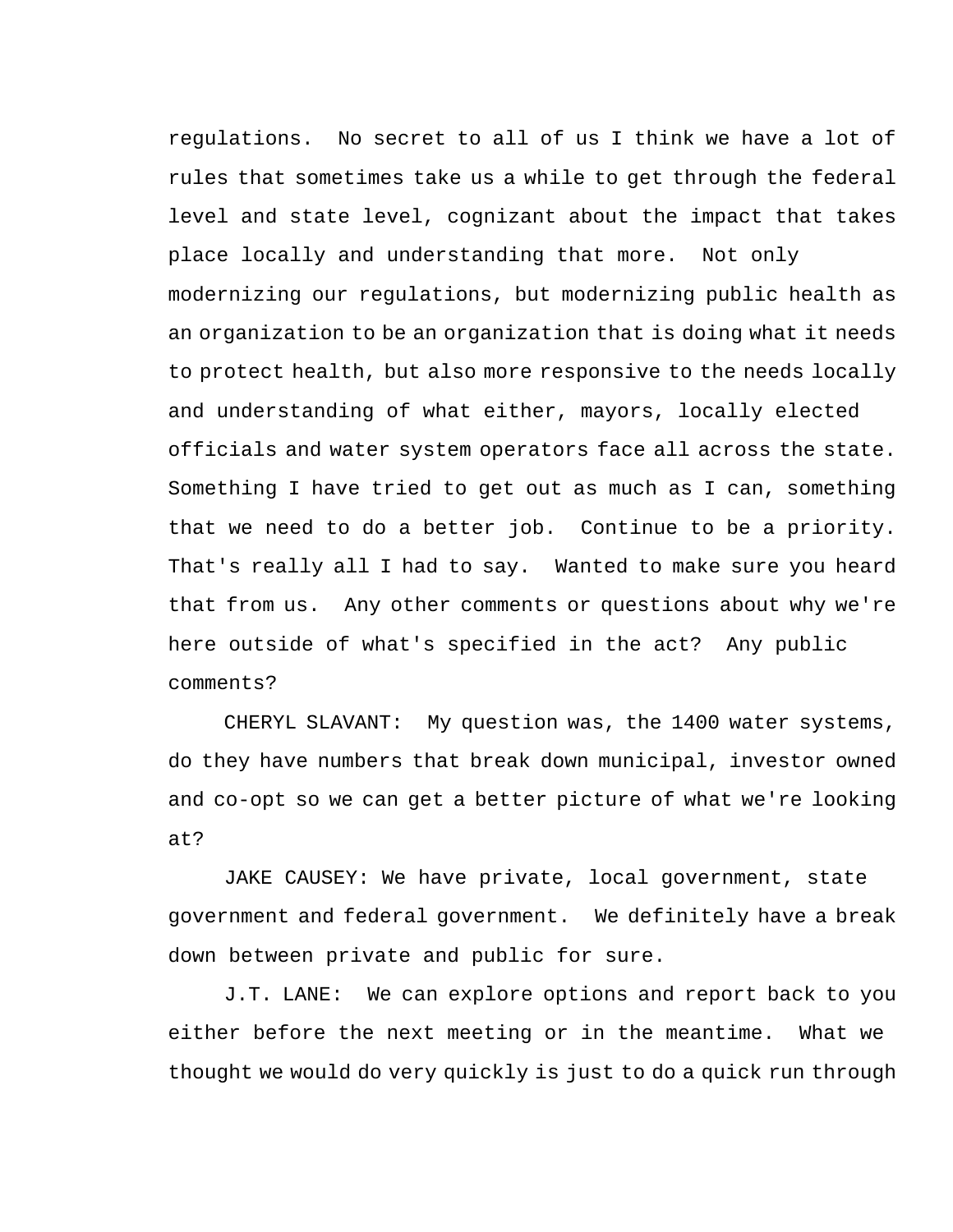regulations. No secret to all of us I think we have a lot of rules that sometimes take us a while to get through the federal level and state level, cognizant about the impact that takes place locally and understanding that more. Not only modernizing our regulations, but modernizing public health as an organization to be an organization that is doing what it needs to protect health, but also more responsive to the needs locally and understanding of what either, mayors, locally elected officials and water system operators face all across the state. Something I have tried to get out as much as I can, something that we need to do a better job. Continue to be a priority. That's really all I had to say. Wanted to make sure you heard that from us. Any other comments or questions about why we're here outside of what's specified in the act? Any public comments?

CHERYL SLAVANT: My question was, the 1400 water systems, do they have numbers that break down municipal, investor owned and co-opt so we can get a better picture of what we're looking at?

JAKE CAUSEY: We have private, local government, state government and federal government. We definitely have a break down between private and public for sure.

J.T. LANE: We can explore options and report back to you either before the next meeting or in the meantime. What we thought we would do very quickly is just to do a quick run through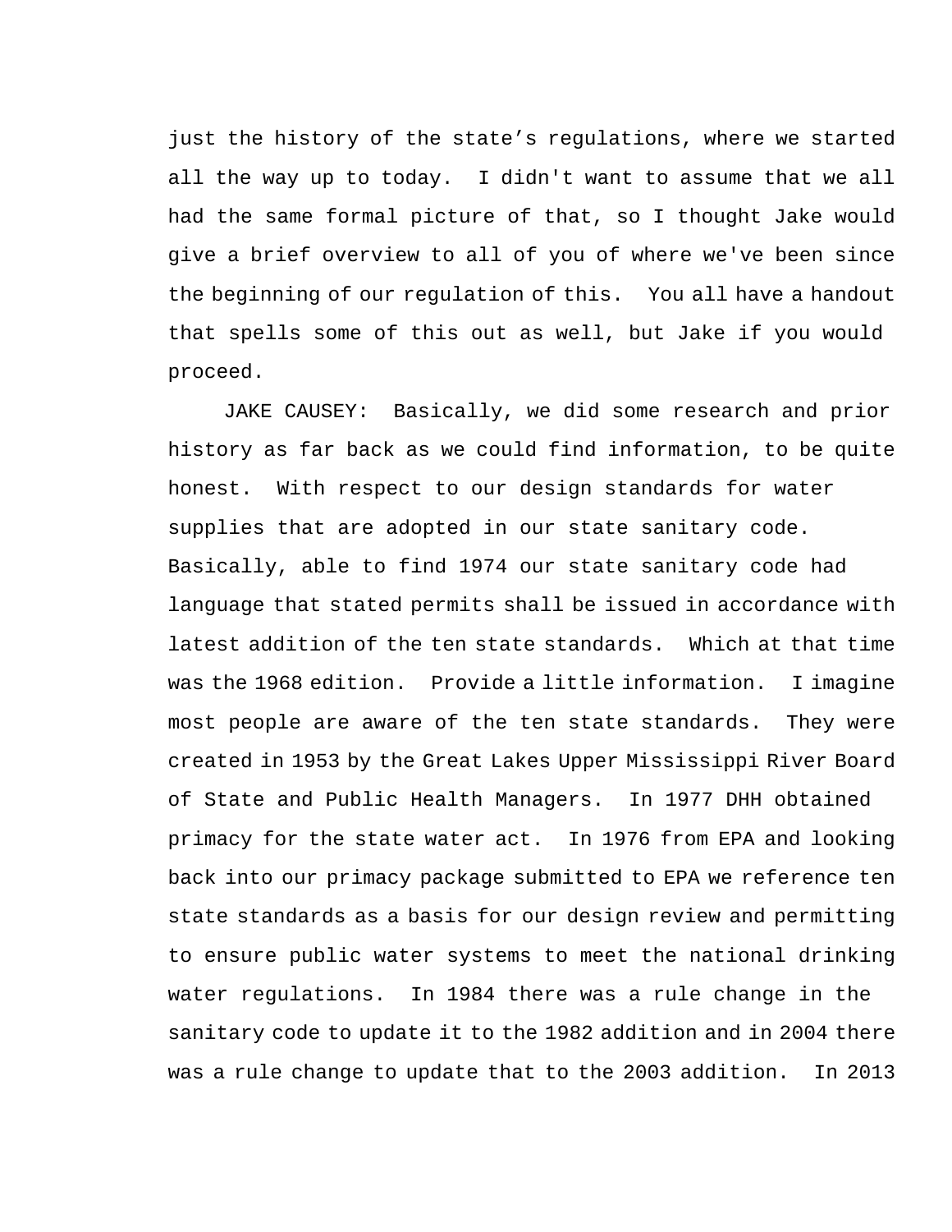just the history of the state's regulations, where we started all the way up to today. I didn't want to assume that we all had the same formal picture of that, so I thought Jake would give a brief overview to all of you of where we've been since the beginning of our regulation of this. You all have a handout that spells some of this out as well, but Jake if you would proceed.

JAKE CAUSEY: Basically, we did some research and prior history as far back as we could find information, to be quite honest. With respect to our design standards for water supplies that are adopted in our state sanitary code. Basically, able to find 1974 our state sanitary code had language that stated permits shall be issued in accordance with latest addition of the ten state standards. Which at that time was the 1968 edition. Provide a little information. I imagine most people are aware of the ten state standards. They were created in 1953 by the Great Lakes Upper Mississippi River Board of State and Public Health Managers. In 1977 DHH obtained primacy for the state water act. In 1976 from EPA and looking back into our primacy package submitted to EPA we reference ten state standards as a basis for our design review and permitting to ensure public water systems to meet the national drinking water regulations. In 1984 there was a rule change in the sanitary code to update it to the 1982 addition and in 2004 there was a rule change to update that to the 2003 addition. In 2013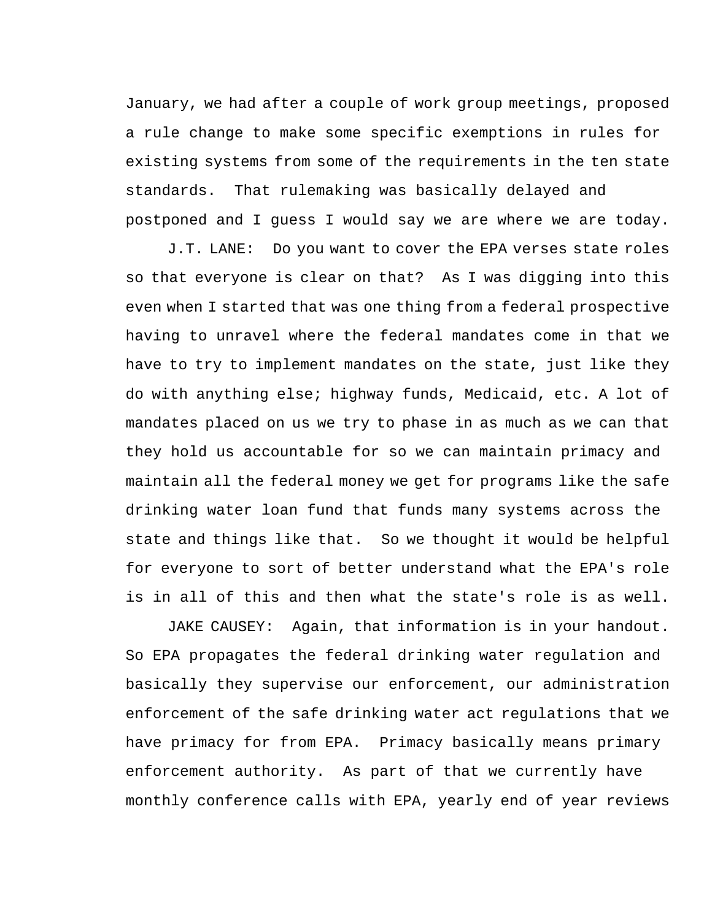January, we had after a couple of work group meetings, proposed a rule change to make some specific exemptions in rules for existing systems from some of the requirements in the ten state standards. That rulemaking was basically delayed and postponed and I guess I would say we are where we are today.

J.T. LANE: Do you want to cover the EPA verses state roles so that everyone is clear on that? As I was digging into this even when I started that was one thing from a federal prospective having to unravel where the federal mandates come in that we have to try to implement mandates on the state, just like they do with anything else; highway funds, Medicaid, etc. A lot of mandates placed on us we try to phase in as much as we can that they hold us accountable for so we can maintain primacy and maintain all the federal money we get for programs like the safe drinking water loan fund that funds many systems across the state and things like that. So we thought it would be helpful for everyone to sort of better understand what the EPA's role is in all of this and then what the state's role is as well.

JAKE CAUSEY: Again, that information is in your handout. So EPA propagates the federal drinking water regulation and basically they supervise our enforcement, our administration enforcement of the safe drinking water act regulations that we have primacy for from EPA. Primacy basically means primary enforcement authority. As part of that we currently have monthly conference calls with EPA, yearly end of year reviews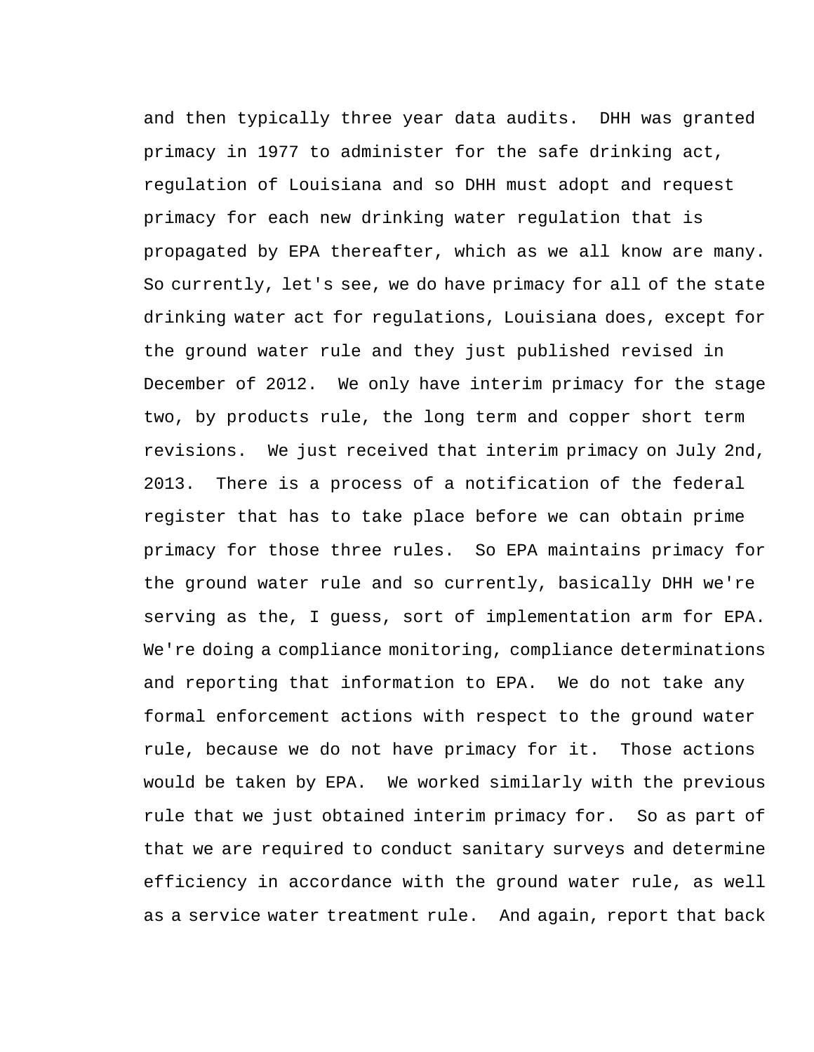and then typically three year data audits. DHH was granted primacy in 1977 to administer for the safe drinking act, regulation of Louisiana and so DHH must adopt and request primacy for each new drinking water regulation that is propagated by EPA thereafter, which as we all know are many. So currently, let's see, we do have primacy for all of the state drinking water act for regulations, Louisiana does, except for the ground water rule and they just published revised in December of 2012. We only have interim primacy for the stage two, by products rule, the long term and copper short term revisions. We just received that interim primacy on July 2nd, 2013. There is a process of a notification of the federal register that has to take place before we can obtain prime primacy for those three rules. So EPA maintains primacy for the ground water rule and so currently, basically DHH we're serving as the, I guess, sort of implementation arm for EPA. We're doing a compliance monitoring, compliance determinations and reporting that information to EPA. We do not take any formal enforcement actions with respect to the ground water rule, because we do not have primacy for it. Those actions would be taken by EPA. We worked similarly with the previous rule that we just obtained interim primacy for. So as part of that we are required to conduct sanitary surveys and determine efficiency in accordance with the ground water rule, as well as a service water treatment rule. And again, report that back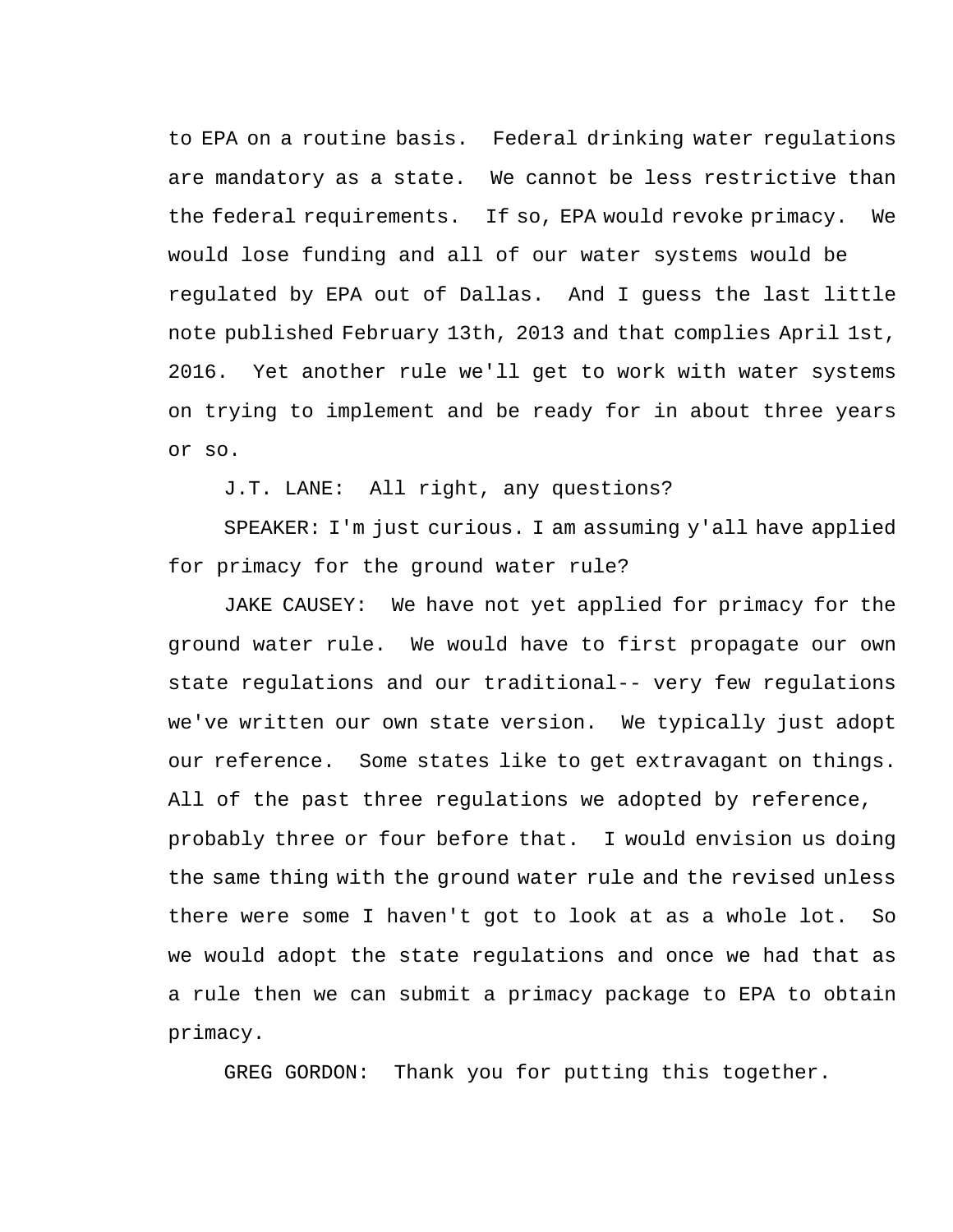to EPA on a routine basis. Federal drinking water regulations are mandatory as a state. We cannot be less restrictive than the federal requirements. If so, EPA would revoke primacy. We would lose funding and all of our water systems would be regulated by EPA out of Dallas. And I guess the last little note published February 13th, 2013 and that complies April 1st, 2016. Yet another rule we'll get to work with water systems on trying to implement and be ready for in about three years or so.

J.T. LANE: All right, any questions?

SPEAKER: I'm just curious. I am assuming y'all have applied for primacy for the ground water rule?

JAKE CAUSEY: We have not yet applied for primacy for the ground water rule. We would have to first propagate our own state regulations and our traditional-- very few regulations we've written our own state version. We typically just adopt our reference. Some states like to get extravagant on things. All of the past three regulations we adopted by reference, probably three or four before that. I would envision us doing the same thing with the ground water rule and the revised unless there were some I haven't got to look at as a whole lot. So we would adopt the state regulations and once we had that as a rule then we can submit a primacy package to EPA to obtain primacy.

GREG GORDON: Thank you for putting this together.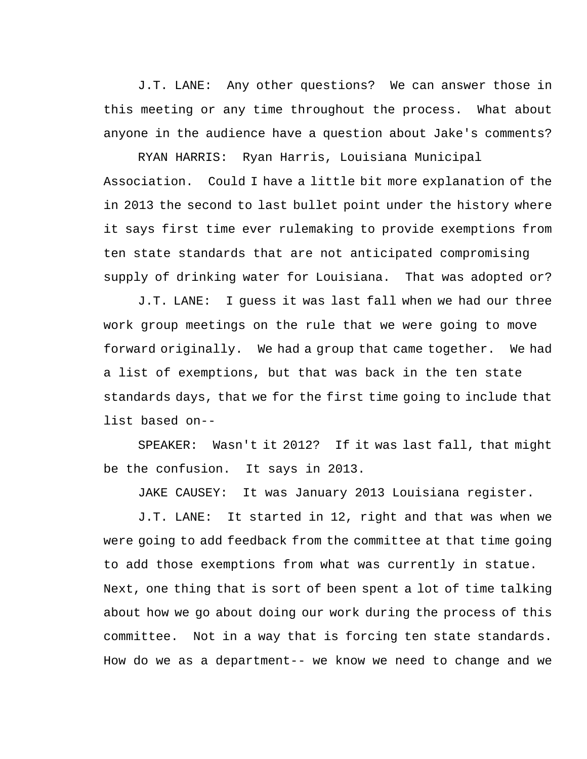J.T. LANE: Any other questions? We can answer those in this meeting or any time throughout the process. What about anyone in the audience have a question about Jake's comments?

RYAN HARRIS: Ryan Harris, Louisiana Municipal Association. Could I have a little bit more explanation of the in 2013 the second to last bullet point under the history where it says first time ever rulemaking to provide exemptions from ten state standards that are not anticipated compromising supply of drinking water for Louisiana. That was adopted or?

J.T. LANE: I guess it was last fall when we had our three work group meetings on the rule that we were going to move forward originally. We had a group that came together. We had a list of exemptions, but that was back in the ten state standards days, that we for the first time going to include that list based on--

SPEAKER: Wasn't it 2012? If it was last fall, that might be the confusion. It says in 2013.

JAKE CAUSEY: It was January 2013 Louisiana register.

J.T. LANE: It started in 12, right and that was when we were going to add feedback from the committee at that time going to add those exemptions from what was currently in statue. Next, one thing that is sort of been spent a lot of time talking about how we go about doing our work during the process of this committee. Not in a way that is forcing ten state standards. How do we as a department-- we know we need to change and we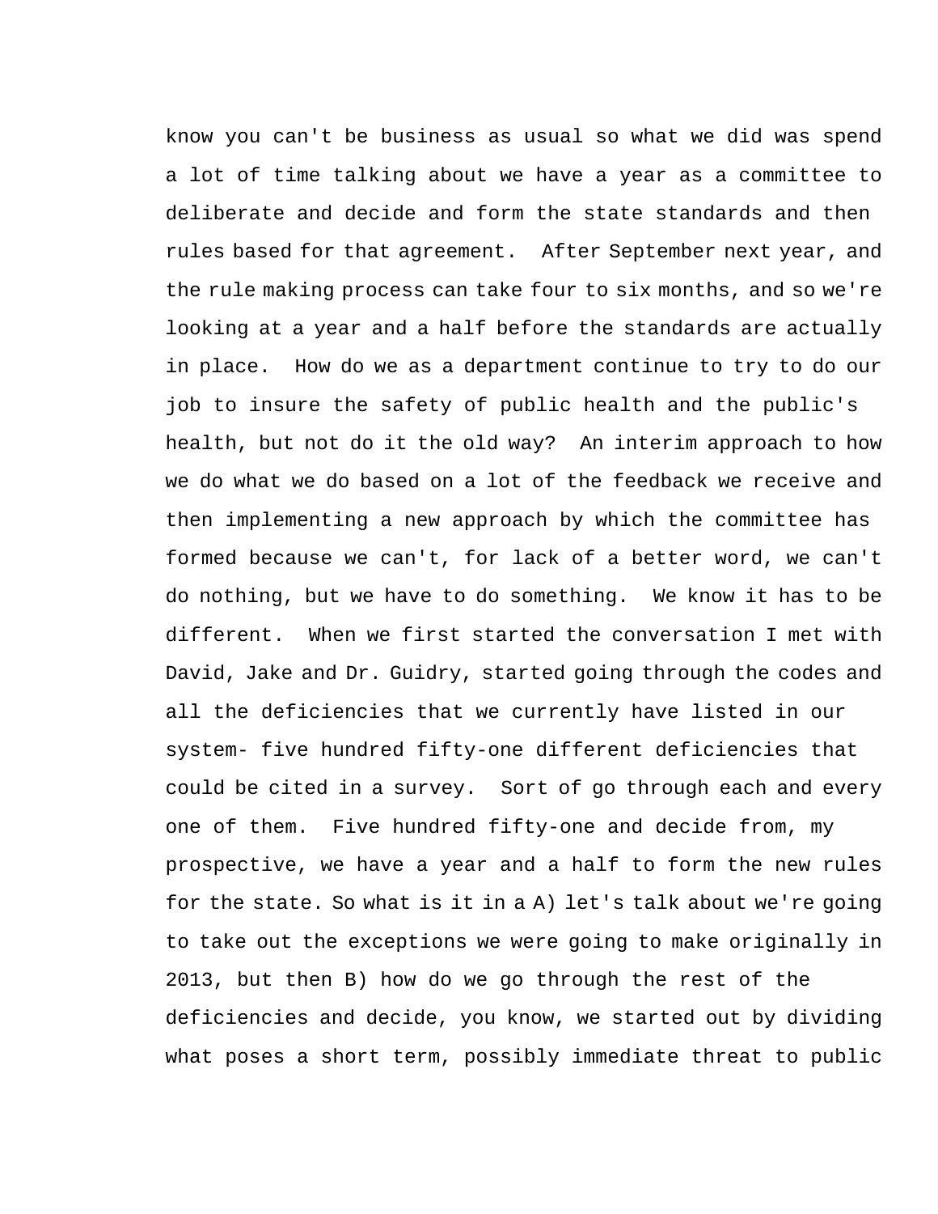know you can't be business as usual so what we did was spend a lot of time talking about we have a year as a committee to deliberate and decide and form the state standards and then rules based for that agreement. After September next year, and the rule making process can take four to six months, and so we're looking at a year and a half before the standards are actually in place. How do we as a department continue to try to do our job to insure the safety of public health and the public's health, but not do it the old way? An interim approach to how we do what we do based on a lot of the feedback we receive and then implementing a new approach by which the committee has formed because we can't, for lack of a better word, we can't do nothing, but we have to do something. We know it has to be different. When we first started the conversation I met with David, Jake and Dr. Guidry, started going through the codes and all the deficiencies that we currently have listed in our system- five hundred fifty-one different deficiencies that could be cited in a survey. Sort of go through each and every one of them. Five hundred fifty-one and decide from, my prospective, we have a year and a half to form the new rules for the state. So what is it in a A) let's talk about we're going to take out the exceptions we were going to make originally in 2013, but then B) how do we go through the rest of the deficiencies and decide, you know, we started out by dividing what poses a short term, possibly immediate threat to public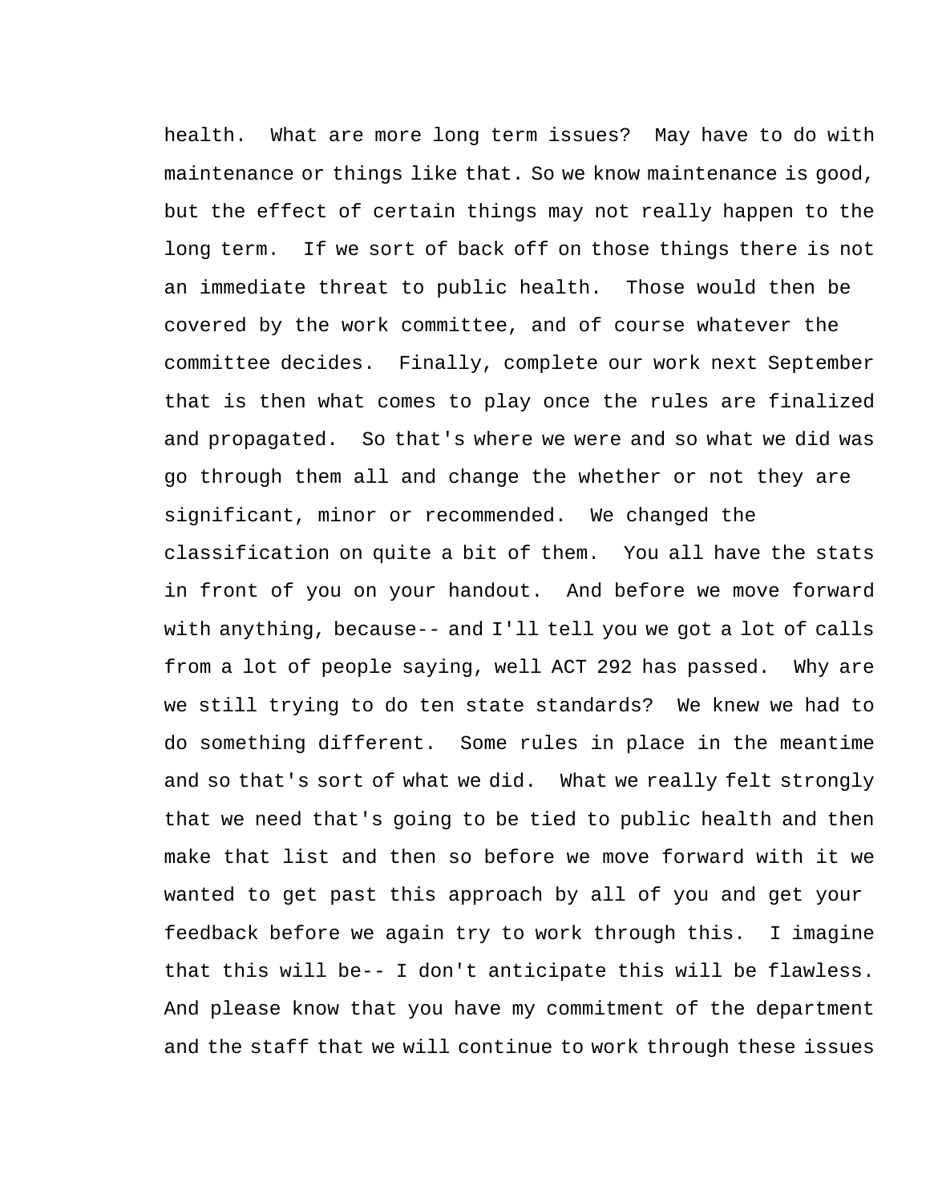health. What are more long term issues? May have to do with maintenance or things like that. So we know maintenance is good, but the effect of certain things may not really happen to the long term. If we sort of back off on those things there is not an immediate threat to public health. Those would then be covered by the work committee, and of course whatever the committee decides. Finally, complete our work next September that is then what comes to play once the rules are finalized and propagated. So that's where we were and so what we did was go through them all and change the whether or not they are significant, minor or recommended. We changed the classification on quite a bit of them. You all have the stats in front of you on your handout. And before we move forward with anything, because-- and I'll tell you we got a lot of calls from a lot of people saying, well ACT 292 has passed. Why are we still trying to do ten state standards? We knew we had to do something different. Some rules in place in the meantime and so that's sort of what we did. What we really felt strongly that we need that's going to be tied to public health and then make that list and then so before we move forward with it we wanted to get past this approach by all of you and get your feedback before we again try to work through this. I imagine that this will be-- I don't anticipate this will be flawless. And please know that you have my commitment of the department and the staff that we will continue to work through these issues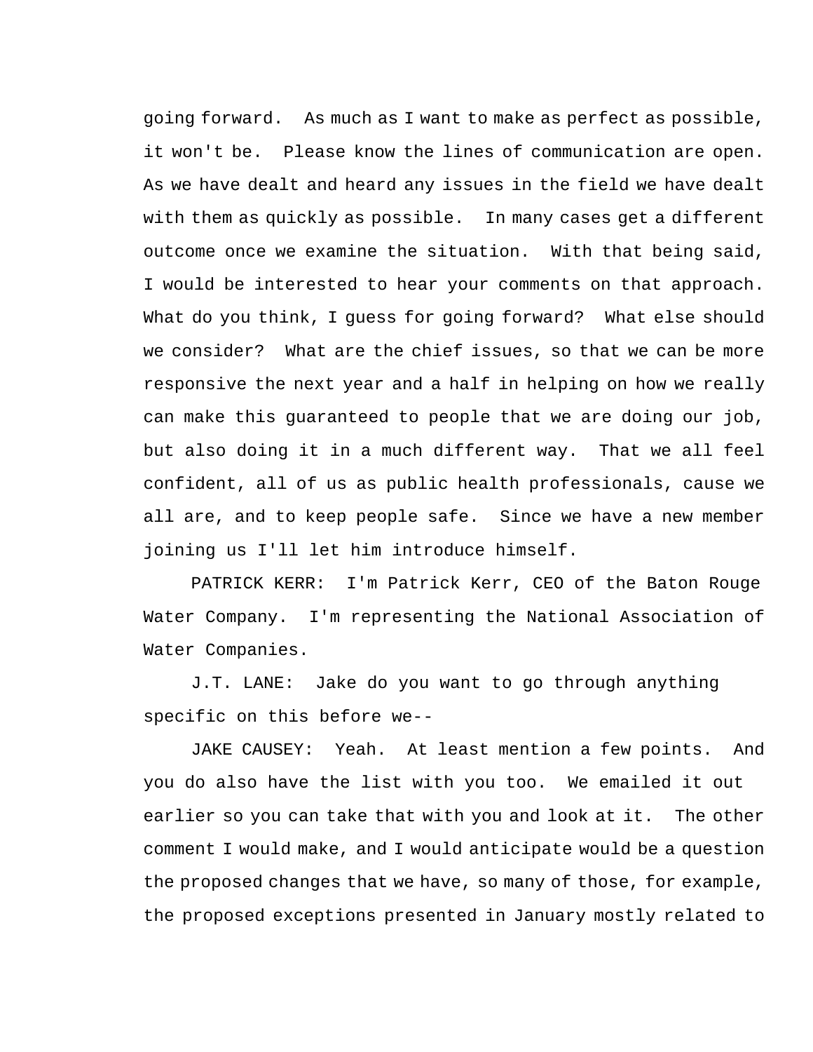going forward. As much as I want to make as perfect as possible, it won't be. Please know the lines of communication are open. As we have dealt and heard any issues in the field we have dealt with them as quickly as possible. In many cases get a different outcome once we examine the situation. With that being said, I would be interested to hear your comments on that approach. What do you think, I guess for going forward? What else should we consider? What are the chief issues, so that we can be more responsive the next year and a half in helping on how we really can make this guaranteed to people that we are doing our job, but also doing it in a much different way. That we all feel confident, all of us as public health professionals, cause we all are, and to keep people safe. Since we have a new member joining us I'll let him introduce himself.

PATRICK KERR: I'm Patrick Kerr, CEO of the Baton Rouge Water Company. I'm representing the National Association of Water Companies.

J.T. LANE: Jake do you want to go through anything specific on this before we--

JAKE CAUSEY: Yeah. At least mention a few points. And you do also have the list with you too. We emailed it out earlier so you can take that with you and look at it. The other comment I would make, and I would anticipate would be a question the proposed changes that we have, so many of those, for example, the proposed exceptions presented in January mostly related to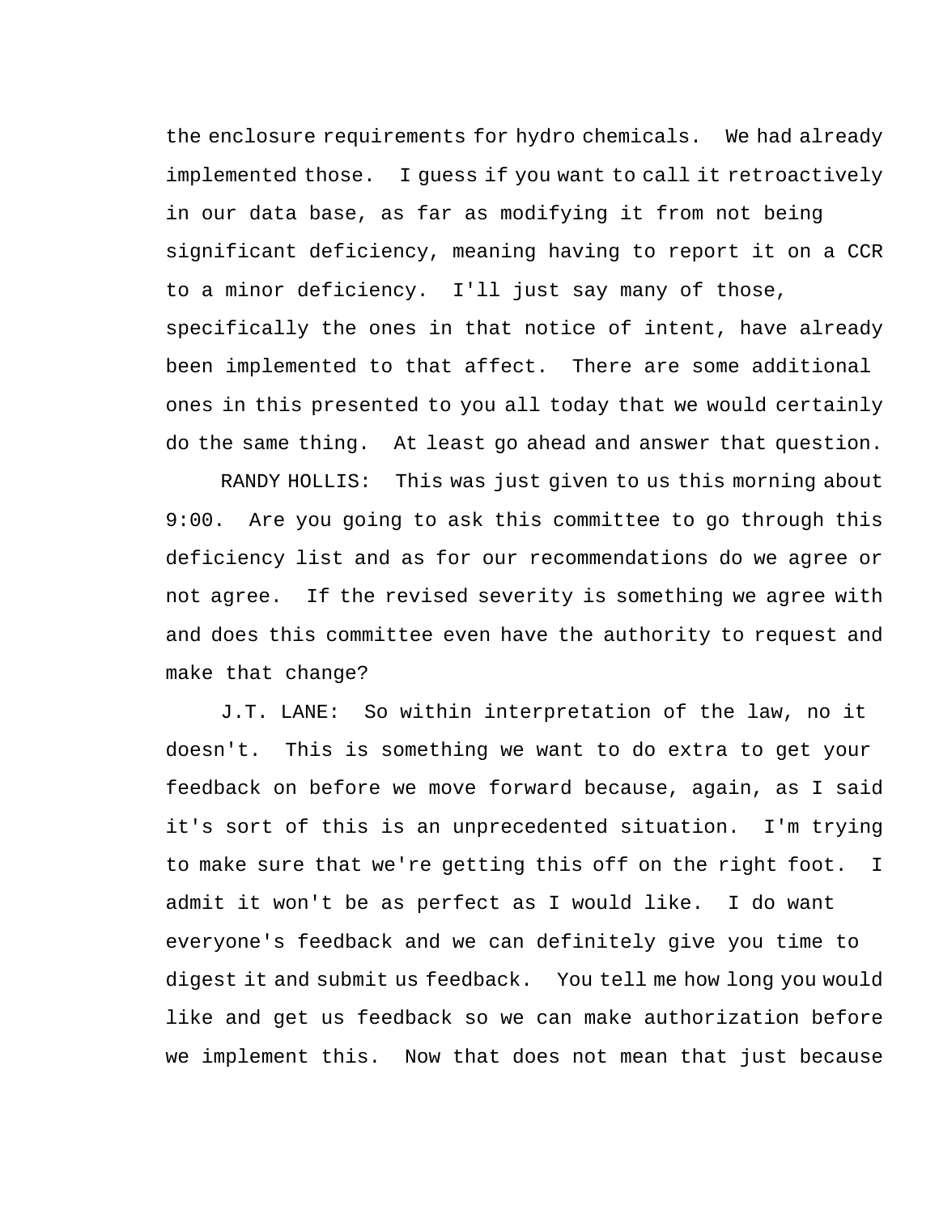the enclosure requirements for hydro chemicals. We had already implemented those. I guess if you want to call it retroactively in our data base, as far as modifying it from not being significant deficiency, meaning having to report it on a CCR to a minor deficiency. I'll just say many of those, specifically the ones in that notice of intent, have already been implemented to that affect. There are some additional ones in this presented to you all today that we would certainly do the same thing. At least go ahead and answer that question.

RANDY HOLLIS: This was just given to us this morning about 9:00. Are you going to ask this committee to go through this deficiency list and as for our recommendations do we agree or not agree. If the revised severity is something we agree with and does this committee even have the authority to request and make that change?

J.T. LANE: So within interpretation of the law, no it doesn't. This is something we want to do extra to get your feedback on before we move forward because, again, as I said it's sort of this is an unprecedented situation. I'm trying to make sure that we're getting this off on the right foot. I admit it won't be as perfect as I would like. I do want everyone's feedback and we can definitely give you time to digest it and submit us feedback. You tell me how long you would like and get us feedback so we can make authorization before we implement this. Now that does not mean that just because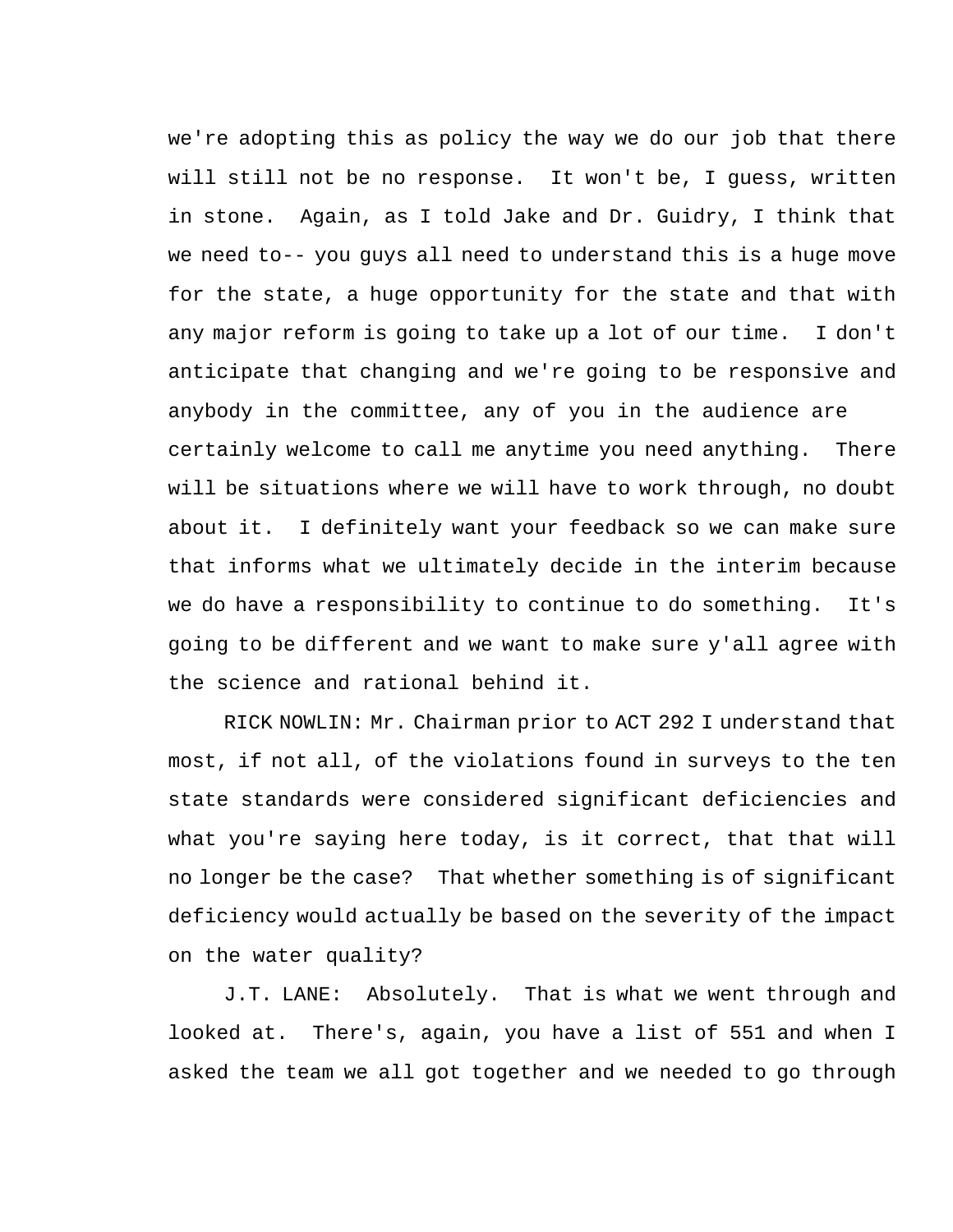we're adopting this as policy the way we do our job that there will still not be no response. It won't be, I guess, written in stone. Again, as I told Jake and Dr. Guidry, I think that we need to-- you guys all need to understand this is a huge move for the state, a huge opportunity for the state and that with any major reform is going to take up a lot of our time. I don't anticipate that changing and we're going to be responsive and anybody in the committee, any of you in the audience are certainly welcome to call me anytime you need anything. There will be situations where we will have to work through, no doubt about it. I definitely want your feedback so we can make sure that informs what we ultimately decide in the interim because we do have a responsibility to continue to do something. It's going to be different and we want to make sure y'all agree with the science and rational behind it.

RICK NOWLIN: Mr. Chairman prior to ACT 292 I understand that most, if not all, of the violations found in surveys to the ten state standards were considered significant deficiencies and what you're saying here today, is it correct, that that will no longer be the case? That whether something is of significant deficiency would actually be based on the severity of the impact on the water quality?

J.T. LANE: Absolutely. That is what we went through and looked at. There's, again, you have a list of 551 and when I asked the team we all got together and we needed to go through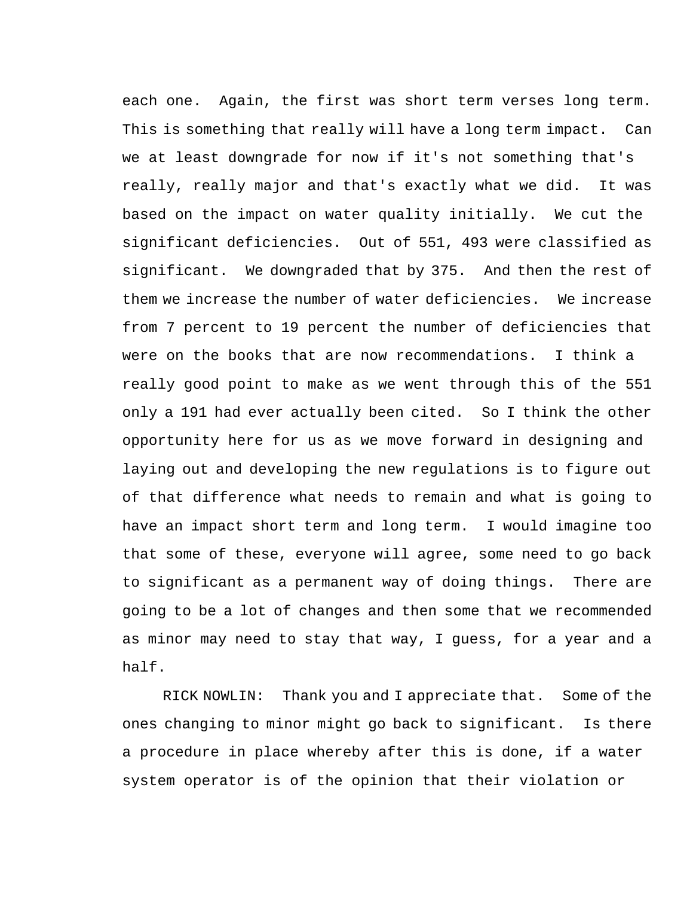each one. Again, the first was short term verses long term. This is something that really will have a long term impact. Can we at least downgrade for now if it's not something that's really, really major and that's exactly what we did. It was based on the impact on water quality initially. We cut the significant deficiencies. Out of 551, 493 were classified as significant. We downgraded that by 375. And then the rest of them we increase the number of water deficiencies. We increase from 7 percent to 19 percent the number of deficiencies that were on the books that are now recommendations. I think a really good point to make as we went through this of the 551 only a 191 had ever actually been cited. So I think the other opportunity here for us as we move forward in designing and laying out and developing the new regulations is to figure out of that difference what needs to remain and what is going to have an impact short term and long term. I would imagine too that some of these, everyone will agree, some need to go back to significant as a permanent way of doing things. There are going to be a lot of changes and then some that we recommended as minor may need to stay that way, I guess, for a year and a half.

RICK NOWLIN: Thank you and I appreciate that. Some of the ones changing to minor might go back to significant. Is there a procedure in place whereby after this is done, if a water system operator is of the opinion that their violation or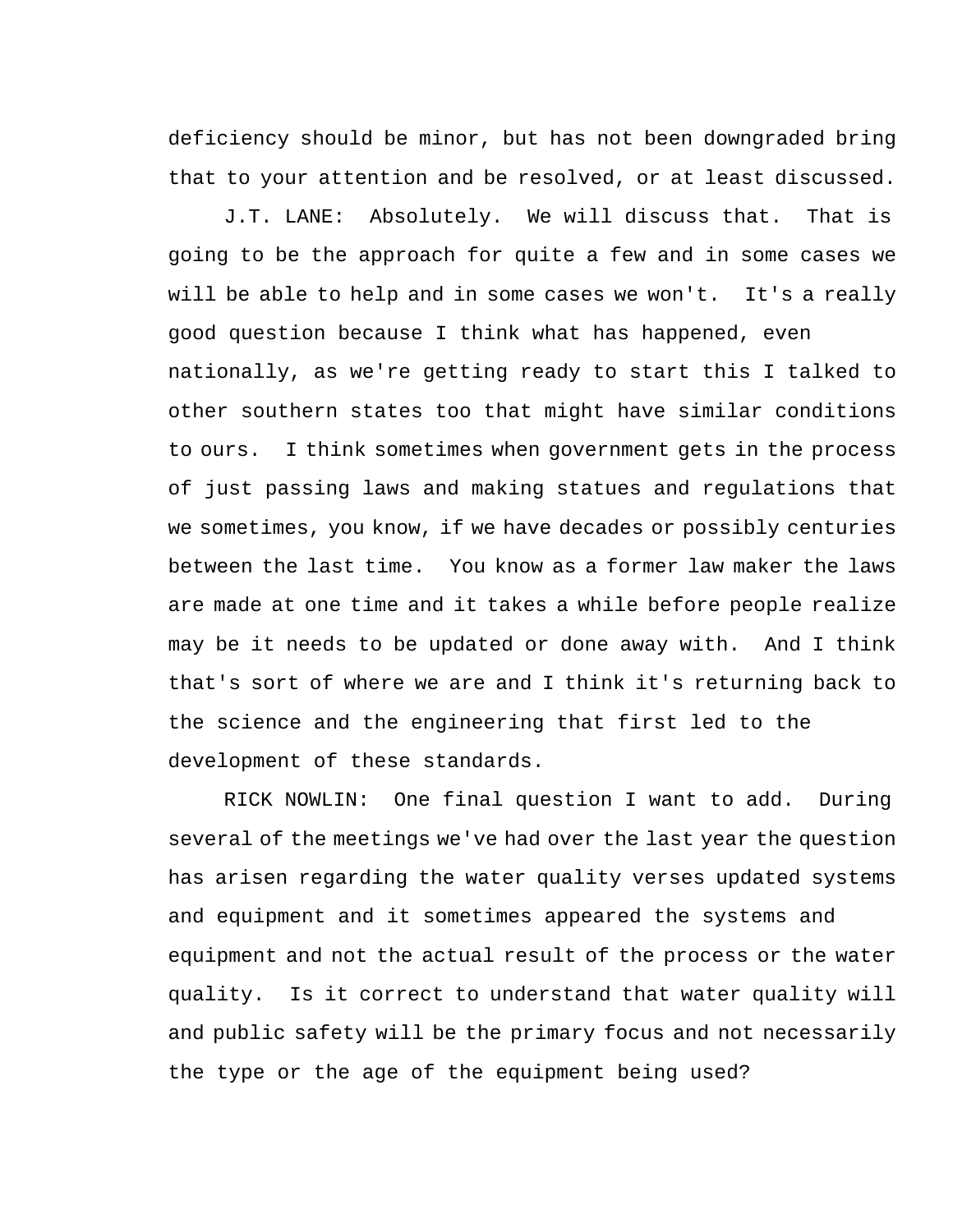deficiency should be minor, but has not been downgraded bring that to your attention and be resolved, or at least discussed.

J.T. LANE: Absolutely. We will discuss that. That is going to be the approach for quite a few and in some cases we will be able to help and in some cases we won't. It's a really good question because I think what has happened, even nationally, as we're getting ready to start this I talked to other southern states too that might have similar conditions to ours. I think sometimes when government gets in the process of just passing laws and making statues and regulations that we sometimes, you know, if we have decades or possibly centuries between the last time. You know as a former law maker the laws are made at one time and it takes a while before people realize may be it needs to be updated or done away with. And I think that's sort of where we are and I think it's returning back to the science and the engineering that first led to the development of these standards.

RICK NOWLIN: One final question I want to add. During several of the meetings we've had over the last year the question has arisen regarding the water quality verses updated systems and equipment and it sometimes appeared the systems and equipment and not the actual result of the process or the water quality. Is it correct to understand that water quality will and public safety will be the primary focus and not necessarily the type or the age of the equipment being used?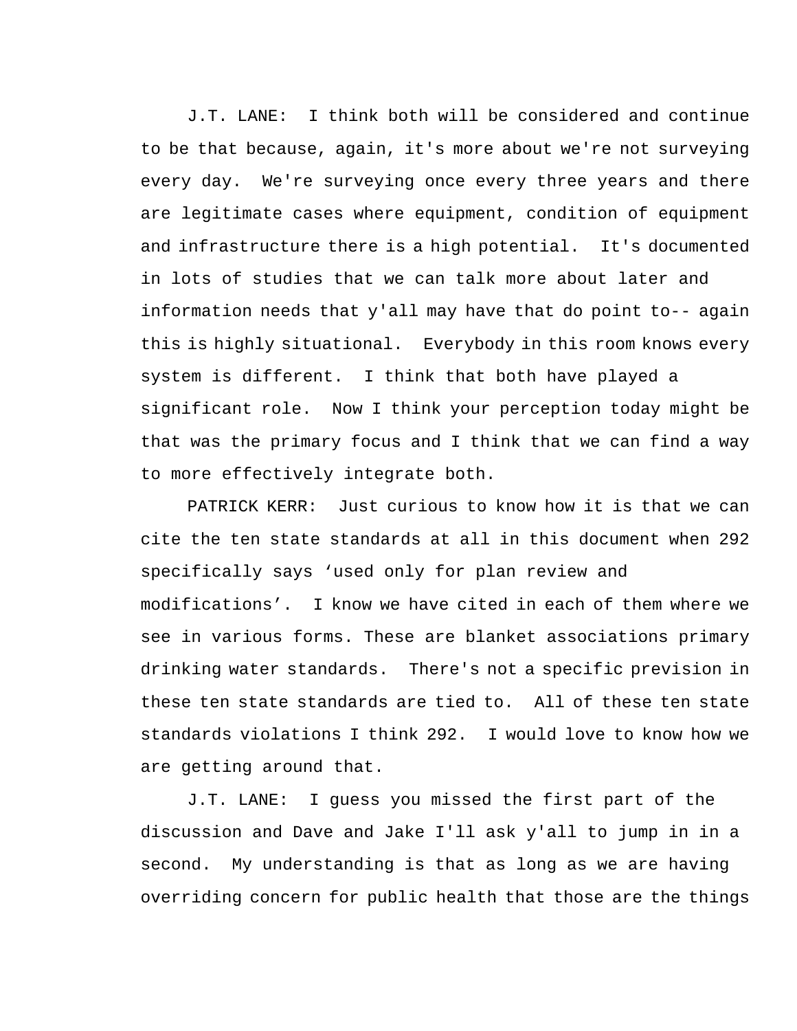J.T. LANE: I think both will be considered and continue to be that because, again, it's more about we're not surveying every day. We're surveying once every three years and there are legitimate cases where equipment, condition of equipment and infrastructure there is a high potential. It's documented in lots of studies that we can talk more about later and information needs that y'all may have that do point to-- again this is highly situational. Everybody in this room knows every system is different. I think that both have played a significant role. Now I think your perception today might be that was the primary focus and I think that we can find a way to more effectively integrate both.

PATRICK KERR: Just curious to know how it is that we can cite the ten state standards at all in this document when 292 specifically says ‘used only for plan review and modifications’. I know we have cited in each of them where we see in various forms. These are blanket associations primary drinking water standards. There's not a specific prevision in these ten state standards are tied to. All of these ten state standards violations I think 292. I would love to know how we are getting around that.

J.T. LANE: I guess you missed the first part of the discussion and Dave and Jake I'll ask y'all to jump in in a second. My understanding is that as long as we are having overriding concern for public health that those are the things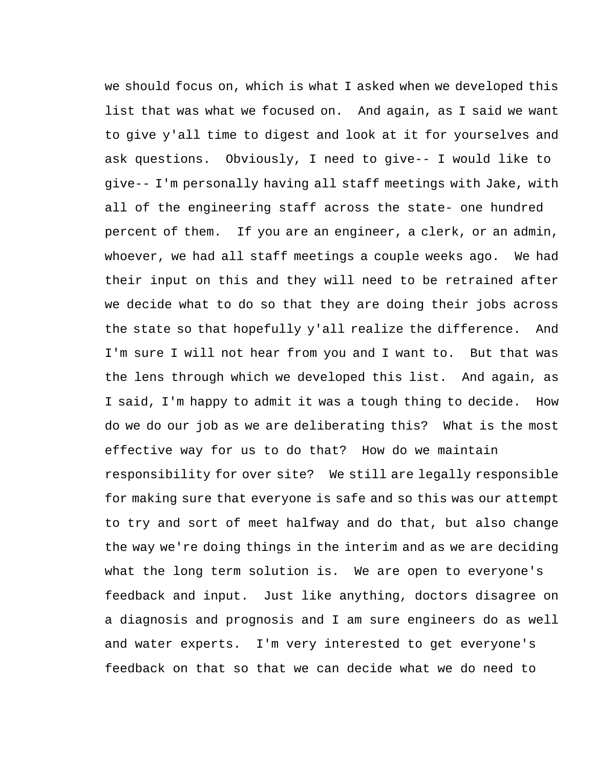we should focus on, which is what I asked when we developed this list that was what we focused on. And again, as I said we want to give y'all time to digest and look at it for yourselves and ask questions. Obviously, I need to give-- I would like to give-- I'm personally having all staff meetings with Jake, with all of the engineering staff across the state- one hundred percent of them. If you are an engineer, a clerk, or an admin, whoever, we had all staff meetings a couple weeks ago. We had their input on this and they will need to be retrained after we decide what to do so that they are doing their jobs across the state so that hopefully y'all realize the difference. And I'm sure I will not hear from you and I want to. But that was the lens through which we developed this list. And again, as I said, I'm happy to admit it was a tough thing to decide. How do we do our job as we are deliberating this? What is the most effective way for us to do that? How do we maintain responsibility for over site? We still are legally responsible for making sure that everyone is safe and so this was our attempt to try and sort of meet halfway and do that, but also change the way we're doing things in the interim and as we are deciding what the long term solution is. We are open to everyone's feedback and input. Just like anything, doctors disagree on a diagnosis and prognosis and I am sure engineers do as well and water experts. I'm very interested to get everyone's feedback on that so that we can decide what we do need to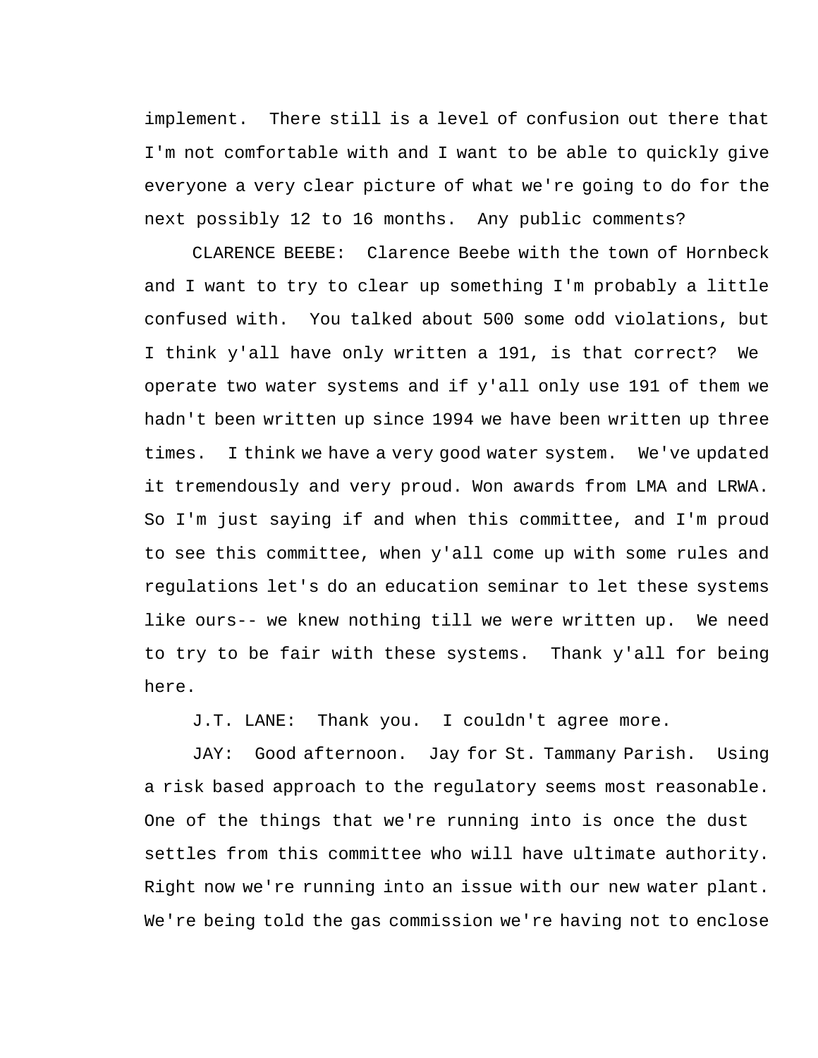implement. There still is a level of confusion out there that I'm not comfortable with and I want to be able to quickly give everyone a very clear picture of what we're going to do for the next possibly 12 to 16 months. Any public comments?

CLARENCE BEEBE: Clarence Beebe with the town of Hornbeck and I want to try to clear up something I'm probably a little confused with. You talked about 500 some odd violations, but I think y'all have only written a 191, is that correct? We operate two water systems and if y'all only use 191 of them we hadn't been written up since 1994 we have been written up three times. I think we have a very good water system. We've updated it tremendously and very proud. Won awards from LMA and LRWA. So I'm just saying if and when this committee, and I'm proud to see this committee, when y'all come up with some rules and regulations let's do an education seminar to let these systems like ours-- we knew nothing till we were written up. We need to try to be fair with these systems. Thank y'all for being here.

J.T. LANE: Thank you. I couldn't agree more.

JAY: Good afternoon. Jay for St. Tammany Parish. Using a risk based approach to the regulatory seems most reasonable. One of the things that we're running into is once the dust settles from this committee who will have ultimate authority. Right now we're running into an issue with our new water plant. We're being told the gas commission we're having not to enclose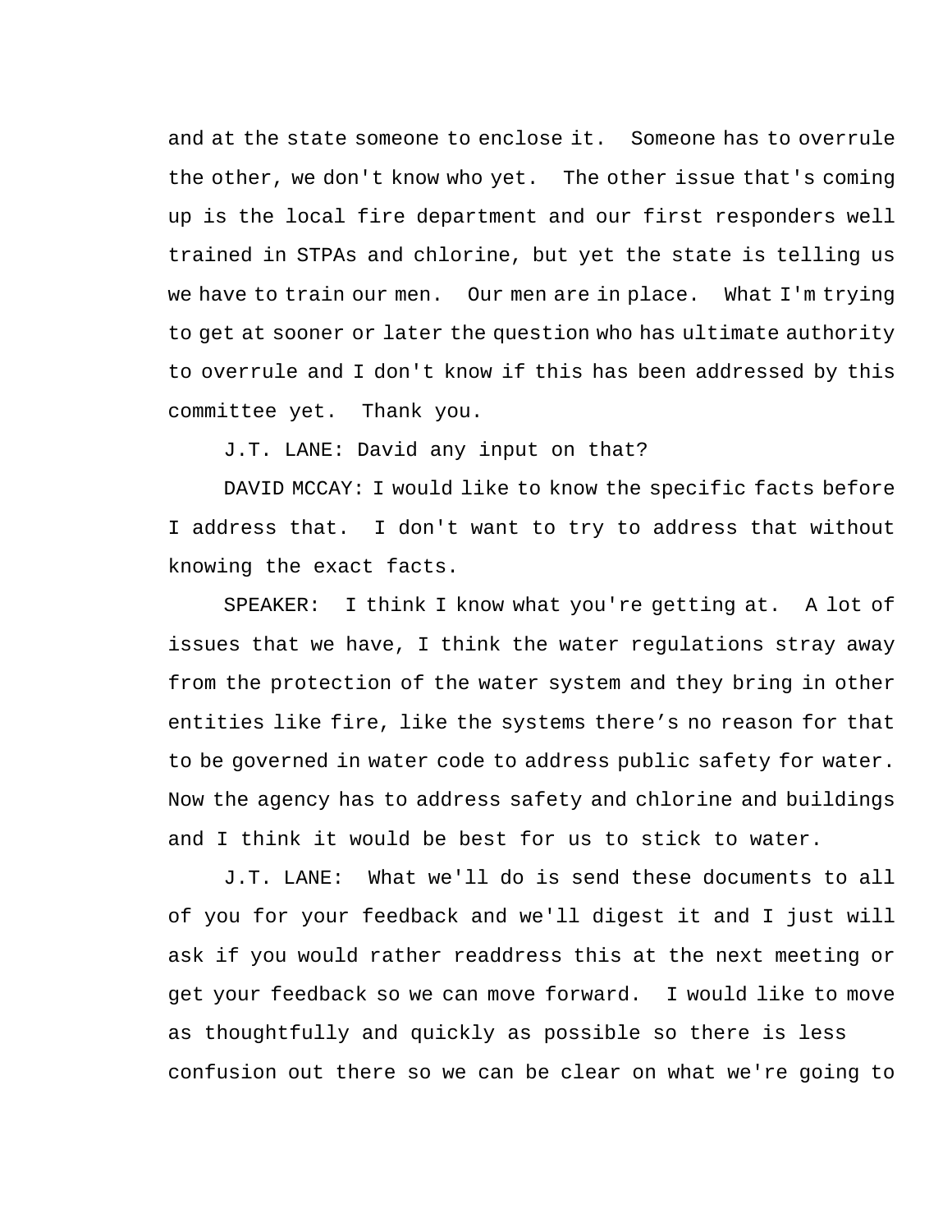and at the state someone to enclose it. Someone has to overrule the other, we don't know who yet. The other issue that's coming up is the local fire department and our first responders well trained in STPAs and chlorine, but yet the state is telling us we have to train our men. Our men are in place. What I'm trying to get at sooner or later the question who has ultimate authority to overrule and I don't know if this has been addressed by this committee yet. Thank you.

J.T. LANE: David any input on that?

DAVID MCCAY: I would like to know the specific facts before I address that. I don't want to try to address that without knowing the exact facts.

SPEAKER: I think I know what you're getting at. A lot of issues that we have, I think the water regulations stray away from the protection of the water system and they bring in other entities like fire, like the systems there's no reason for that to be governed in water code to address public safety for water. Now the agency has to address safety and chlorine and buildings and I think it would be best for us to stick to water.

J.T. LANE: What we'll do is send these documents to all of you for your feedback and we'll digest it and I just will ask if you would rather readdress this at the next meeting or get your feedback so we can move forward. I would like to move as thoughtfully and quickly as possible so there is less confusion out there so we can be clear on what we're going to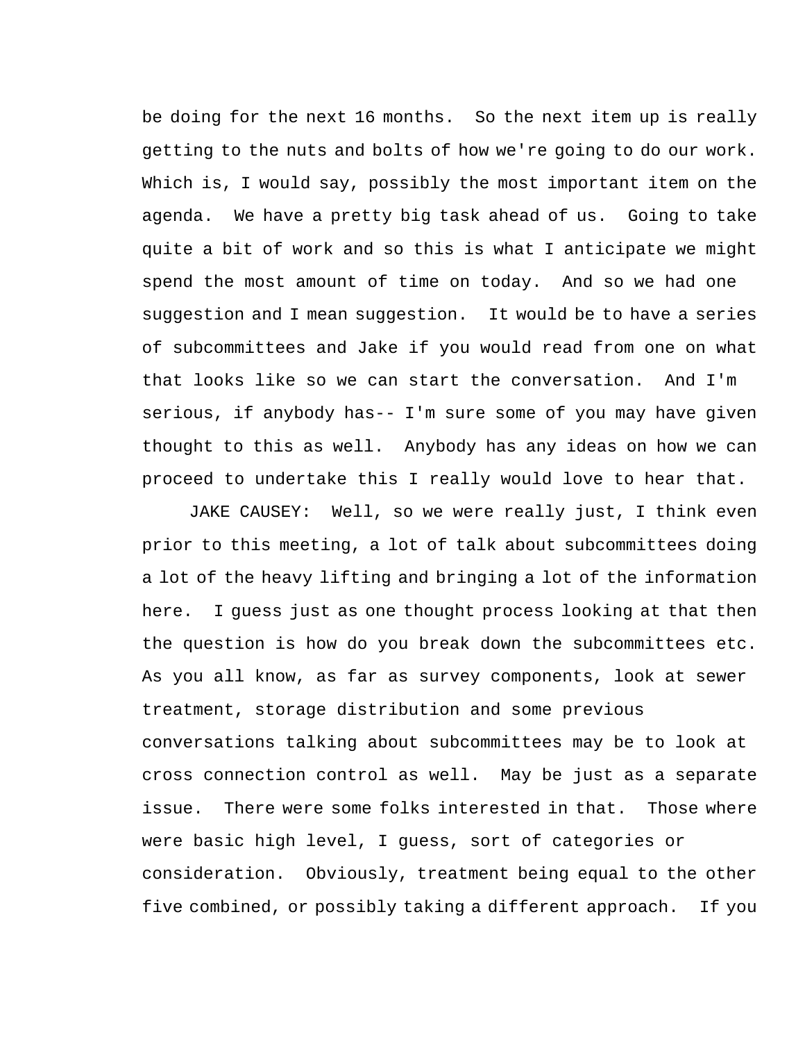be doing for the next 16 months. So the next item up is really getting to the nuts and bolts of how we're going to do our work. Which is, I would say, possibly the most important item on the agenda. We have a pretty big task ahead of us. Going to take quite a bit of work and so this is what I anticipate we might spend the most amount of time on today. And so we had one suggestion and I mean suggestion. It would be to have a series of subcommittees and Jake if you would read from one on what that looks like so we can start the conversation. And I'm serious, if anybody has-- I'm sure some of you may have given thought to this as well. Anybody has any ideas on how we can proceed to undertake this I really would love to hear that.

JAKE CAUSEY: Well, so we were really just, I think even prior to this meeting, a lot of talk about subcommittees doing a lot of the heavy lifting and bringing a lot of the information here. I guess just as one thought process looking at that then the question is how do you break down the subcommittees etc. As you all know, as far as survey components, look at sewer treatment, storage distribution and some previous conversations talking about subcommittees may be to look at cross connection control as well. May be just as a separate issue. There were some folks interested in that. Those where were basic high level, I guess, sort of categories or consideration. Obviously, treatment being equal to the other five combined, or possibly taking a different approach. If you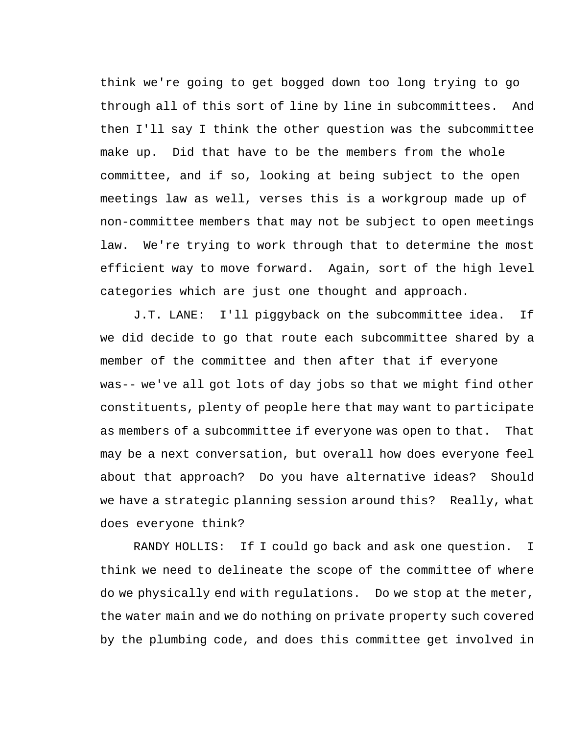think we're going to get bogged down too long trying to go through all of this sort of line by line in subcommittees. And then I'll say I think the other question was the subcommittee make up. Did that have to be the members from the whole committee, and if so, looking at being subject to the open meetings law as well, verses this is a workgroup made up of non-committee members that may not be subject to open meetings law. We're trying to work through that to determine the most efficient way to move forward. Again, sort of the high level categories which are just one thought and approach.

J.T. LANE: I'll piggyback on the subcommittee idea. If we did decide to go that route each subcommittee shared by a member of the committee and then after that if everyone was-- we've all got lots of day jobs so that we might find other constituents, plenty of people here that may want to participate as members of a subcommittee if everyone was open to that. That may be a next conversation, but overall how does everyone feel about that approach? Do you have alternative ideas? Should we have a strategic planning session around this? Really, what does everyone think?

RANDY HOLLIS: If I could go back and ask one question. I think we need to delineate the scope of the committee of where do we physically end with regulations. Do we stop at the meter, the water main and we do nothing on private property such covered by the plumbing code, and does this committee get involved in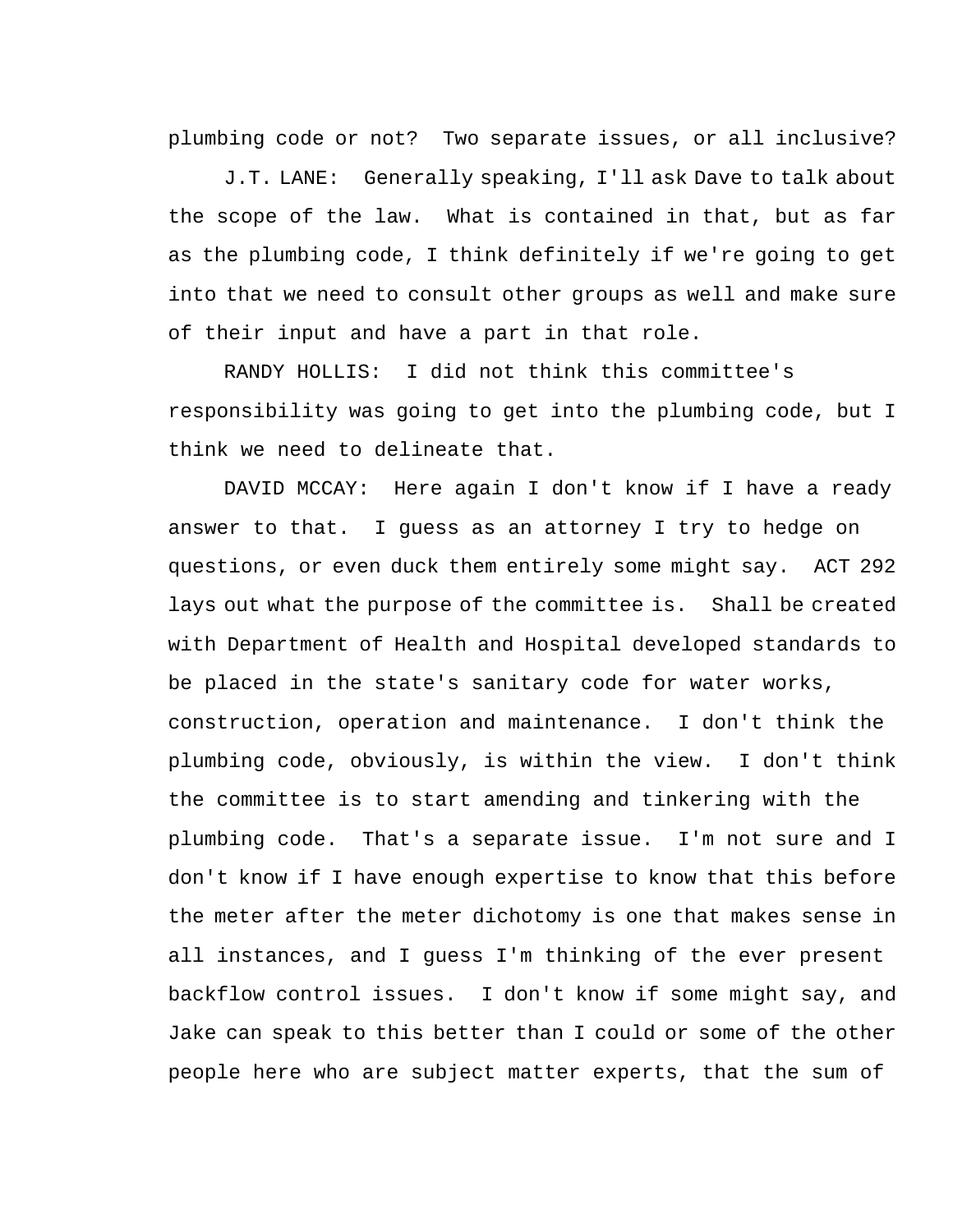plumbing code or not? Two separate issues, or all inclusive?

J.T. LANE: Generally speaking, I'll ask Dave to talk about the scope of the law. What is contained in that, but as far as the plumbing code, I think definitely if we're going to get into that we need to consult other groups as well and make sure of their input and have a part in that role.

RANDY HOLLIS: I did not think this committee's responsibility was going to get into the plumbing code, but I think we need to delineate that.

DAVID MCCAY: Here again I don't know if I have a ready answer to that. I guess as an attorney I try to hedge on questions, or even duck them entirely some might say. ACT 292 lays out what the purpose of the committee is. Shall be created with Department of Health and Hospital developed standards to be placed in the state's sanitary code for water works, construction, operation and maintenance. I don't think the plumbing code, obviously, is within the view. I don't think the committee is to start amending and tinkering with the plumbing code. That's a separate issue. I'm not sure and I don't know if I have enough expertise to know that this before the meter after the meter dichotomy is one that makes sense in all instances, and I guess I'm thinking of the ever present backflow control issues. I don't know if some might say, and Jake can speak to this better than I could or some of the other people here who are subject matter experts, that the sum of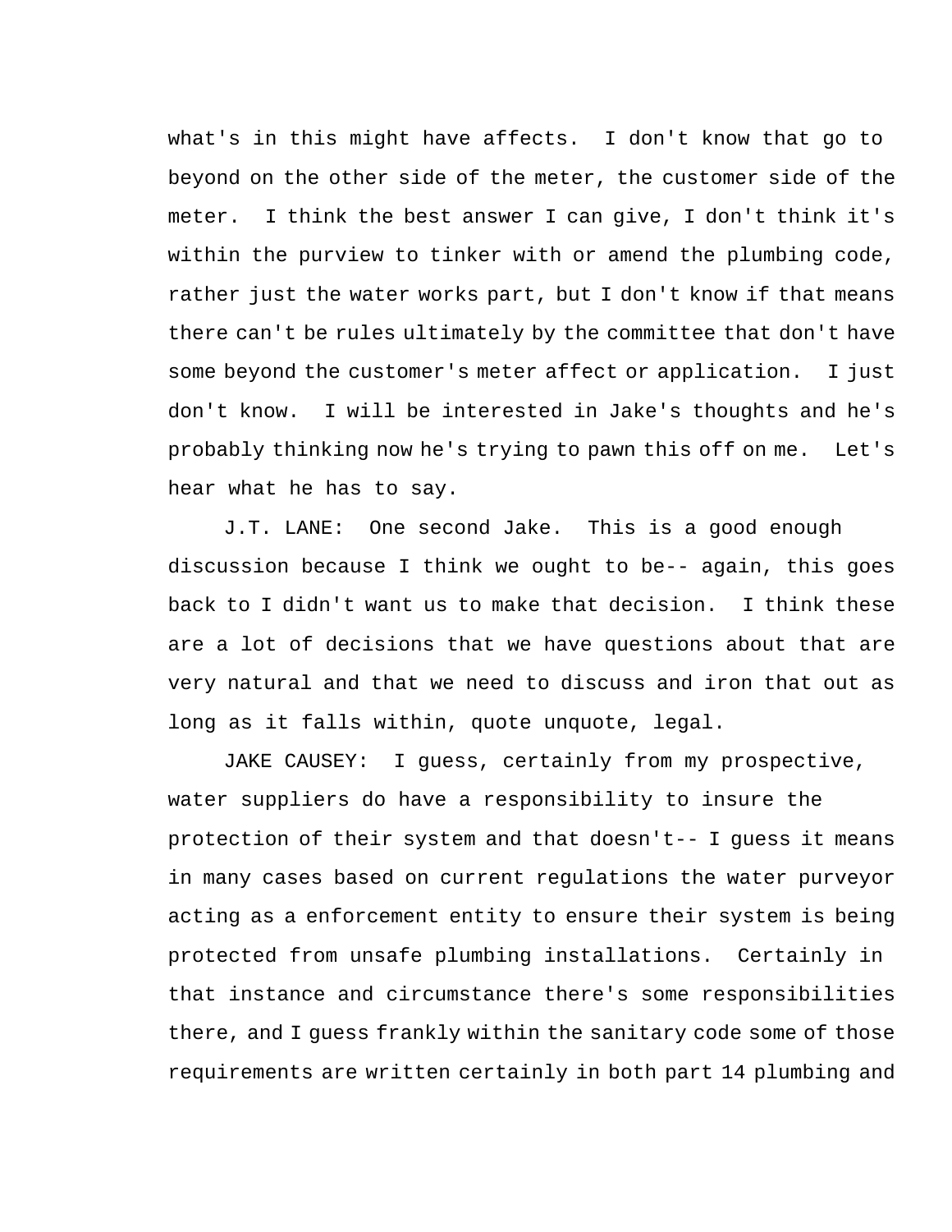what's in this might have affects. I don't know that go to beyond on the other side of the meter, the customer side of the meter. I think the best answer I can give, I don't think it's within the purview to tinker with or amend the plumbing code, rather just the water works part, but I don't know if that means there can't be rules ultimately by the committee that don't have some beyond the customer's meter affect or application. I just don't know. I will be interested in Jake's thoughts and he's probably thinking now he's trying to pawn this off on me. Let's hear what he has to say.

J.T. LANE: One second Jake. This is a good enough discussion because I think we ought to be-- again, this goes back to I didn't want us to make that decision. I think these are a lot of decisions that we have questions about that are very natural and that we need to discuss and iron that out as long as it falls within, quote unquote, legal.

JAKE CAUSEY: I guess, certainly from my prospective, water suppliers do have a responsibility to insure the protection of their system and that doesn't-- I guess it means in many cases based on current regulations the water purveyor acting as a enforcement entity to ensure their system is being protected from unsafe plumbing installations. Certainly in that instance and circumstance there's some responsibilities there, and I guess frankly within the sanitary code some of those requirements are written certainly in both part 14 plumbing and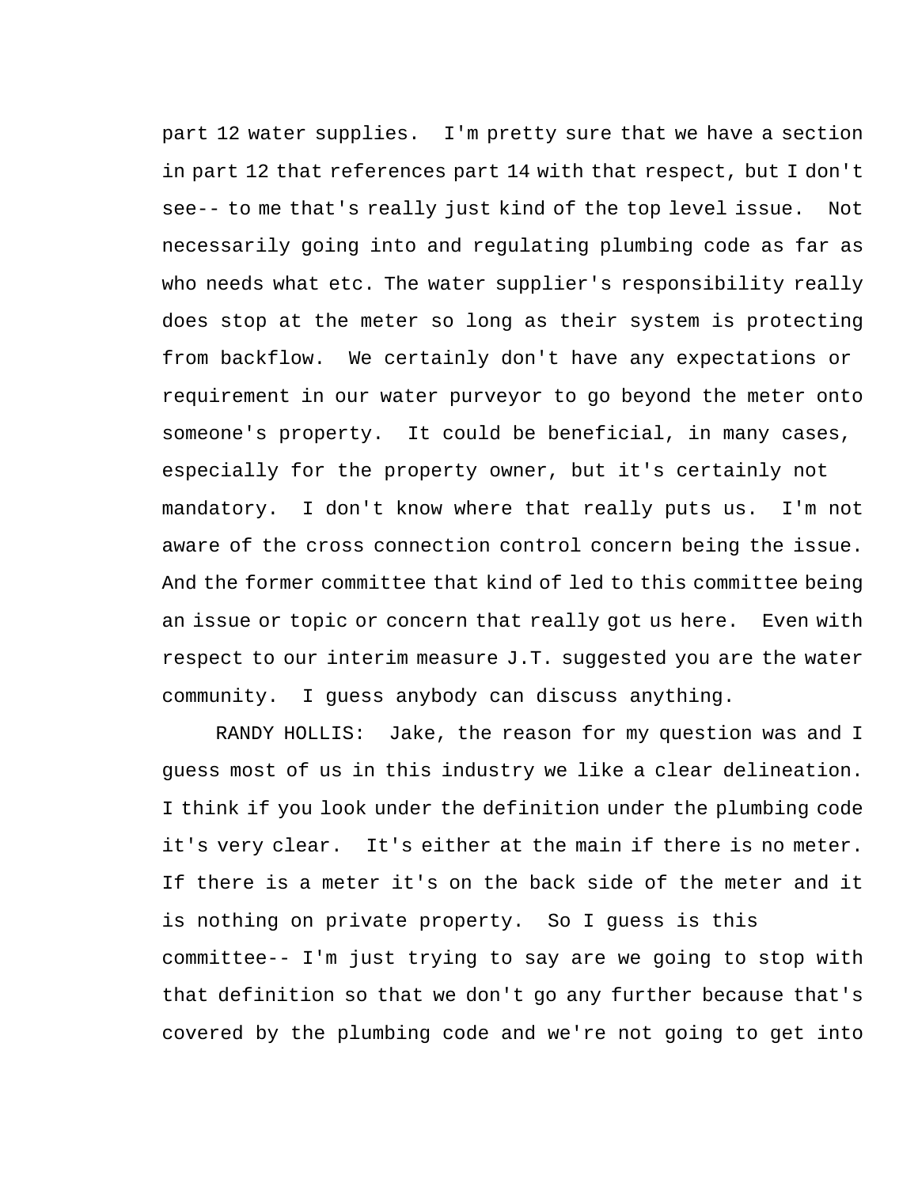part 12 water supplies. I'm pretty sure that we have a section in part 12 that references part 14 with that respect, but I don't see-- to me that's really just kind of the top level issue. Not necessarily going into and regulating plumbing code as far as who needs what etc. The water supplier's responsibility really does stop at the meter so long as their system is protecting from backflow. We certainly don't have any expectations or requirement in our water purveyor to go beyond the meter onto someone's property. It could be beneficial, in many cases, especially for the property owner, but it's certainly not mandatory. I don't know where that really puts us. I'm not aware of the cross connection control concern being the issue. And the former committee that kind of led to this committee being an issue or topic or concern that really got us here. Even with respect to our interim measure J.T. suggested you are the water community. I guess anybody can discuss anything.

RANDY HOLLIS: Jake, the reason for my question was and I guess most of us in this industry we like a clear delineation. I think if you look under the definition under the plumbing code it's very clear. It's either at the main if there is no meter. If there is a meter it's on the back side of the meter and it is nothing on private property. So I guess is this committee-- I'm just trying to say are we going to stop with that definition so that we don't go any further because that's covered by the plumbing code and we're not going to get into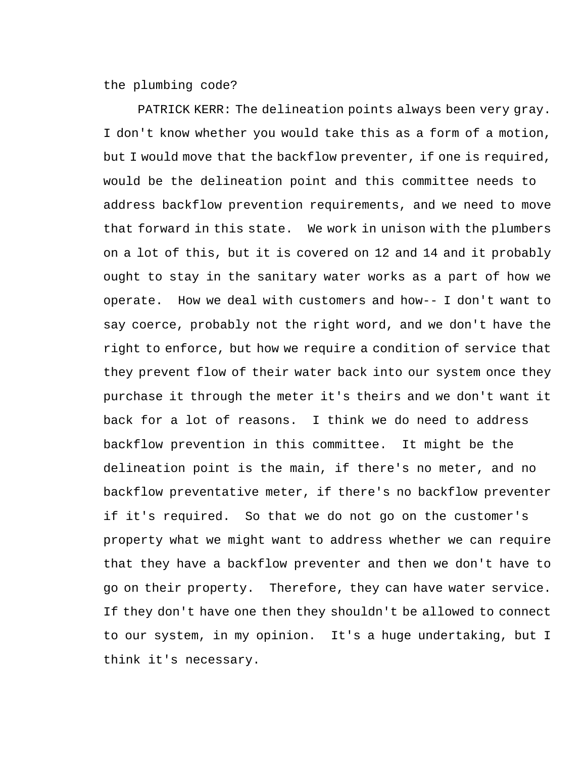the plumbing code?

PATRICK KERR: The delineation points always been very gray. I don't know whether you would take this as a form of a motion, but I would move that the backflow preventer, if one is required, would be the delineation point and this committee needs to address backflow prevention requirements, and we need to move that forward in this state. We work in unison with the plumbers on a lot of this, but it is covered on 12 and 14 and it probably ought to stay in the sanitary water works as a part of how we operate. How we deal with customers and how-- I don't want to say coerce, probably not the right word, and we don't have the right to enforce, but how we require a condition of service that they prevent flow of their water back into our system once they purchase it through the meter it's theirs and we don't want it back for a lot of reasons. I think we do need to address backflow prevention in this committee. It might be the delineation point is the main, if there's no meter, and no backflow preventative meter, if there's no backflow preventer if it's required. So that we do not go on the customer's property what we might want to address whether we can require that they have a backflow preventer and then we don't have to go on their property. Therefore, they can have water service. If they don't have one then they shouldn't be allowed to connect to our system, in my opinion. It's a huge undertaking, but I think it's necessary.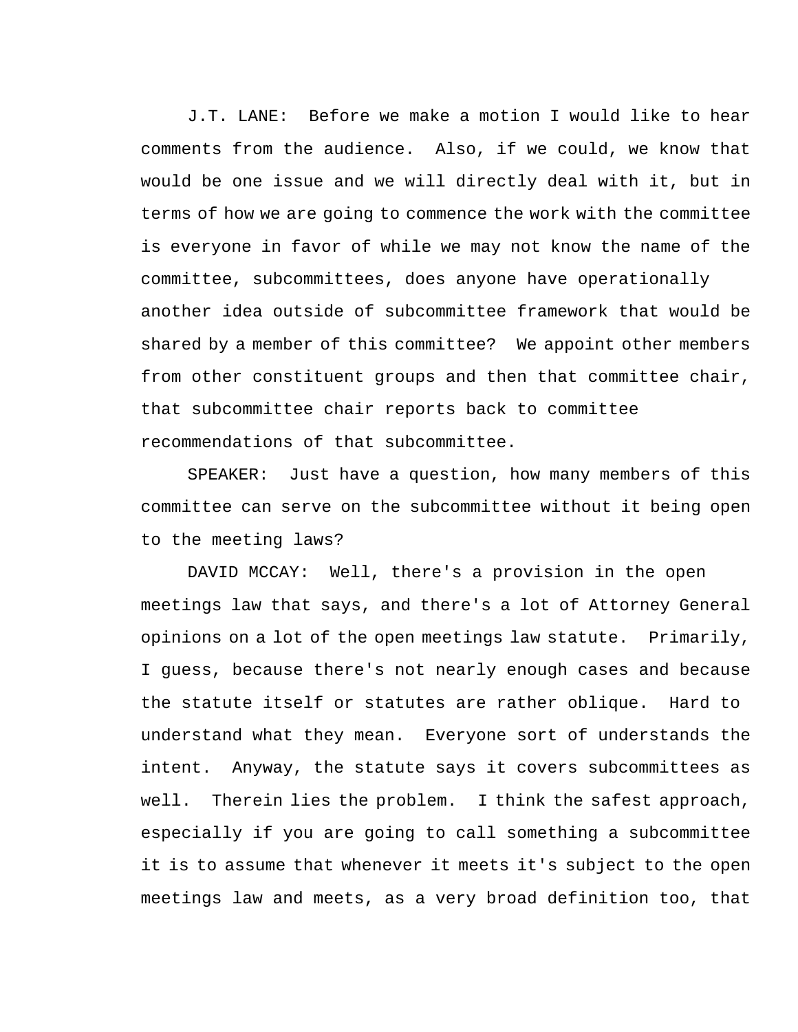J.T. LANE: Before we make a motion I would like to hear comments from the audience. Also, if we could, we know that would be one issue and we will directly deal with it, but in terms of how we are going to commence the work with the committee is everyone in favor of while we may not know the name of the committee, subcommittees, does anyone have operationally another idea outside of subcommittee framework that would be shared by a member of this committee? We appoint other members from other constituent groups and then that committee chair, that subcommittee chair reports back to committee recommendations of that subcommittee.

SPEAKER: Just have a question, how many members of this committee can serve on the subcommittee without it being open to the meeting laws?

DAVID MCCAY: Well, there's a provision in the open meetings law that says, and there's a lot of Attorney General opinions on a lot of the open meetings law statute. Primarily, I guess, because there's not nearly enough cases and because the statute itself or statutes are rather oblique. Hard to understand what they mean. Everyone sort of understands the intent. Anyway, the statute says it covers subcommittees as well. Therein lies the problem. I think the safest approach, especially if you are going to call something a subcommittee it is to assume that whenever it meets it's subject to the open meetings law and meets, as a very broad definition too, that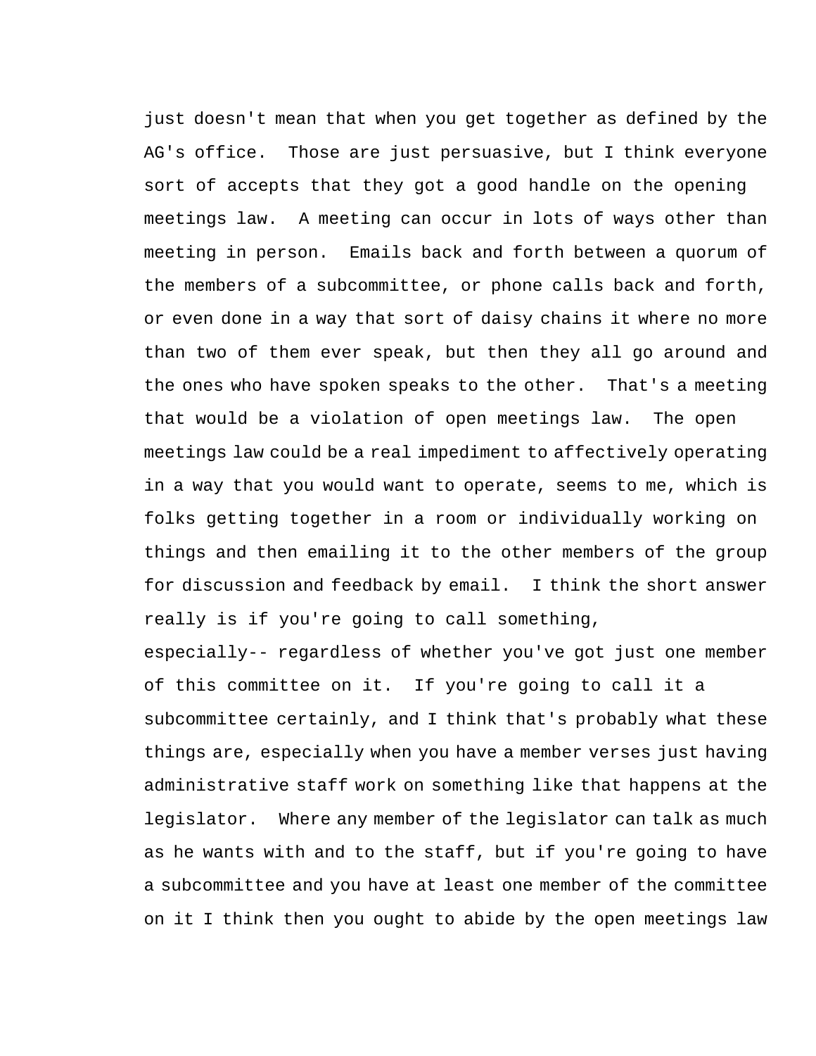just doesn't mean that when you get together as defined by the AG's office. Those are just persuasive, but I think everyone sort of accepts that they got a good handle on the opening meetings law. A meeting can occur in lots of ways other than meeting in person. Emails back and forth between a quorum of the members of a subcommittee, or phone calls back and forth, or even done in a way that sort of daisy chains it where no more than two of them ever speak, but then they all go around and the ones who have spoken speaks to the other. That's a meeting that would be a violation of open meetings law. The open meetings law could be a real impediment to affectively operating in a way that you would want to operate, seems to me, which is folks getting together in a room or individually working on things and then emailing it to the other members of the group for discussion and feedback by email. I think the short answer really is if you're going to call something, especially-- regardless of whether you've got just one member of this committee on it. If you're going to call it a subcommittee certainly, and I think that's probably what these things are, especially when you have a member verses just having administrative staff work on something like that happens at the legislator. Where any member of the legislator can talk as much as he wants with and to the staff, but if you're going to have a subcommittee and you have at least one member of the committee on it I think then you ought to abide by the open meetings law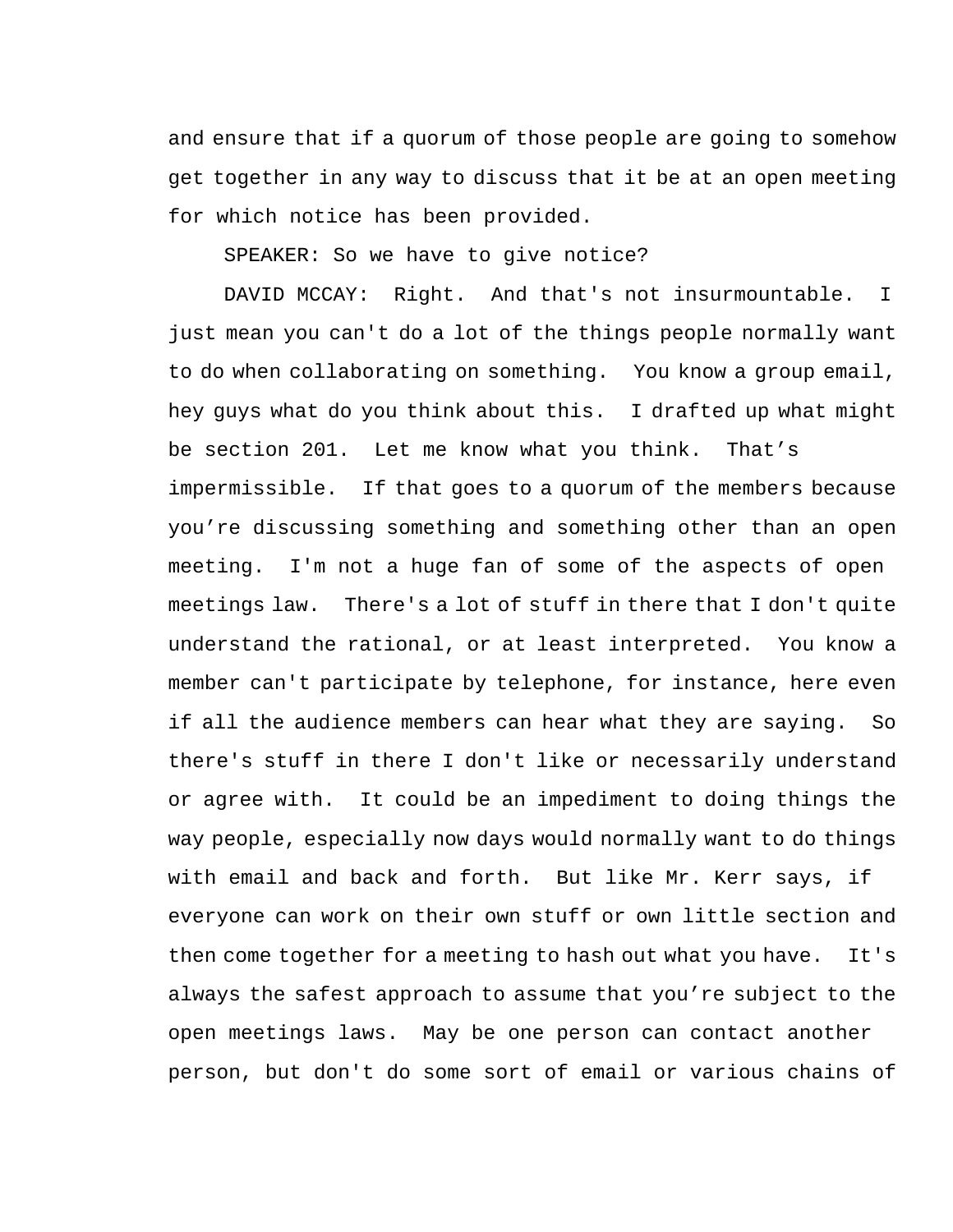and ensure that if a quorum of those people are going to somehow get together in any way to discuss that it be at an open meeting for which notice has been provided.

SPEAKER: So we have to give notice?

DAVID MCCAY: Right. And that's not insurmountable. I just mean you can't do a lot of the things people normally want to do when collaborating on something. You know a group email, hey guys what do you think about this. I drafted up what might be section 201. Let me know what you think. That’s impermissible. If that goes to a quorum of the members because you’re discussing something and something other than an open meeting. I'm not a huge fan of some of the aspects of open meetings law. There's a lot of stuff in there that I don't quite understand the rational, or at least interpreted. You know a member can't participate by telephone, for instance, here even if all the audience members can hear what they are saying. So there's stuff in there I don't like or necessarily understand or agree with. It could be an impediment to doing things the way people, especially now days would normally want to do things with email and back and forth. But like Mr. Kerr says, if everyone can work on their own stuff or own little section and then come together for a meeting to hash out what you have. It's always the safest approach to assume that you’re subject to the open meetings laws. May be one person can contact another person, but don't do some sort of email or various chains of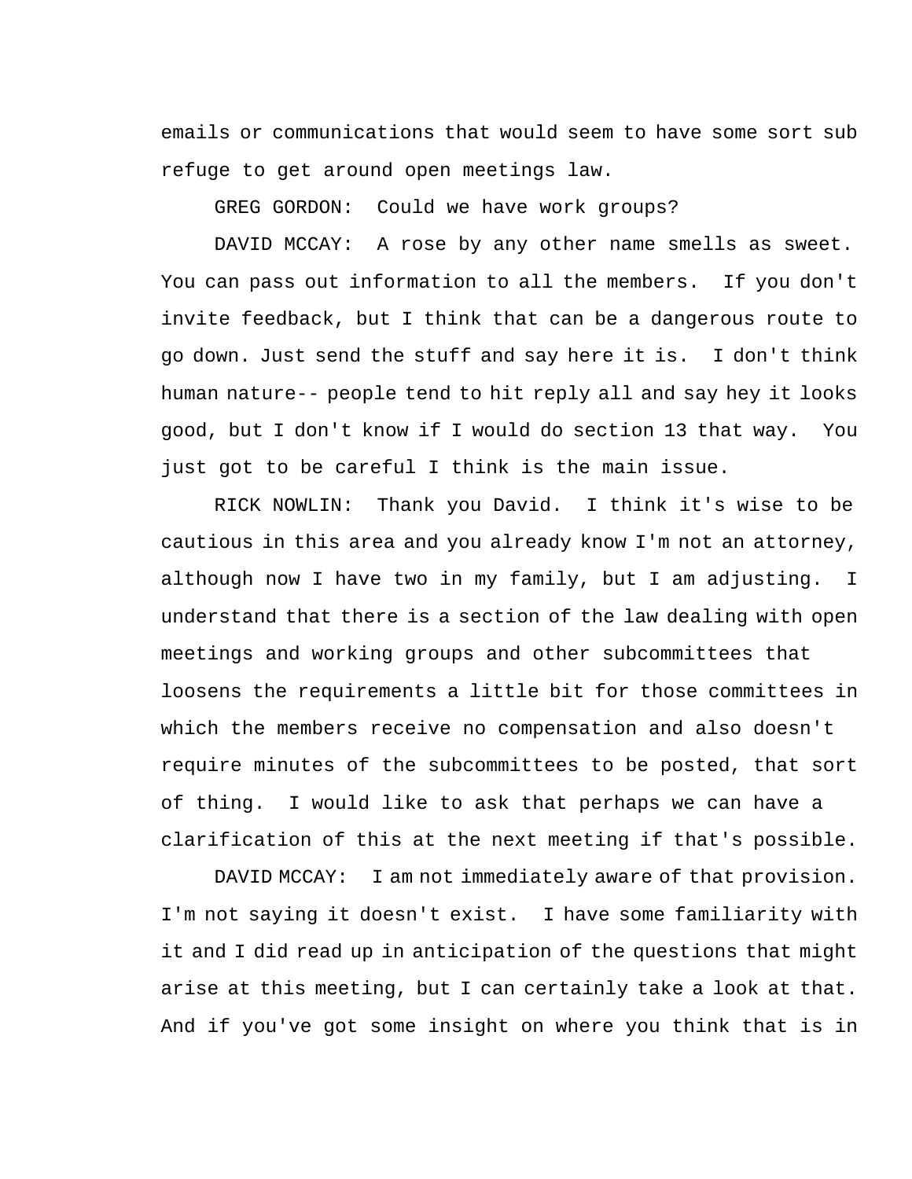emails or communications that would seem to have some sort sub refuge to get around open meetings law.

GREG GORDON: Could we have work groups?

DAVID MCCAY: A rose by any other name smells as sweet. You can pass out information to all the members. If you don't invite feedback, but I think that can be a dangerous route to go down. Just send the stuff and say here it is. I don't think human nature-- people tend to hit reply all and say hey it looks good, but I don't know if I would do section 13 that way. You just got to be careful I think is the main issue.

RICK NOWLIN: Thank you David. I think it's wise to be cautious in this area and you already know I'm not an attorney, although now I have two in my family, but I am adjusting. I understand that there is a section of the law dealing with open meetings and working groups and other subcommittees that loosens the requirements a little bit for those committees in which the members receive no compensation and also doesn't require minutes of the subcommittees to be posted, that sort of thing. I would like to ask that perhaps we can have a clarification of this at the next meeting if that's possible.

DAVID MCCAY: I am not immediately aware of that provision. I'm not saying it doesn't exist. I have some familiarity with it and I did read up in anticipation of the questions that might arise at this meeting, but I can certainly take a look at that. And if you've got some insight on where you think that is in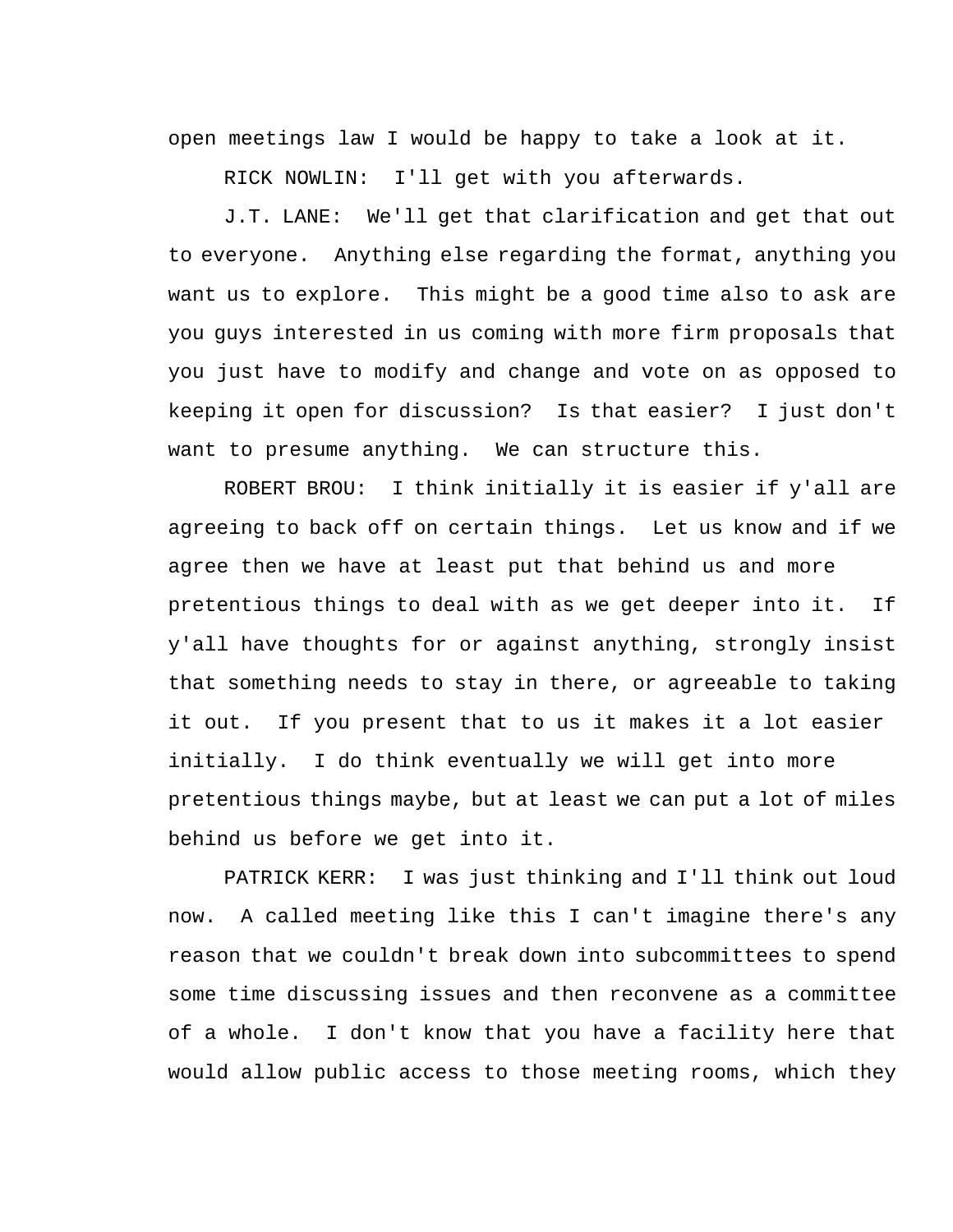open meetings law I would be happy to take a look at it.

RICK NOWLIN: I'll get with you afterwards.

J.T. LANE: We'll get that clarification and get that out to everyone. Anything else regarding the format, anything you want us to explore. This might be a good time also to ask are you guys interested in us coming with more firm proposals that you just have to modify and change and vote on as opposed to keeping it open for discussion? Is that easier? I just don't want to presume anything. We can structure this.

ROBERT BROU: I think initially it is easier if y'all are agreeing to back off on certain things. Let us know and if we agree then we have at least put that behind us and more pretentious things to deal with as we get deeper into it. If y'all have thoughts for or against anything, strongly insist that something needs to stay in there, or agreeable to taking it out. If you present that to us it makes it a lot easier initially. I do think eventually we will get into more pretentious things maybe, but at least we can put a lot of miles behind us before we get into it.

PATRICK KERR: I was just thinking and I'll think out loud now. A called meeting like this I can't imagine there's any reason that we couldn't break down into subcommittees to spend some time discussing issues and then reconvene as a committee of a whole. I don't know that you have a facility here that would allow public access to those meeting rooms, which they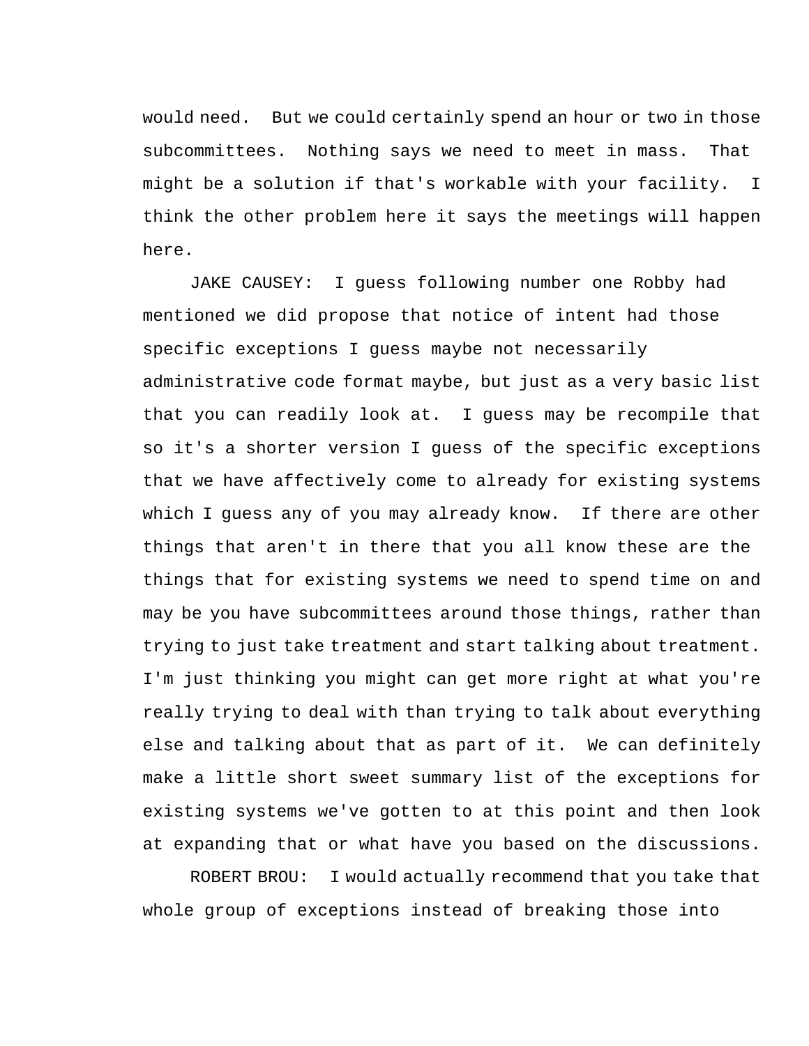would need. But we could certainly spend an hour or two in those subcommittees. Nothing says we need to meet in mass. That might be a solution if that's workable with your facility. I think the other problem here it says the meetings will happen here.

JAKE CAUSEY: I guess following number one Robby had mentioned we did propose that notice of intent had those specific exceptions I guess maybe not necessarily administrative code format maybe, but just as a very basic list that you can readily look at. I guess may be recompile that so it's a shorter version I guess of the specific exceptions that we have affectively come to already for existing systems which I guess any of you may already know. If there are other things that aren't in there that you all know these are the things that for existing systems we need to spend time on and may be you have subcommittees around those things, rather than trying to just take treatment and start talking about treatment. I'm just thinking you might can get more right at what you're really trying to deal with than trying to talk about everything else and talking about that as part of it. We can definitely make a little short sweet summary list of the exceptions for existing systems we've gotten to at this point and then look at expanding that or what have you based on the discussions.

ROBERT BROU: I would actually recommend that you take that whole group of exceptions instead of breaking those into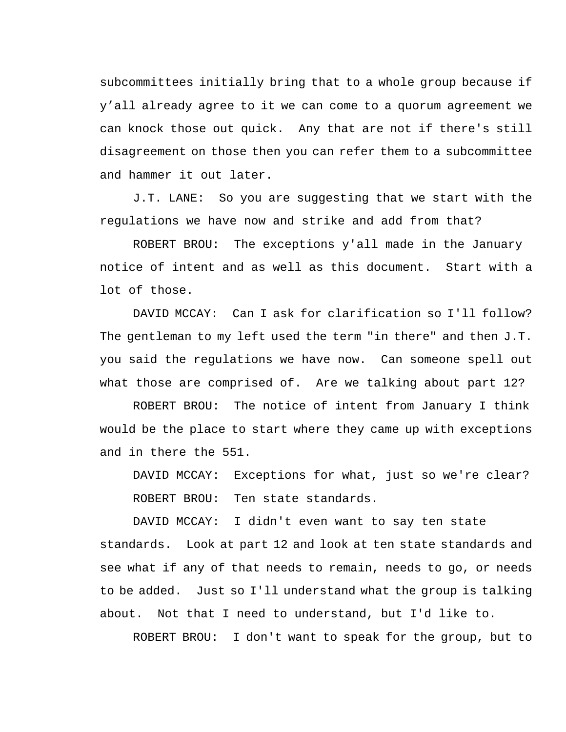subcommittees initially bring that to a whole group because if y’all already agree to it we can come to a quorum agreement we can knock those out quick.  Any that are not if there's still disagreement on those then you can refer them to a subcommittee and hammer it out later.

J.T. LANE:  So you are suggesting that we start with the regulations we have now and strike and add from that?

ROBERT BROU:  The exceptions y'all made in the January notice of intent and as well as this document.  Start with a lot of those.

DAVID MCCAY:  Can I ask for clarification so I'll follow? The gentleman to my left used the term "in there" and then J.T. you said the regulations we have now.  Can someone spell out what those are comprised of.  Are we talking about part 12?

ROBERT BROU:  The notice of intent from January I think would be the place to start where they came up with exceptions and in there the 551.

DAVID MCCAY:  Exceptions for what, just so we're clear?

ROBERT BROU:  Ten state standards.

DAVID MCCAY:  I didn't even want to say ten state standards.  Look at part 12 and look at ten state standards and see what if any of that needs to remain, needs to go, or needs to be added.  Just so I'll understand what the group is talking about.  Not that I need to understand, but I'd like to.

ROBERT BROU:  I don't want to speak for the group, but to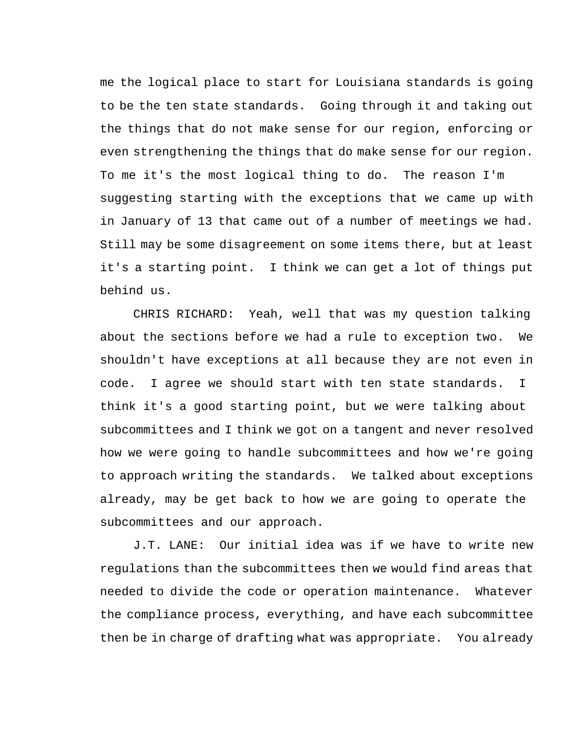me the logical place to start for Louisiana standards is going to be the ten state standards. Going through it and taking out the things that do not make sense for our region, enforcing or even strengthening the things that do make sense for our region. To me it's the most logical thing to do. The reason I'm suggesting starting with the exceptions that we came up with in January of 13 that came out of a number of meetings we had. Still may be some disagreement on some items there, but at least it's a starting point. I think we can get a lot of things put behind us.

CHRIS RICHARD: Yeah, well that was my question talking about the sections before we had a rule to exception two. We shouldn't have exceptions at all because they are not even in code. I agree we should start with ten state standards. I think it's a good starting point, but we were talking about subcommittees and I think we got on a tangent and never resolved how we were going to handle subcommittees and how we're going to approach writing the standards. We talked about exceptions already, may be get back to how we are going to operate the subcommittees and our approach.

J.T. LANE: Our initial idea was if we have to write new regulations than the subcommittees then we would find areas that needed to divide the code or operation maintenance. Whatever the compliance process, everything, and have each subcommittee then be in charge of drafting what was appropriate. You already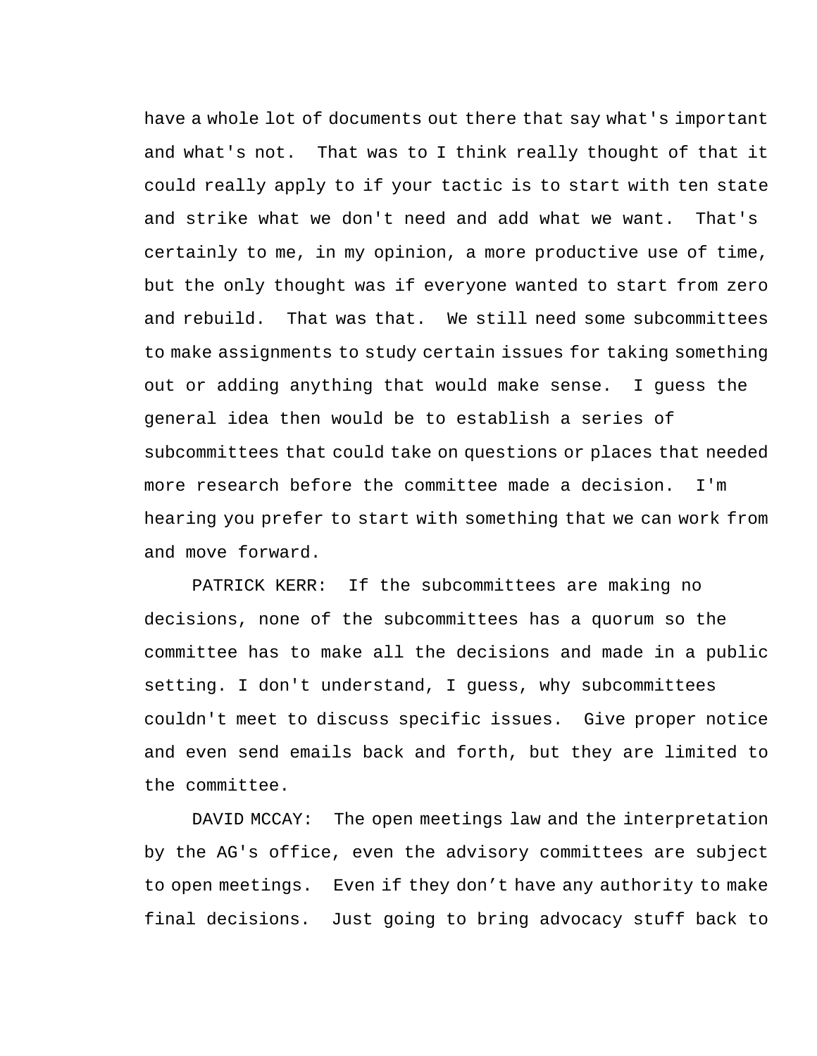have a whole lot of documents out there that say what's important and what's not. That was to I think really thought of that it could really apply to if your tactic is to start with ten state and strike what we don't need and add what we want. That's certainly to me, in my opinion, a more productive use of time, but the only thought was if everyone wanted to start from zero and rebuild. That was that. We still need some subcommittees to make assignments to study certain issues for taking something out or adding anything that would make sense. I guess the general idea then would be to establish a series of subcommittees that could take on questions or places that needed more research before the committee made a decision. I'm hearing you prefer to start with something that we can work from and move forward.

PATRICK KERR: If the subcommittees are making no decisions, none of the subcommittees has a quorum so the committee has to make all the decisions and made in a public setting. I don't understand, I guess, why subcommittees couldn't meet to discuss specific issues. Give proper notice and even send emails back and forth, but they are limited to the committee.

DAVID MCCAY: The open meetings law and the interpretation by the AG's office, even the advisory committees are subject to open meetings. Even if they don’t have any authority to make final decisions. Just going to bring advocacy stuff back to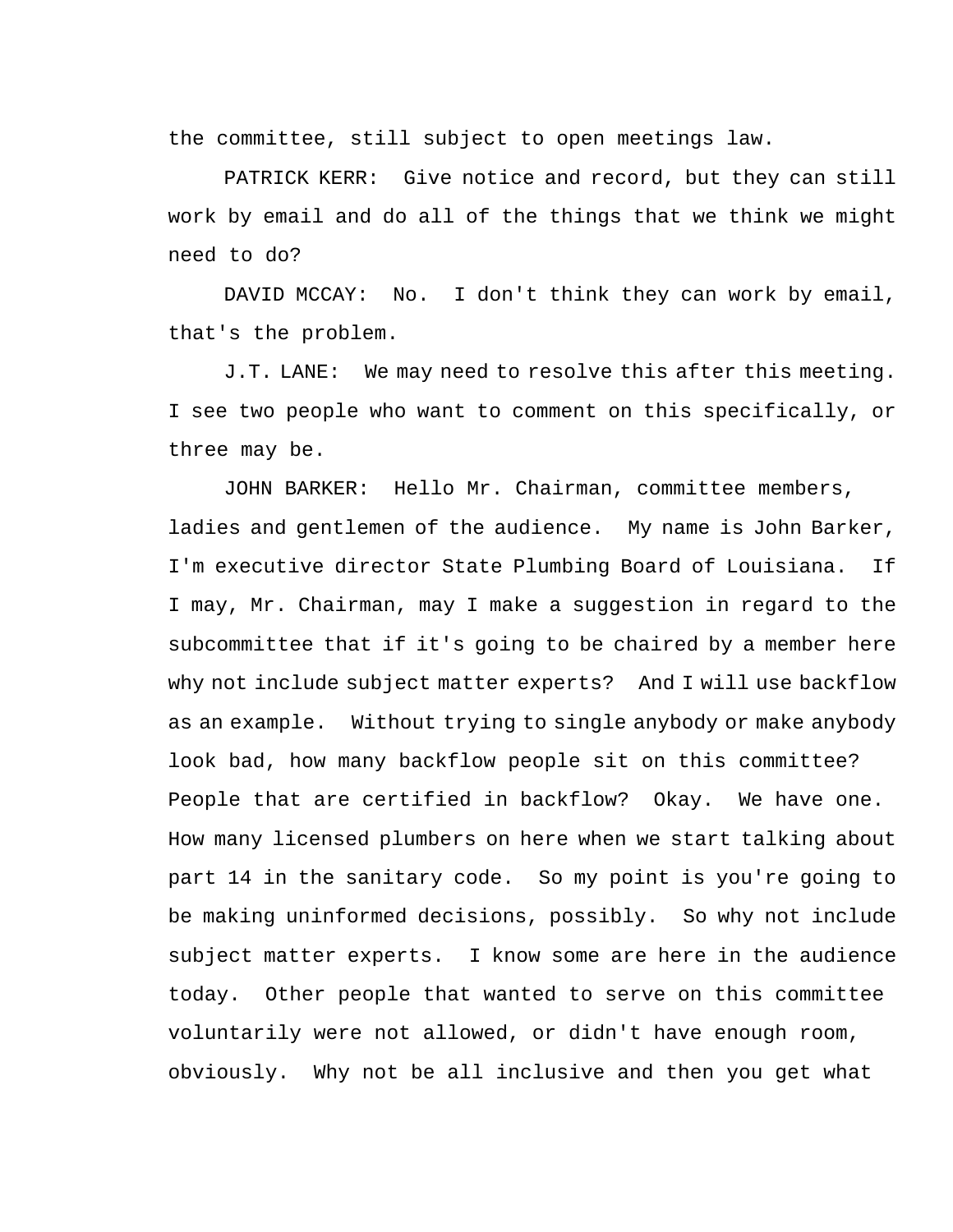the committee, still subject to open meetings law.

PATRICK KERR: Give notice and record, but they can still work by email and do all of the things that we think we might need to do?

DAVID MCCAY: No. I don't think they can work by email, that's the problem.

J.T. LANE: We may need to resolve this after this meeting. I see two people who want to comment on this specifically, or three may be.

JOHN BARKER: Hello Mr. Chairman, committee members, ladies and gentlemen of the audience. My name is John Barker, I'm executive director State Plumbing Board of Louisiana. If I may, Mr. Chairman, may I make a suggestion in regard to the subcommittee that if it's going to be chaired by a member here why not include subject matter experts? And I will use backflow as an example. Without trying to single anybody or make anybody look bad, how many backflow people sit on this committee? People that are certified in backflow? Okay. We have one. How many licensed plumbers on here when we start talking about part 14 in the sanitary code. So my point is you're going to be making uninformed decisions, possibly. So why not include subject matter experts. I know some are here in the audience today. Other people that wanted to serve on this committee voluntarily were not allowed, or didn't have enough room, obviously. Why not be all inclusive and then you get what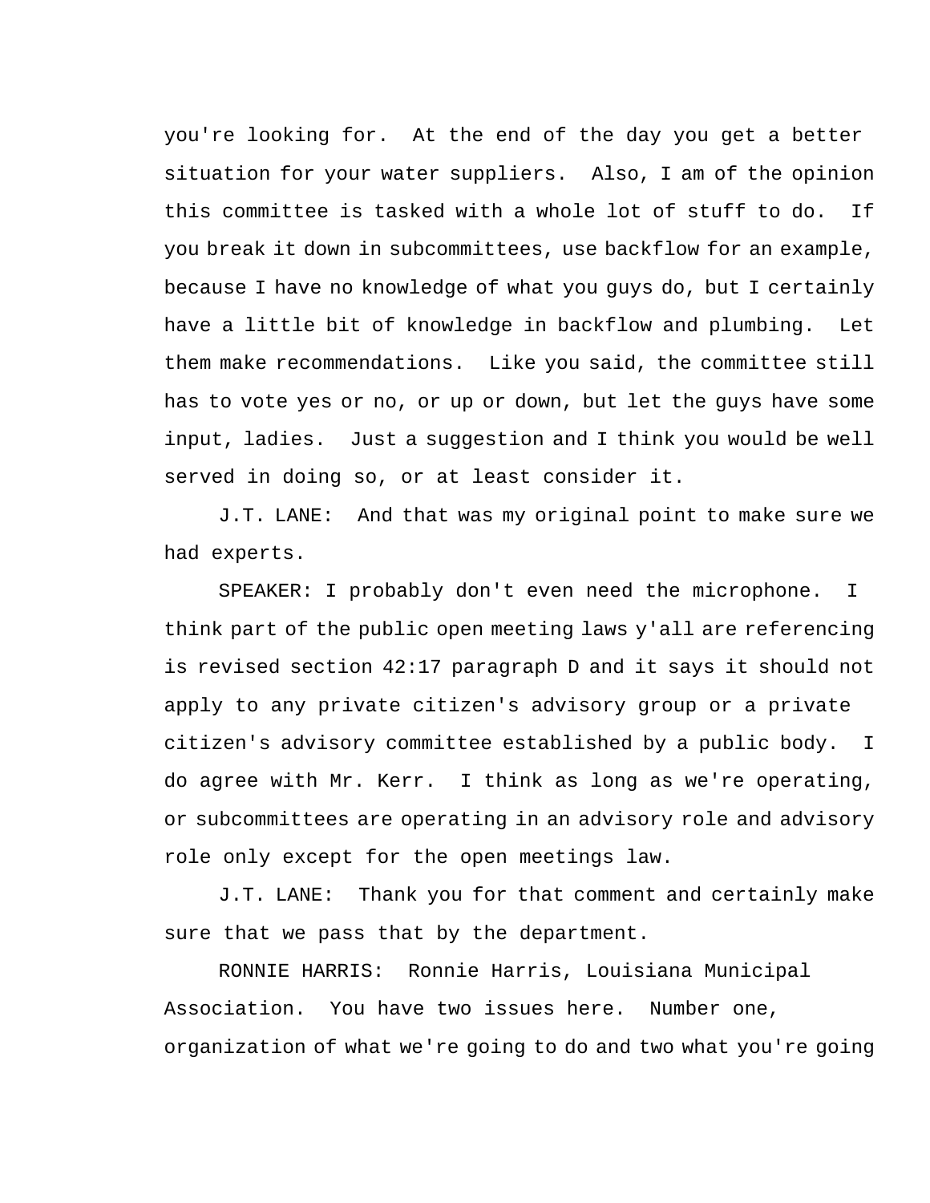you're looking for. At the end of the day you get a better situation for your water suppliers. Also, I am of the opinion this committee is tasked with a whole lot of stuff to do. If you break it down in subcommittees, use backflow for an example, because I have no knowledge of what you guys do, but I certainly have a little bit of knowledge in backflow and plumbing. Let them make recommendations. Like you said, the committee still has to vote yes or no, or up or down, but let the guys have some input, ladies. Just a suggestion and I think you would be well served in doing so, or at least consider it.

J.T. LANE: And that was my original point to make sure we had experts.

SPEAKER: I probably don't even need the microphone. I think part of the public open meeting laws y'all are referencing is revised section 42:17 paragraph D and it says it should not apply to any private citizen's advisory group or a private citizen's advisory committee established by a public body. I do agree with Mr. Kerr. I think as long as we're operating, or subcommittees are operating in an advisory role and advisory role only except for the open meetings law.

J.T. LANE: Thank you for that comment and certainly make sure that we pass that by the department.

RONNIE HARRIS: Ronnie Harris, Louisiana Municipal Association. You have two issues here. Number one, organization of what we're going to do and two what you're going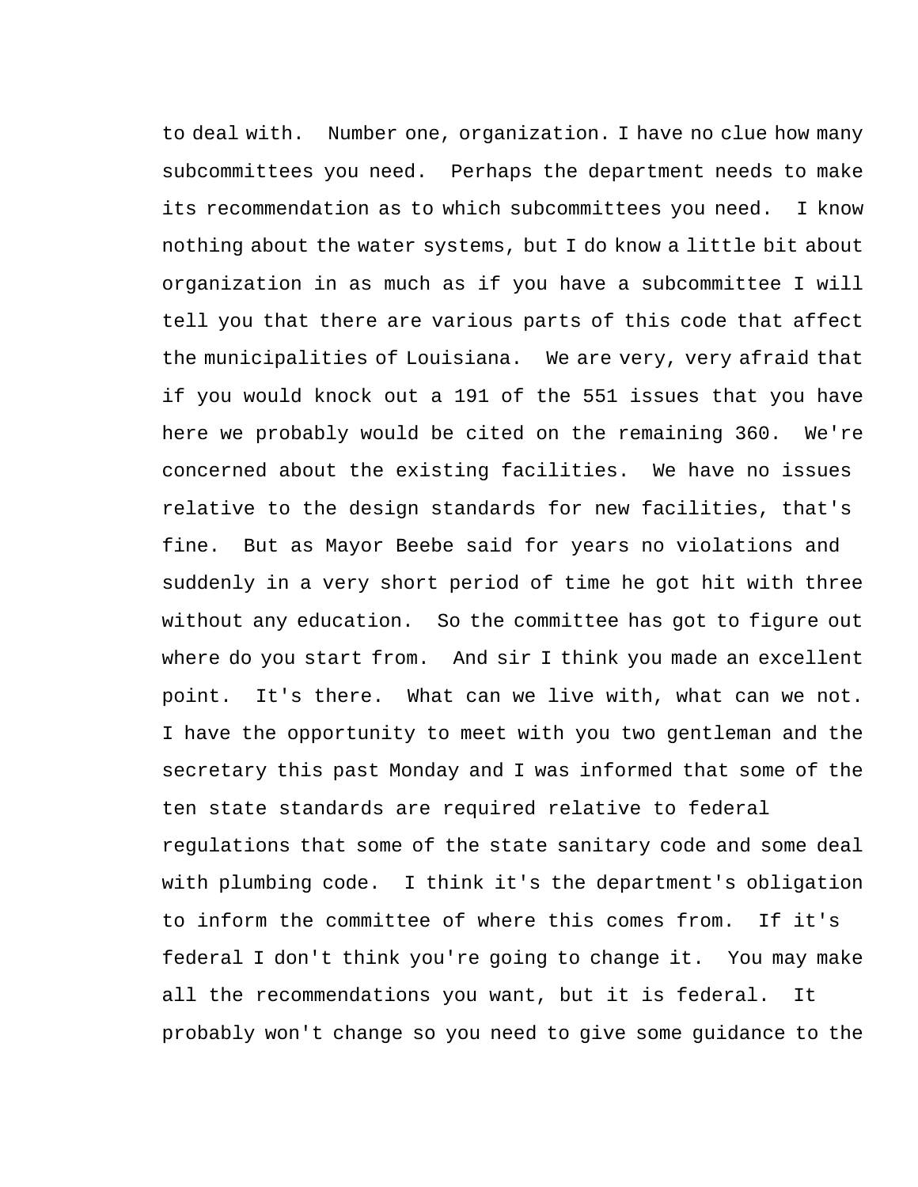to deal with. Number one, organization. I have no clue how many subcommittees you need. Perhaps the department needs to make its recommendation as to which subcommittees you need. I know nothing about the water systems, but I do know a little bit about organization in as much as if you have a subcommittee I will tell you that there are various parts of this code that affect the municipalities of Louisiana. We are very, very afraid that if you would knock out a 191 of the 551 issues that you have here we probably would be cited on the remaining 360. We're concerned about the existing facilities. We have no issues relative to the design standards for new facilities, that's fine. But as Mayor Beebe said for years no violations and suddenly in a very short period of time he got hit with three without any education. So the committee has got to figure out where do you start from. And sir I think you made an excellent point. It's there. What can we live with, what can we not. I have the opportunity to meet with you two gentleman and the secretary this past Monday and I was informed that some of the ten state standards are required relative to federal regulations that some of the state sanitary code and some deal with plumbing code. I think it's the department's obligation to inform the committee of where this comes from. If it's federal I don't think you're going to change it. You may make all the recommendations you want, but it is federal. It probably won't change so you need to give some guidance to the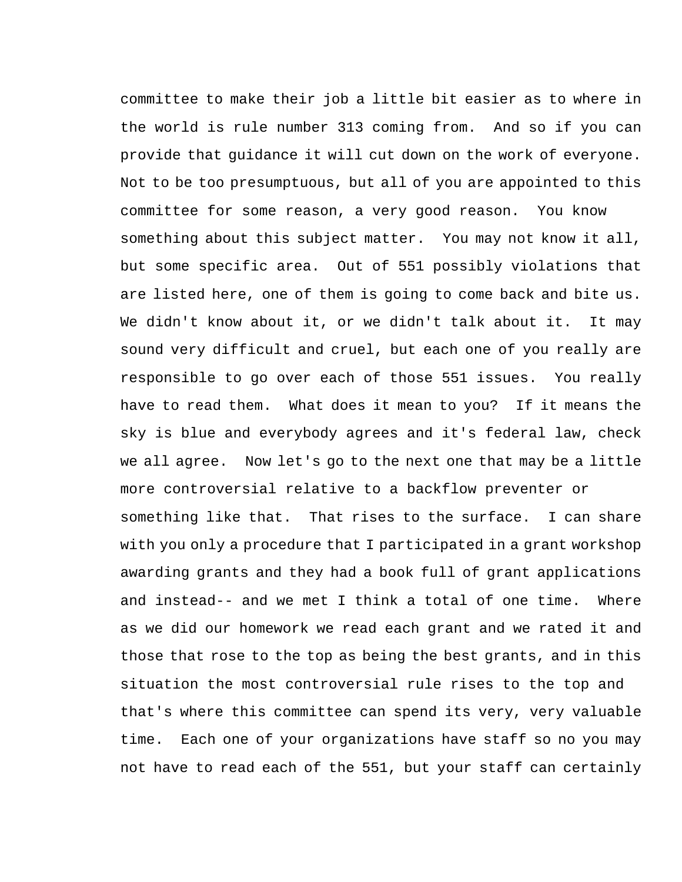committee to make their job a little bit easier as to where in the world is rule number 313 coming from. And so if you can provide that guidance it will cut down on the work of everyone. Not to be too presumptuous, but all of you are appointed to this committee for some reason, a very good reason. You know something about this subject matter. You may not know it all, but some specific area. Out of 551 possibly violations that are listed here, one of them is going to come back and bite us. We didn't know about it, or we didn't talk about it. It may sound very difficult and cruel, but each one of you really are responsible to go over each of those 551 issues. You really have to read them. What does it mean to you? If it means the sky is blue and everybody agrees and it's federal law, check we all agree. Now let's go to the next one that may be a little more controversial relative to a backflow preventer or something like that. That rises to the surface. I can share with you only a procedure that I participated in a grant workshop awarding grants and they had a book full of grant applications and instead-- and we met I think a total of one time. Where as we did our homework we read each grant and we rated it and those that rose to the top as being the best grants, and in this situation the most controversial rule rises to the top and that's where this committee can spend its very, very valuable time. Each one of your organizations have staff so no you may not have to read each of the 551, but your staff can certainly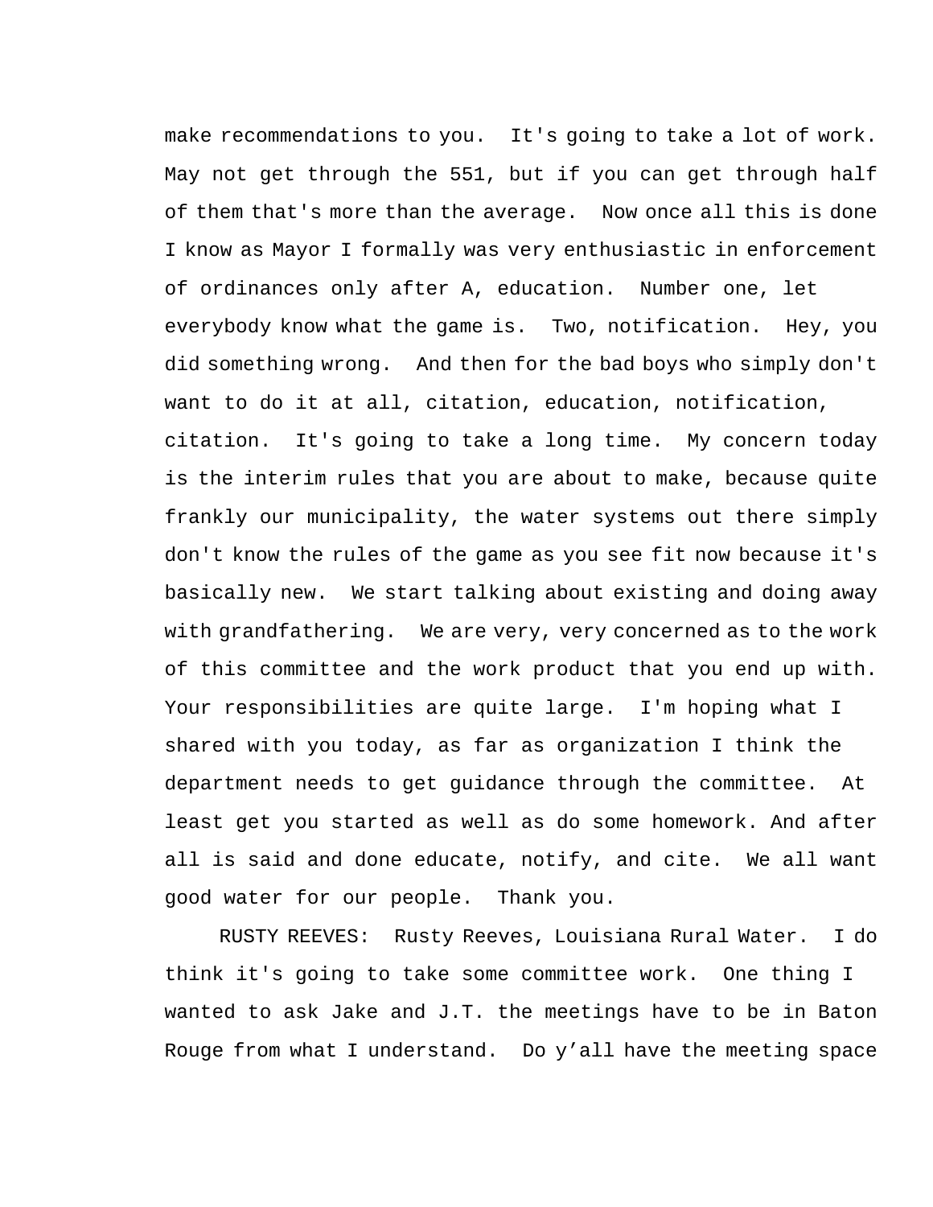make recommendations to you. It's going to take a lot of work. May not get through the 551, but if you can get through half of them that's more than the average. Now once all this is done I know as Mayor I formally was very enthusiastic in enforcement of ordinances only after A, education. Number one, let everybody know what the game is. Two, notification. Hey, you did something wrong. And then for the bad boys who simply don't want to do it at all, citation, education, notification, citation. It's going to take a long time. My concern today is the interim rules that you are about to make, because quite frankly our municipality, the water systems out there simply don't know the rules of the game as you see fit now because it's basically new. We start talking about existing and doing away with grandfathering. We are very, very concerned as to the work of this committee and the work product that you end up with. Your responsibilities are quite large. I'm hoping what I shared with you today, as far as organization I think the department needs to get guidance through the committee. At least get you started as well as do some homework. And after all is said and done educate, notify, and cite. We all want good water for our people. Thank you.

RUSTY REEVES: Rusty Reeves, Louisiana Rural Water. I do think it's going to take some committee work. One thing I wanted to ask Jake and J.T. the meetings have to be in Baton Rouge from what I understand. Do y’all have the meeting space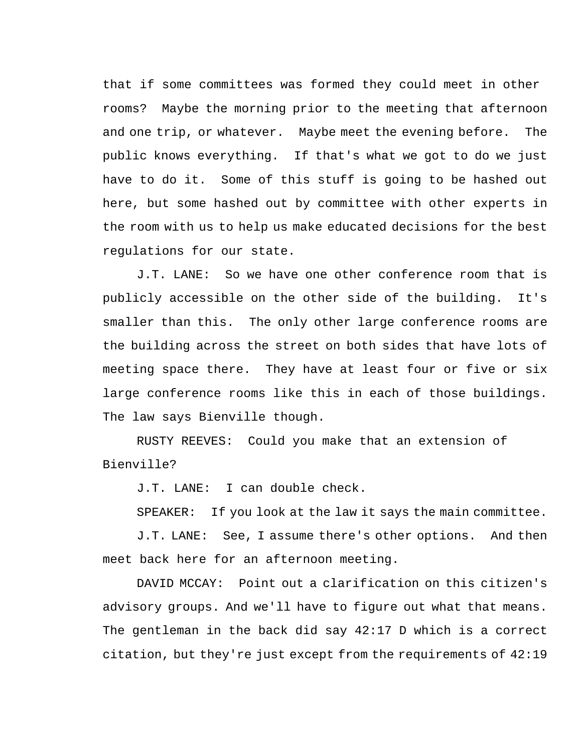that if some committees was formed they could meet in other rooms? Maybe the morning prior to the meeting that afternoon and one trip, or whatever. Maybe meet the evening before. The public knows everything. If that's what we got to do we just have to do it. Some of this stuff is going to be hashed out here, but some hashed out by committee with other experts in the room with us to help us make educated decisions for the best regulations for our state.

J.T. LANE: So we have one other conference room that is publicly accessible on the other side of the building. It's smaller than this. The only other large conference rooms are the building across the street on both sides that have lots of meeting space there. They have at least four or five or six large conference rooms like this in each of those buildings. The law says Bienville though.

RUSTY REEVES: Could you make that an extension of Bienville?

J.T. LANE: I can double check.

SPEAKER: If you look at the law it says the main committee.

J.T. LANE: See, I assume there's other options. And then meet back here for an afternoon meeting.

DAVID MCCAY: Point out a clarification on this citizen's advisory groups. And we'll have to figure out what that means. The gentleman in the back did say 42:17 D which is a correct citation, but they're just except from the requirements of 42:19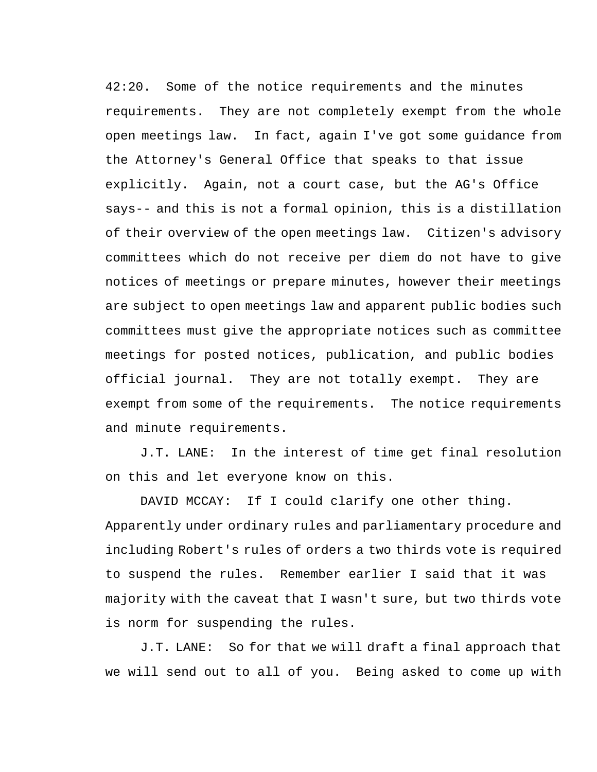42:20. Some of the notice requirements and the minutes requirements. They are not completely exempt from the whole open meetings law. In fact, again I've got some guidance from the Attorney's General Office that speaks to that issue explicitly. Again, not a court case, but the AG's Office says-- and this is not a formal opinion, this is a distillation of their overview of the open meetings law. Citizen's advisory committees which do not receive per diem do not have to give notices of meetings or prepare minutes, however their meetings are subject to open meetings law and apparent public bodies such committees must give the appropriate notices such as committee meetings for posted notices, publication, and public bodies official journal. They are not totally exempt. They are exempt from some of the requirements. The notice requirements and minute requirements.

J.T. LANE: In the interest of time get final resolution on this and let everyone know on this.

DAVID MCCAY: If I could clarify one other thing. Apparently under ordinary rules and parliamentary procedure and including Robert's rules of orders a two thirds vote is required to suspend the rules. Remember earlier I said that it was majority with the caveat that I wasn't sure, but two thirds vote is norm for suspending the rules.

J.T. LANE: So for that we will draft a final approach that we will send out to all of you. Being asked to come up with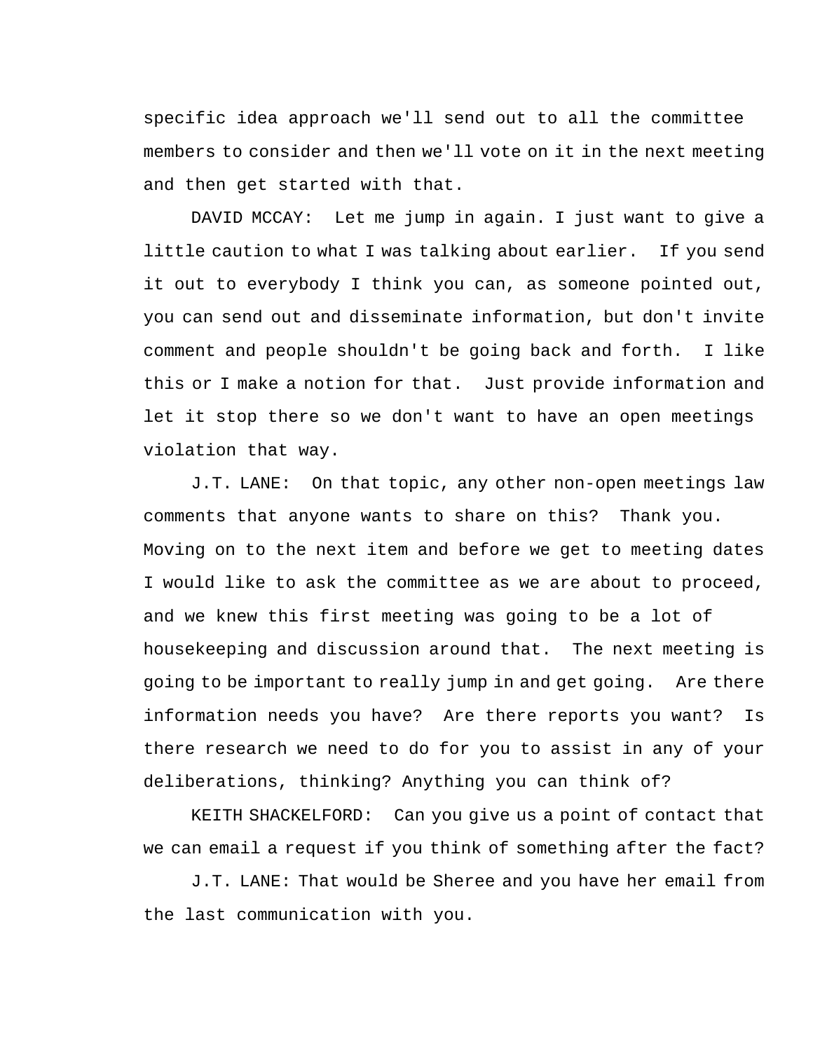specific idea approach we'll send out to all the committee members to consider and then we'll vote on it in the next meeting and then get started with that.

DAVID MCCAY: Let me jump in again. I just want to give a little caution to what I was talking about earlier. If you send it out to everybody I think you can, as someone pointed out, you can send out and disseminate information, but don't invite comment and people shouldn't be going back and forth. I like this or I make a notion for that. Just provide information and let it stop there so we don't want to have an open meetings violation that way.

J.T. LANE: On that topic, any other non-open meetings law comments that anyone wants to share on this? Thank you. Moving on to the next item and before we get to meeting dates I would like to ask the committee as we are about to proceed, and we knew this first meeting was going to be a lot of housekeeping and discussion around that. The next meeting is going to be important to really jump in and get going. Are there information needs you have? Are there reports you want? Is there research we need to do for you to assist in any of your deliberations, thinking? Anything you can think of?

KEITH SHACKELFORD: Can you give us a point of contact that we can email a request if you think of something after the fact?

J.T. LANE: That would be Sheree and you have her email from the last communication with you.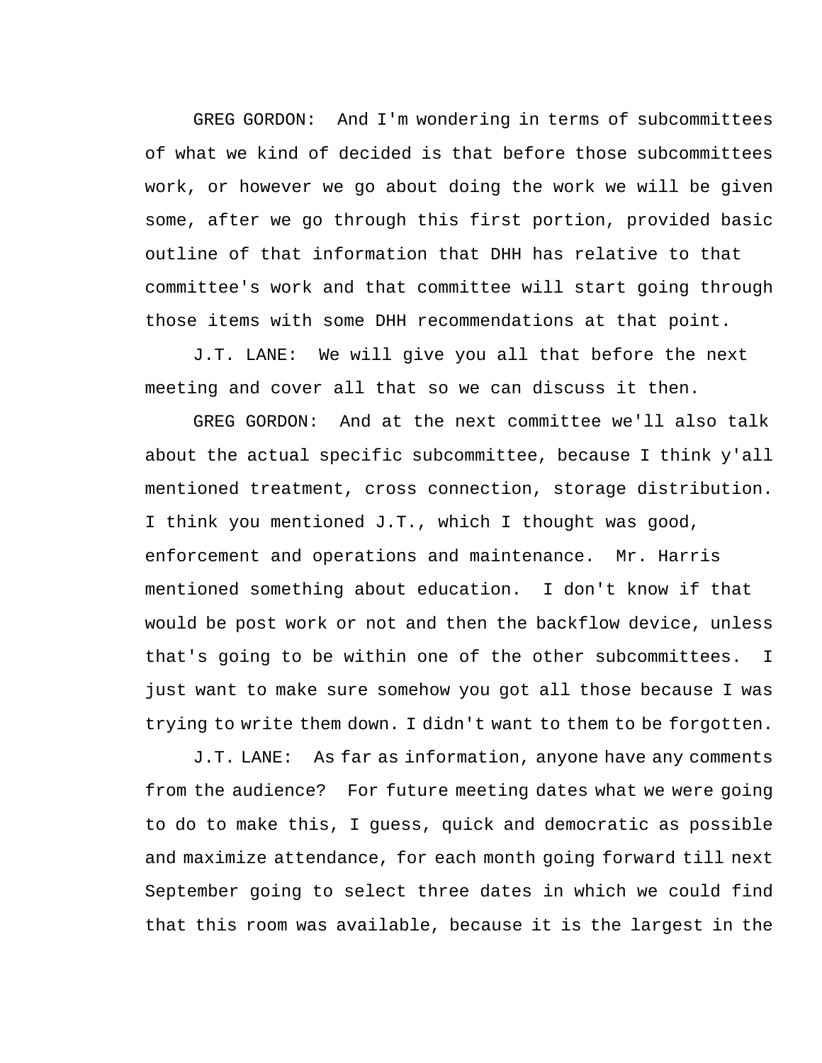GREG GORDON: And I'm wondering in terms of subcommittees of what we kind of decided is that before those subcommittees work, or however we go about doing the work we will be given some, after we go through this first portion, provided basic outline of that information that DHH has relative to that committee's work and that committee will start going through those items with some DHH recommendations at that point.

J.T. LANE: We will give you all that before the next meeting and cover all that so we can discuss it then.

GREG GORDON: And at the next committee we'll also talk about the actual specific subcommittee, because I think y'all mentioned treatment, cross connection, storage distribution. I think you mentioned J.T., which I thought was good, enforcement and operations and maintenance. Mr. Harris mentioned something about education. I don't know if that would be post work or not and then the backflow device, unless that's going to be within one of the other subcommittees. I just want to make sure somehow you got all those because I was trying to write them down. I didn't want to them to be forgotten.

J.T. LANE: As far as information, anyone have any comments from the audience? For future meeting dates what we were going to do to make this, I guess, quick and democratic as possible and maximize attendance, for each month going forward till next September going to select three dates in which we could find that this room was available, because it is the largest in the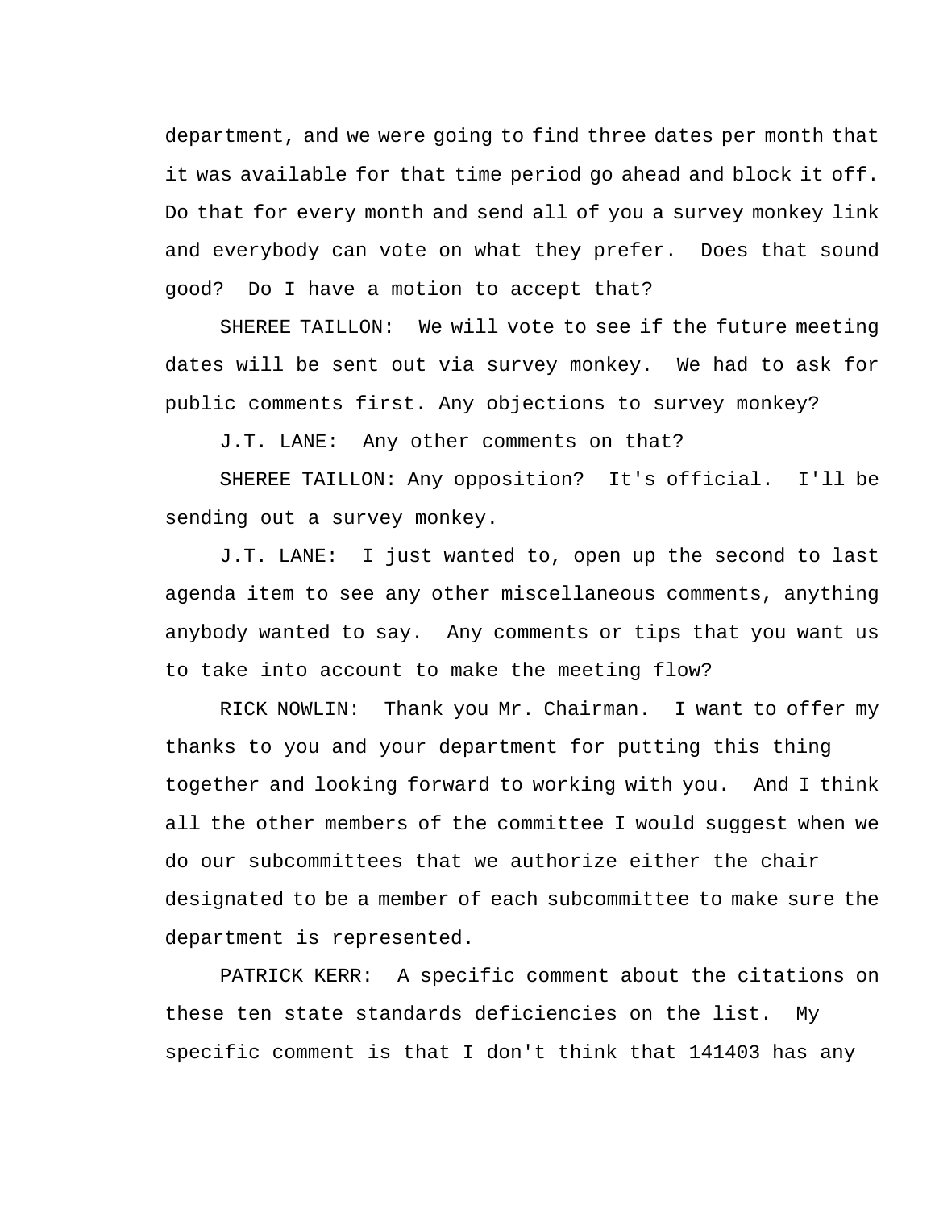department, and we were going to find three dates per month that it was available for that time period go ahead and block it off. Do that for every month and send all of you a survey monkey link and everybody can vote on what they prefer. Does that sound good? Do I have a motion to accept that?

SHEREE TAILLON: We will vote to see if the future meeting dates will be sent out via survey monkey. We had to ask for public comments first. Any objections to survey monkey?

J.T. LANE: Any other comments on that?

SHEREE TAILLON: Any opposition? It's official. I'll be sending out a survey monkey.

J.T. LANE: I just wanted to, open up the second to last agenda item to see any other miscellaneous comments, anything anybody wanted to say. Any comments or tips that you want us to take into account to make the meeting flow?

RICK NOWLIN: Thank you Mr. Chairman. I want to offer my thanks to you and your department for putting this thing together and looking forward to working with you. And I think all the other members of the committee I would suggest when we do our subcommittees that we authorize either the chair designated to be a member of each subcommittee to make sure the department is represented.

PATRICK KERR: A specific comment about the citations on these ten state standards deficiencies on the list. My specific comment is that I don't think that 141403 has any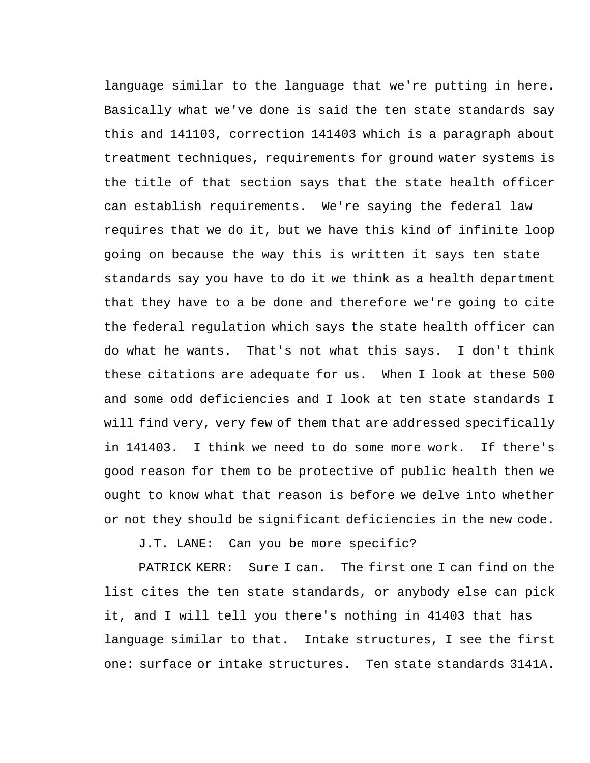language similar to the language that we're putting in here. Basically what we've done is said the ten state standards say this and 141103, correction 141403 which is a paragraph about treatment techniques, requirements for ground water systems is the title of that section says that the state health officer can establish requirements. We're saying the federal law requires that we do it, but we have this kind of infinite loop going on because the way this is written it says ten state standards say you have to do it we think as a health department that they have to a be done and therefore we're going to cite the federal regulation which says the state health officer can do what he wants. That's not what this says. I don't think these citations are adequate for us. When I look at these 500 and some odd deficiencies and I look at ten state standards I will find very, very few of them that are addressed specifically in 141403. I think we need to do some more work. If there's good reason for them to be protective of public health then we ought to know what that reason is before we delve into whether or not they should be significant deficiencies in the new code.

J.T. LANE: Can you be more specific?

PATRICK KERR: Sure I can. The first one I can find on the list cites the ten state standards, or anybody else can pick it, and I will tell you there's nothing in 41403 that has language similar to that. Intake structures, I see the first one: surface or intake structures. Ten state standards 3141A.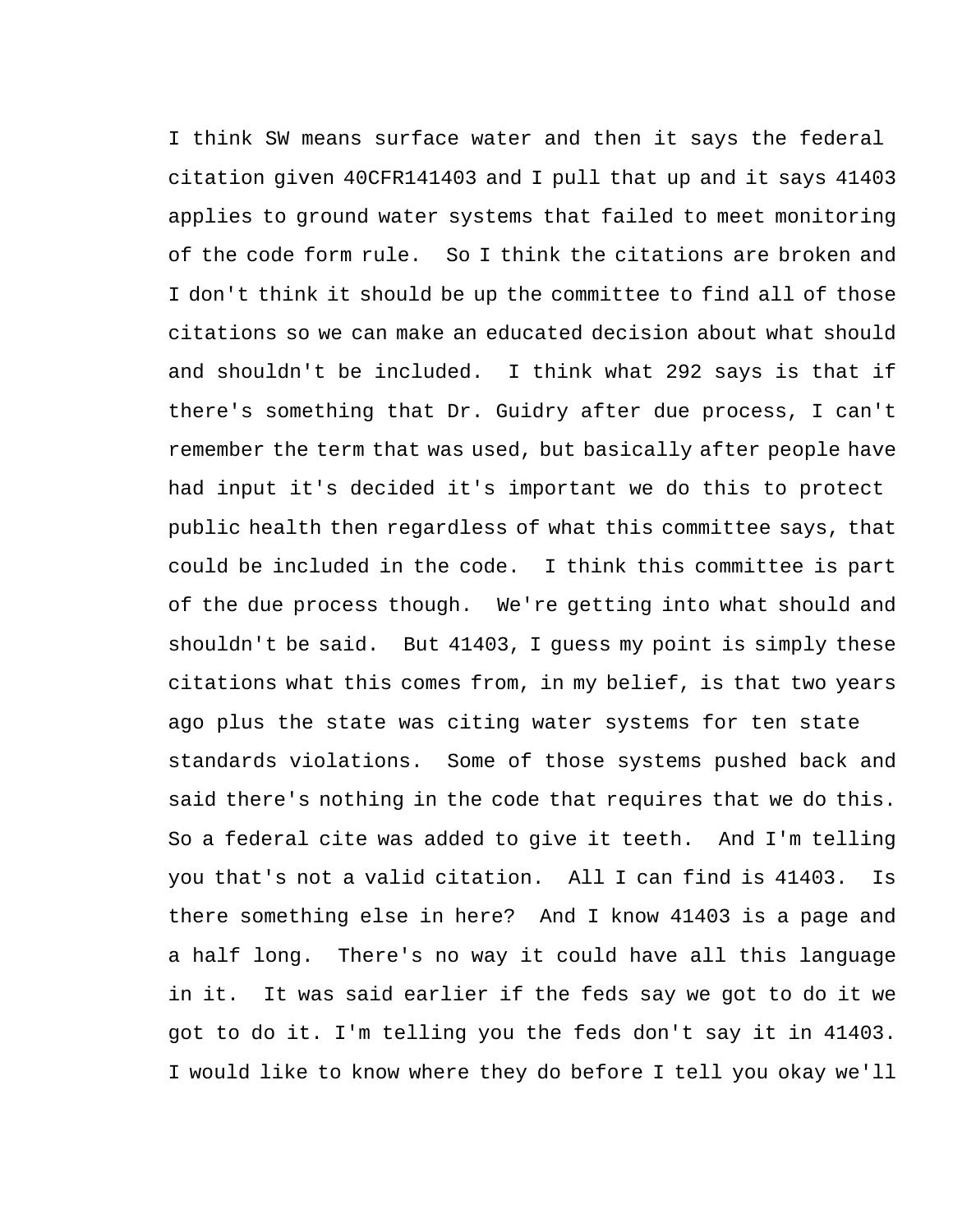I think SW means surface water and then it says the federal citation given 40CFR141403 and I pull that up and it says 41403 applies to ground water systems that failed to meet monitoring of the code form rule. So I think the citations are broken and I don't think it should be up the committee to find all of those citations so we can make an educated decision about what should and shouldn't be included. I think what 292 says is that if there's something that Dr. Guidry after due process, I can't remember the term that was used, but basically after people have had input it's decided it's important we do this to protect public health then regardless of what this committee says, that could be included in the code. I think this committee is part of the due process though. We're getting into what should and shouldn't be said. But 41403, I guess my point is simply these citations what this comes from, in my belief, is that two years ago plus the state was citing water systems for ten state standards violations. Some of those systems pushed back and said there's nothing in the code that requires that we do this. So a federal cite was added to give it teeth. And I'm telling you that's not a valid citation. All I can find is 41403. Is there something else in here? And I know 41403 is a page and a half long. There's no way it could have all this language in it. It was said earlier if the feds say we got to do it we got to do it. I'm telling you the feds don't say it in 41403. I would like to know where they do before I tell you okay we'll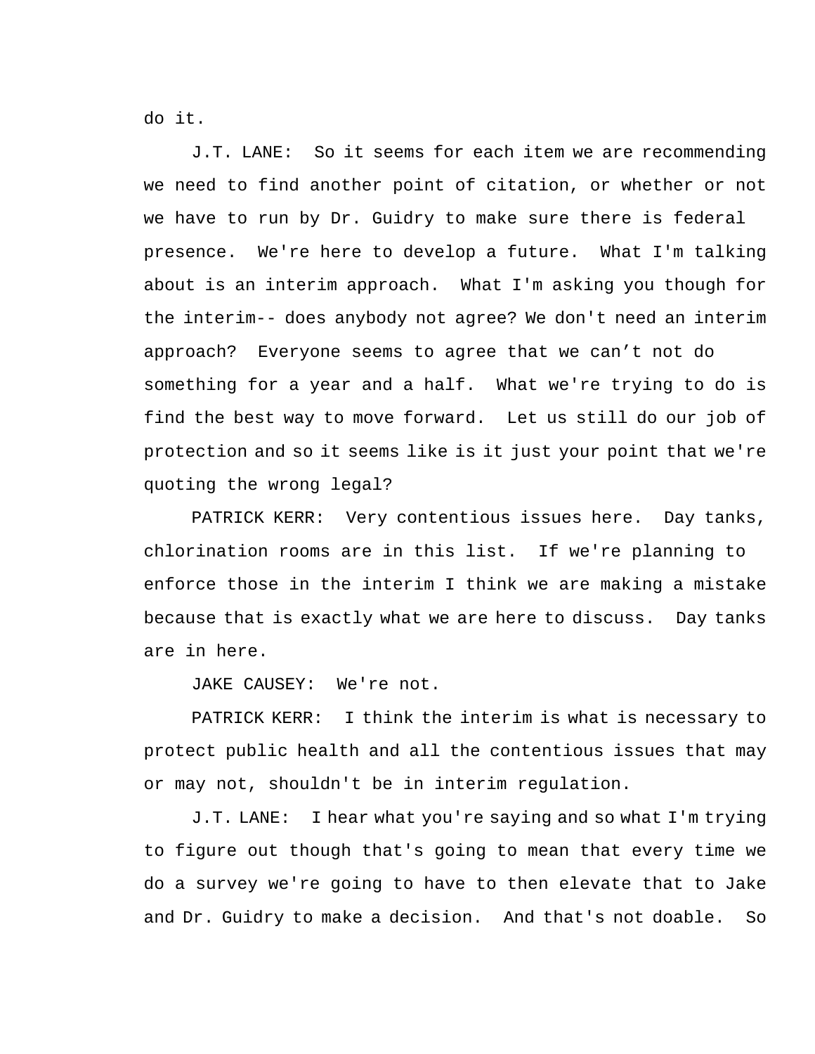do it.

J.T. LANE: So it seems for each item we are recommending we need to find another point of citation, or whether or not we have to run by Dr. Guidry to make sure there is federal presence. We're here to develop a future. What I'm talking about is an interim approach. What I'm asking you though for the interim-- does anybody not agree? We don't need an interim approach? Everyone seems to agree that we can’t not do something for a year and a half. What we're trying to do is find the best way to move forward. Let us still do our job of protection and so it seems like is it just your point that we're quoting the wrong legal?

PATRICK KERR: Very contentious issues here. Day tanks, chlorination rooms are in this list. If we're planning to enforce those in the interim I think we are making a mistake because that is exactly what we are here to discuss. Day tanks are in here.

JAKE CAUSEY: We're not.

PATRICK KERR: I think the interim is what is necessary to protect public health and all the contentious issues that may or may not, shouldn't be in interim regulation.

J.T. LANE: I hear what you're saying and so what I'm trying to figure out though that's going to mean that every time we do a survey we're going to have to then elevate that to Jake and Dr. Guidry to make a decision. And that's not doable. So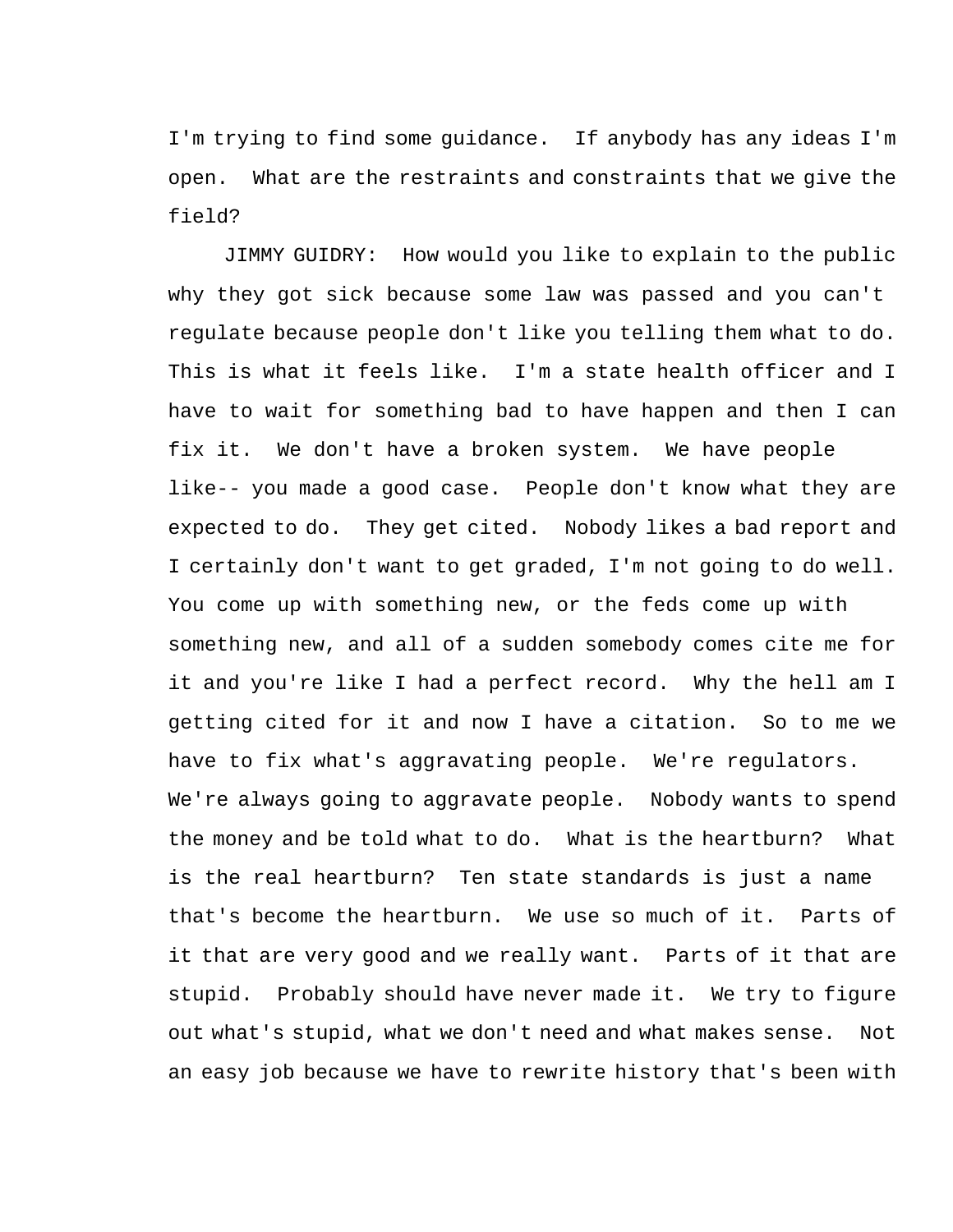I'm trying to find some guidance. If anybody has any ideas I'm open. What are the restraints and constraints that we give the field?

JIMMY GUIDRY: How would you like to explain to the public why they got sick because some law was passed and you can't regulate because people don't like you telling them what to do. This is what it feels like. I'm a state health officer and I have to wait for something bad to have happen and then I can fix it. We don't have a broken system. We have people like-- you made a good case. People don't know what they are expected to do. They get cited. Nobody likes a bad report and I certainly don't want to get graded, I'm not going to do well. You come up with something new, or the feds come up with something new, and all of a sudden somebody comes cite me for it and you're like I had a perfect record. Why the hell am I getting cited for it and now I have a citation. So to me we have to fix what's aggravating people. We're regulators. We're always going to aggravate people. Nobody wants to spend the money and be told what to do. What is the heartburn? What is the real heartburn? Ten state standards is just a name that's become the heartburn. We use so much of it. Parts of it that are very good and we really want. Parts of it that are stupid. Probably should have never made it. We try to figure out what's stupid, what we don't need and what makes sense. Not an easy job because we have to rewrite history that's been with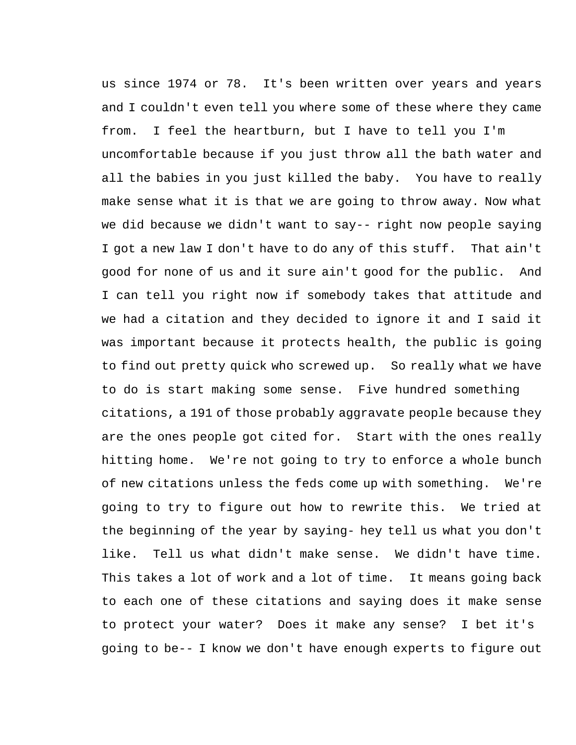us since 1974 or 78. It's been written over years and years and I couldn't even tell you where some of these where they came from. I feel the heartburn, but I have to tell you I'm uncomfortable because if you just throw all the bath water and all the babies in you just killed the baby. You have to really make sense what it is that we are going to throw away. Now what we did because we didn't want to say-- right now people saying I got a new law I don't have to do any of this stuff. That ain't good for none of us and it sure ain't good for the public. And I can tell you right now if somebody takes that attitude and we had a citation and they decided to ignore it and I said it was important because it protects health, the public is going to find out pretty quick who screwed up. So really what we have to do is start making some sense. Five hundred something citations, a 191 of those probably aggravate people because they are the ones people got cited for. Start with the ones really hitting home. We're not going to try to enforce a whole bunch of new citations unless the feds come up with something. We're going to try to figure out how to rewrite this. We tried at the beginning of the year by saying- hey tell us what you don't like. Tell us what didn't make sense. We didn't have time. This takes a lot of work and a lot of time. It means going back to each one of these citations and saying does it make sense to protect your water? Does it make any sense? I bet it's going to be-- I know we don't have enough experts to figure out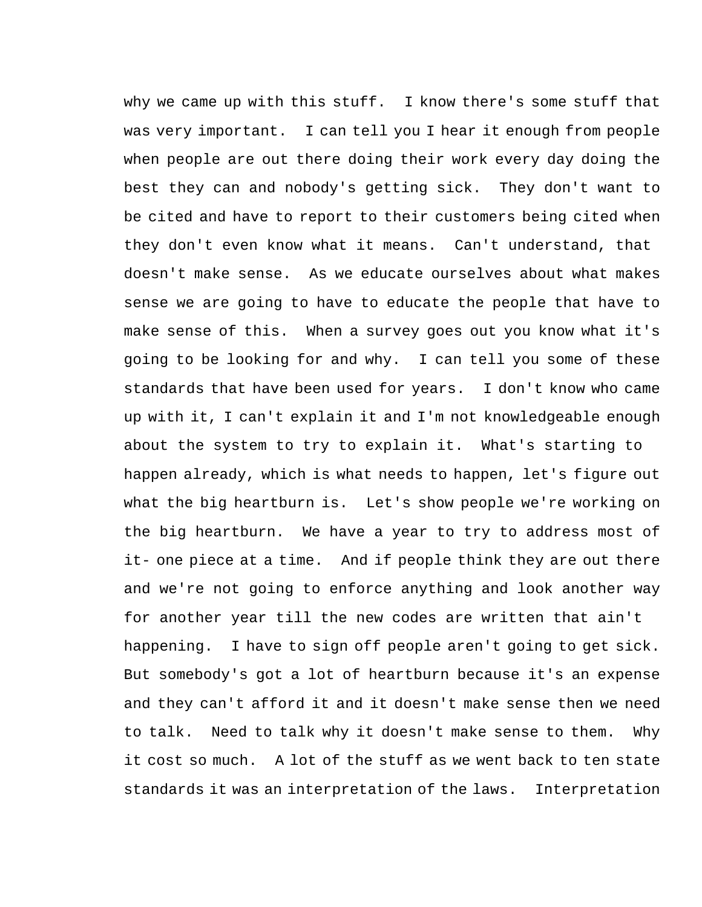why we came up with this stuff. I know there's some stuff that was very important. I can tell you I hear it enough from people when people are out there doing their work every day doing the best they can and nobody's getting sick. They don't want to be cited and have to report to their customers being cited when they don't even know what it means. Can't understand, that doesn't make sense. As we educate ourselves about what makes sense we are going to have to educate the people that have to make sense of this. When a survey goes out you know what it's going to be looking for and why. I can tell you some of these standards that have been used for years. I don't know who came up with it, I can't explain it and I'm not knowledgeable enough about the system to try to explain it. What's starting to happen already, which is what needs to happen, let's figure out what the big heartburn is. Let's show people we're working on the big heartburn. We have a year to try to address most of it- one piece at a time. And if people think they are out there and we're not going to enforce anything and look another way for another year till the new codes are written that ain't happening. I have to sign off people aren't going to get sick. But somebody's got a lot of heartburn because it's an expense and they can't afford it and it doesn't make sense then we need to talk. Need to talk why it doesn't make sense to them. Why it cost so much. A lot of the stuff as we went back to ten state standards it was an interpretation of the laws. Interpretation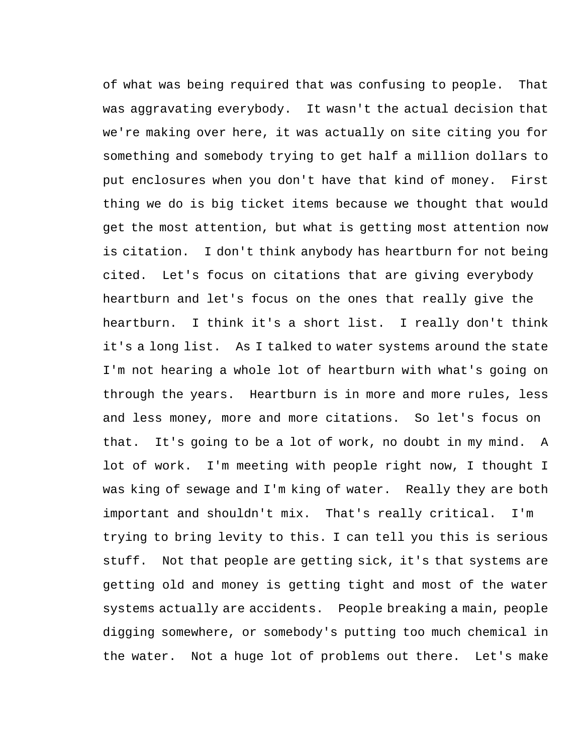of what was being required that was confusing to people. That was aggravating everybody. It wasn't the actual decision that we're making over here, it was actually on site citing you for something and somebody trying to get half a million dollars to put enclosures when you don't have that kind of money. First thing we do is big ticket items because we thought that would get the most attention, but what is getting most attention now is citation. I don't think anybody has heartburn for not being cited. Let's focus on citations that are giving everybody heartburn and let's focus on the ones that really give the heartburn. I think it's a short list. I really don't think it's a long list. As I talked to water systems around the state I'm not hearing a whole lot of heartburn with what's going on through the years. Heartburn is in more and more rules, less and less money, more and more citations. So let's focus on that. It's going to be a lot of work, no doubt in my mind. A lot of work. I'm meeting with people right now, I thought I was king of sewage and I'm king of water. Really they are both important and shouldn't mix. That's really critical. I'm trying to bring levity to this. I can tell you this is serious stuff. Not that people are getting sick, it's that systems are getting old and money is getting tight and most of the water systems actually are accidents. People breaking a main, people digging somewhere, or somebody's putting too much chemical in the water. Not a huge lot of problems out there. Let's make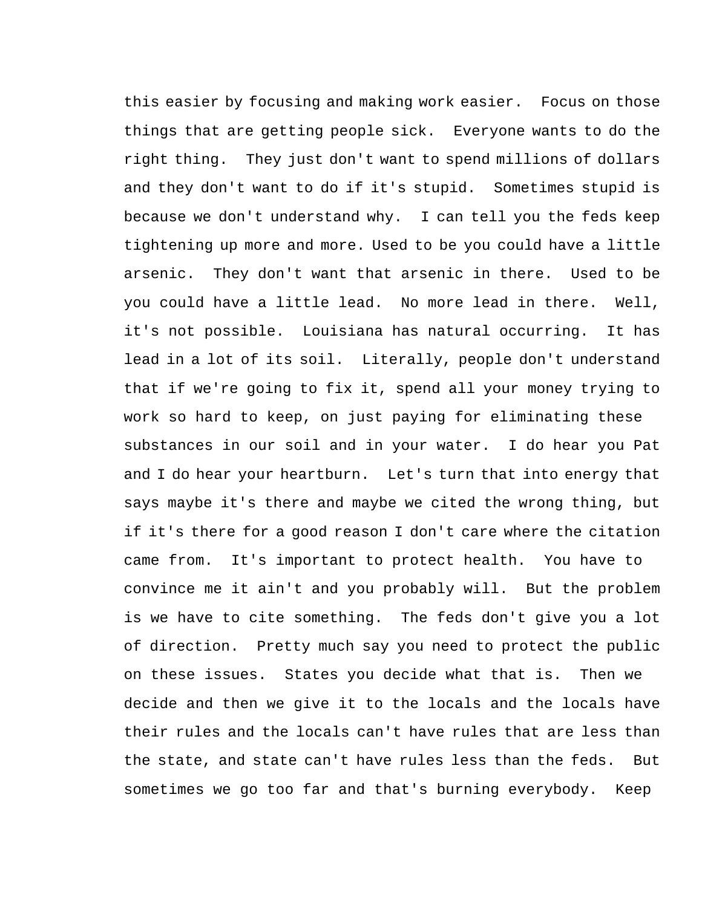this easier by focusing and making work easier. Focus on those things that are getting people sick. Everyone wants to do the right thing. They just don't want to spend millions of dollars and they don't want to do if it's stupid. Sometimes stupid is because we don't understand why. I can tell you the feds keep tightening up more and more. Used to be you could have a little arsenic. They don't want that arsenic in there. Used to be you could have a little lead. No more lead in there. Well, it's not possible. Louisiana has natural occurring. It has lead in a lot of its soil. Literally, people don't understand that if we're going to fix it, spend all your money trying to work so hard to keep, on just paying for eliminating these substances in our soil and in your water. I do hear you Pat and I do hear your heartburn. Let's turn that into energy that says maybe it's there and maybe we cited the wrong thing, but if it's there for a good reason I don't care where the citation came from. It's important to protect health. You have to convince me it ain't and you probably will. But the problem is we have to cite something. The feds don't give you a lot of direction. Pretty much say you need to protect the public on these issues. States you decide what that is. Then we decide and then we give it to the locals and the locals have their rules and the locals can't have rules that are less than the state, and state can't have rules less than the feds. But sometimes we go too far and that's burning everybody. Keep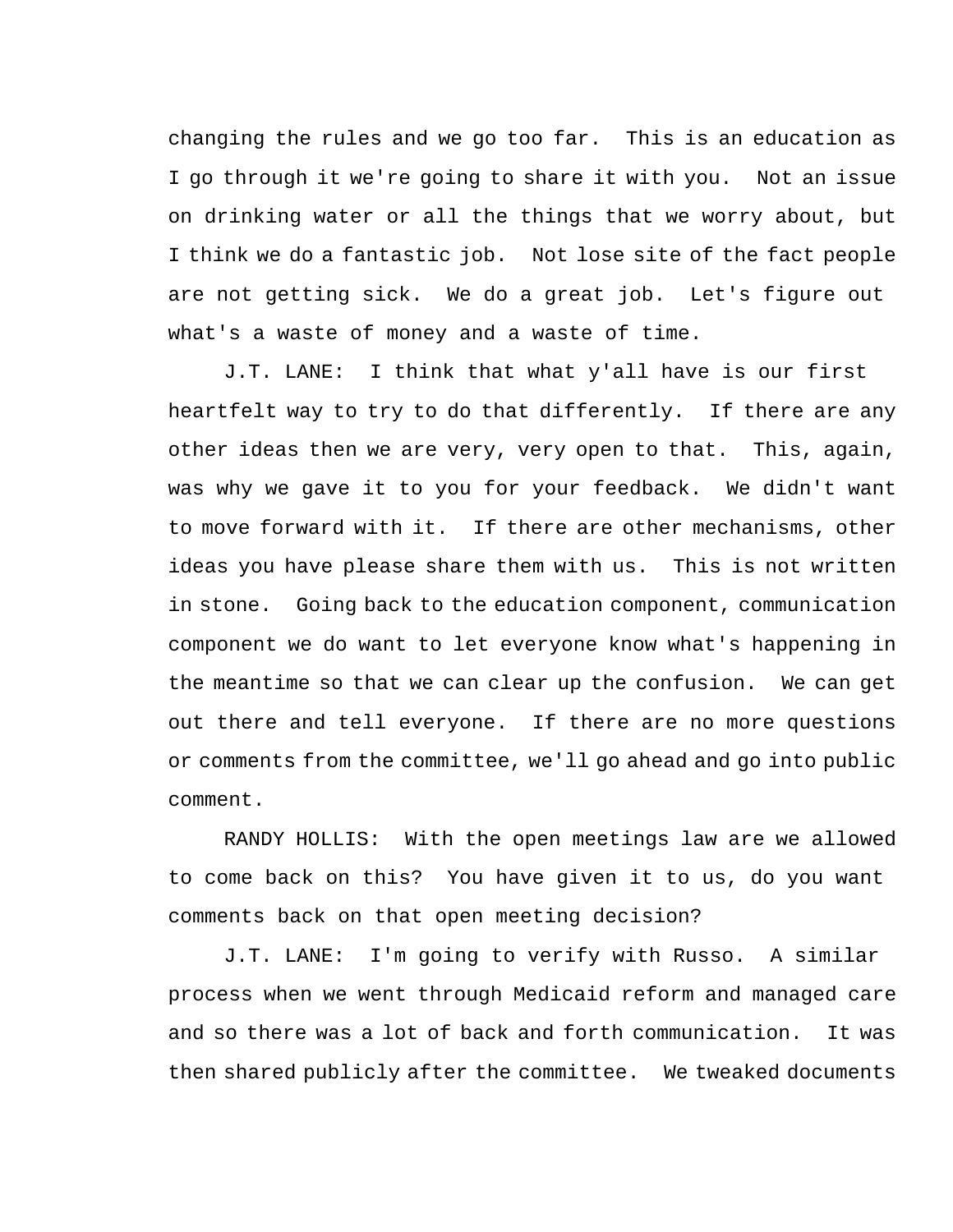changing the rules and we go too far. This is an education as I go through it we're going to share it with you. Not an issue on drinking water or all the things that we worry about, but I think we do a fantastic job. Not lose site of the fact people are not getting sick. We do a great job. Let's figure out what's a waste of money and a waste of time.

J.T. LANE: I think that what y'all have is our first heartfelt way to try to do that differently. If there are any other ideas then we are very, very open to that. This, again, was why we gave it to you for your feedback. We didn't want to move forward with it. If there are other mechanisms, other ideas you have please share them with us. This is not written in stone. Going back to the education component, communication component we do want to let everyone know what's happening in the meantime so that we can clear up the confusion. We can get out there and tell everyone. If there are no more questions or comments from the committee, we'll go ahead and go into public comment.

RANDY HOLLIS: With the open meetings law are we allowed to come back on this? You have given it to us, do you want comments back on that open meeting decision?

J.T. LANE: I'm going to verify with Russo. A similar process when we went through Medicaid reform and managed care and so there was a lot of back and forth communication. It was then shared publicly after the committee. We tweaked documents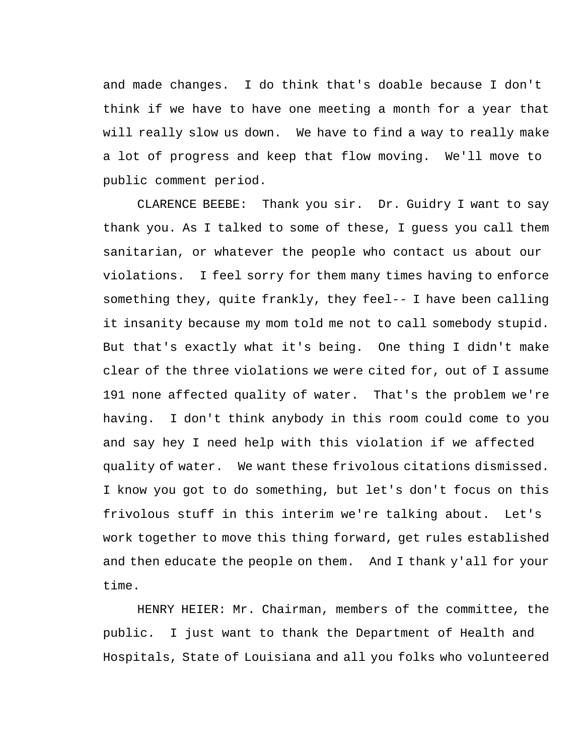and made changes. I do think that's doable because I don't think if we have to have one meeting a month for a year that will really slow us down. We have to find a way to really make a lot of progress and keep that flow moving. We'll move to public comment period.

CLARENCE BEEBE: Thank you sir. Dr. Guidry I want to say thank you. As I talked to some of these, I guess you call them sanitarian, or whatever the people who contact us about our violations. I feel sorry for them many times having to enforce something they, quite frankly, they feel-- I have been calling it insanity because my mom told me not to call somebody stupid. But that's exactly what it's being. One thing I didn't make clear of the three violations we were cited for, out of I assume 191 none affected quality of water. That's the problem we're having. I don't think anybody in this room could come to you and say hey I need help with this violation if we affected quality of water. We want these frivolous citations dismissed. I know you got to do something, but let's don't focus on this frivolous stuff in this interim we're talking about. Let's work together to move this thing forward, get rules established and then educate the people on them. And I thank y'all for your time.

HENRY HEIER: Mr. Chairman, members of the committee, the public. I just want to thank the Department of Health and Hospitals, State of Louisiana and all you folks who volunteered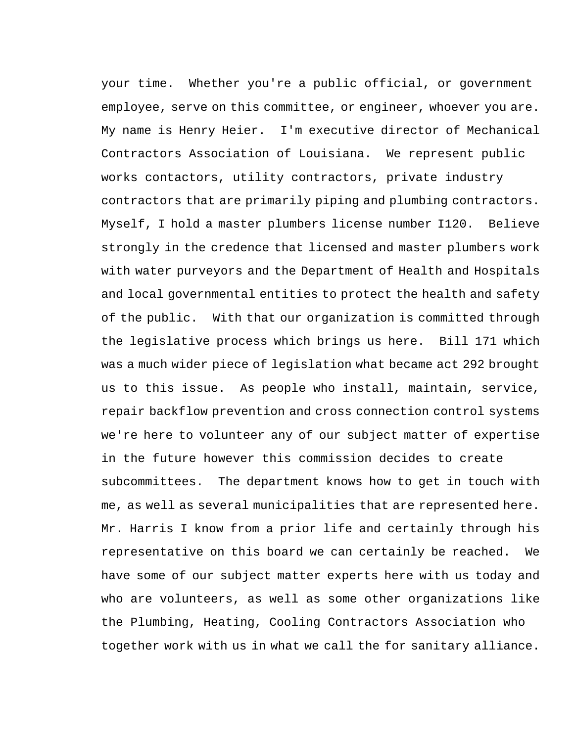your time. Whether you're a public official, or government employee, serve on this committee, or engineer, whoever you are. My name is Henry Heier. I'm executive director of Mechanical Contractors Association of Louisiana. We represent public works contactors, utility contractors, private industry contractors that are primarily piping and plumbing contractors. Myself, I hold a master plumbers license number I120. Believe strongly in the credence that licensed and master plumbers work with water purveyors and the Department of Health and Hospitals and local governmental entities to protect the health and safety of the public. With that our organization is committed through the legislative process which brings us here. Bill 171 which was a much wider piece of legislation what became act 292 brought us to this issue. As people who install, maintain, service, repair backflow prevention and cross connection control systems we're here to volunteer any of our subject matter of expertise in the future however this commission decides to create subcommittees. The department knows how to get in touch with me, as well as several municipalities that are represented here. Mr. Harris I know from a prior life and certainly through his representative on this board we can certainly be reached. We have some of our subject matter experts here with us today and who are volunteers, as well as some other organizations like the Plumbing, Heating, Cooling Contractors Association who together work with us in what we call the for sanitary alliance.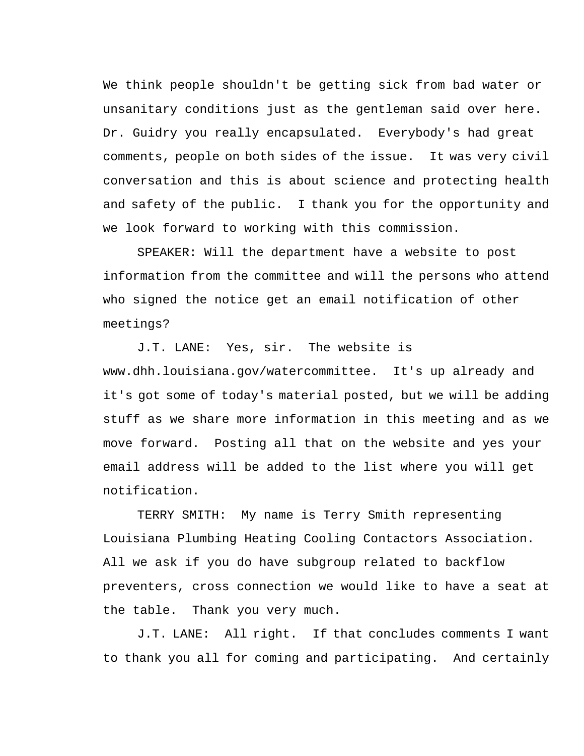We think people shouldn't be getting sick from bad water or unsanitary conditions just as the gentleman said over here. Dr. Guidry you really encapsulated. Everybody's had great comments, people on both sides of the issue. It was very civil conversation and this is about science and protecting health and safety of the public. I thank you for the opportunity and we look forward to working with this commission.

SPEAKER: Will the department have a website to post information from the committee and will the persons who attend who signed the notice get an email notification of other meetings?

J.T. LANE: Yes, sir. The website is www.dhh.louisiana.gov/watercommittee. It's up already and it's got some of today's material posted, but we will be adding stuff as we share more information in this meeting and as we move forward. Posting all that on the website and yes your email address will be added to the list where you will get notification.

TERRY SMITH: My name is Terry Smith representing Louisiana Plumbing Heating Cooling Contactors Association. All we ask if you do have subgroup related to backflow preventers, cross connection we would like to have a seat at the table. Thank you very much.

J.T. LANE: All right. If that concludes comments I want to thank you all for coming and participating. And certainly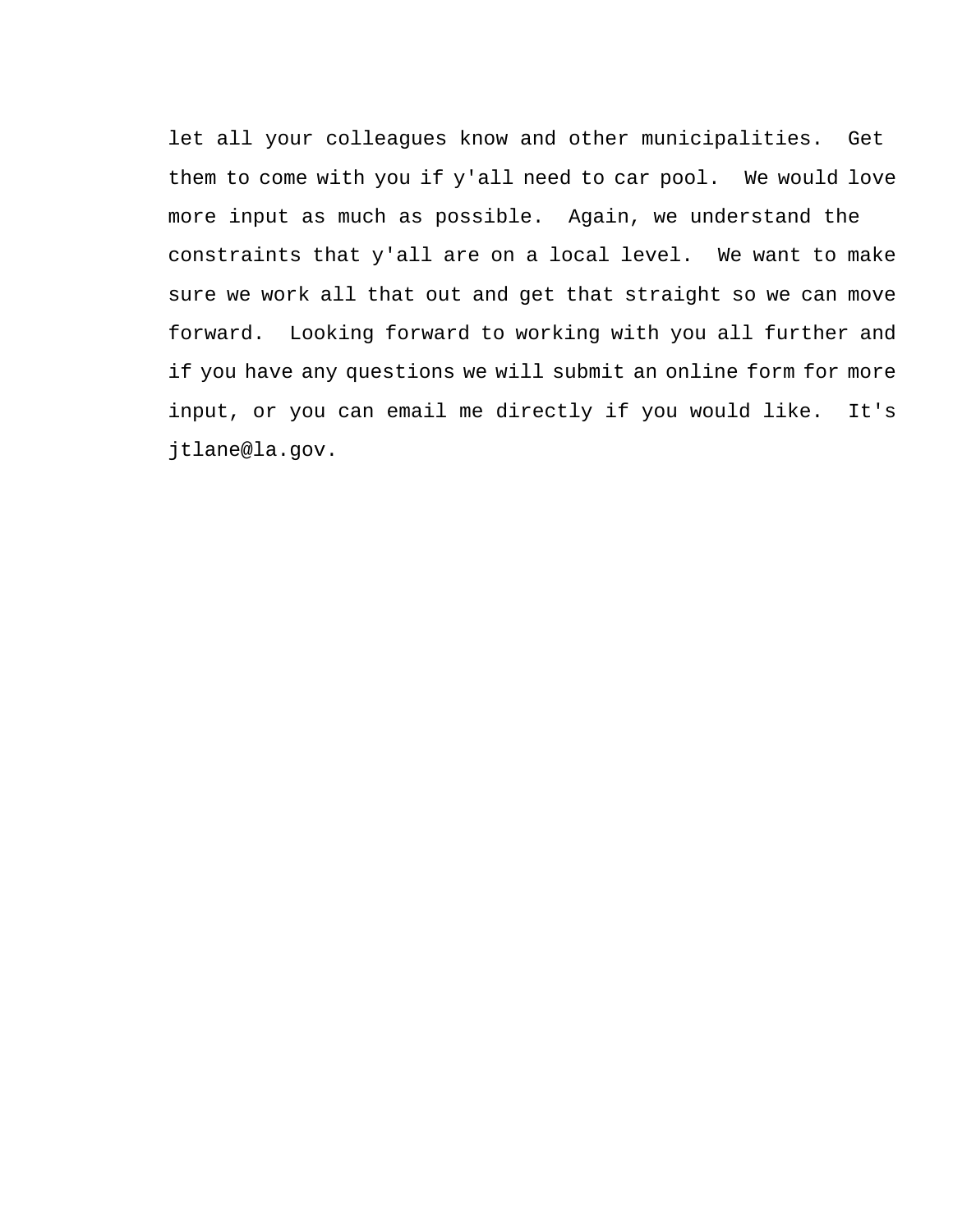let all your colleagues know and other municipalities. Get them to come with you if y'all need to car pool. We would love more input as much as possible. Again, we understand the constraints that y'all are on a local level. We want to make sure we work all that out and get that straight so we can move forward. Looking forward to working with you all further and if you have any questions we will submit an online form for more input, or you can email me directly if you would like. It's jtlane@la.gov.